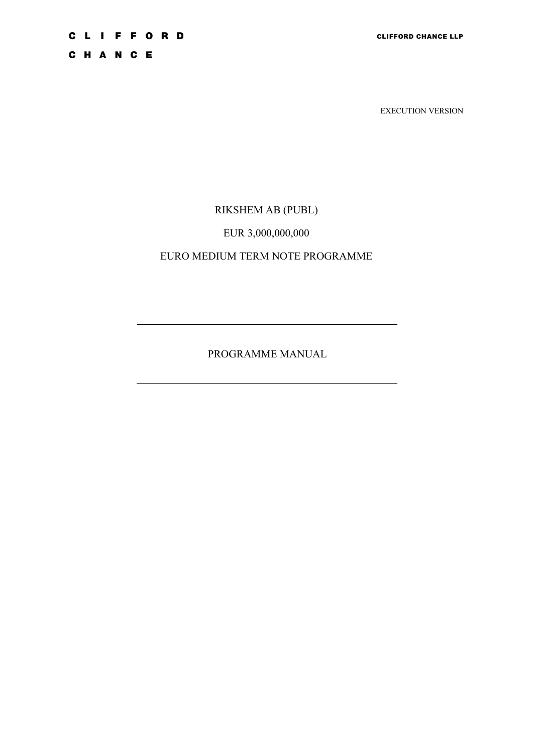CLIFFORD

CHANCE

CLIFFORD CHANCE LLP

EXECUTION VERSION

RIKSHEM AB (PUBL)

EUR 3,000,000,000

EURO MEDIUM TERM NOTE PROGRAMME

---

PROGRAMME MANUAL

---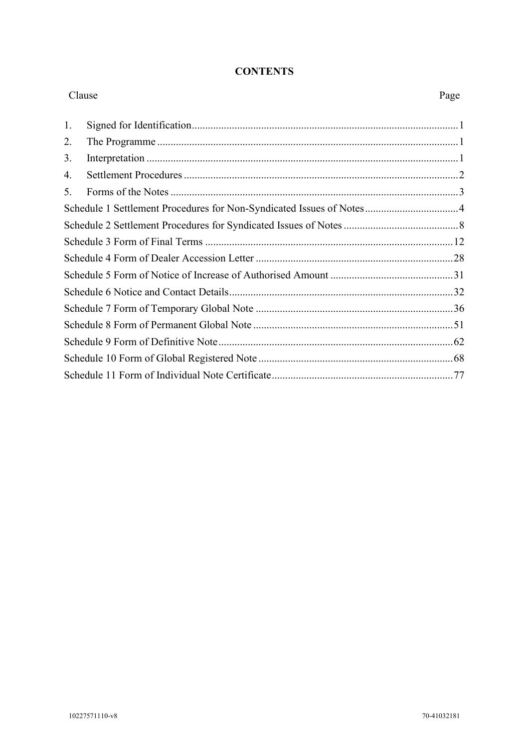# CONTENTS

| Clause | Page |
|---|---|
| 1. Signed for Identification | 1 |
| 2. The Programme | 1 |
| 3. Interpretation | 1 |
| 4. Settlement Procedures | 2 |
| 5. Forms of the Notes | 3 |
| Schedule 1 Settlement Procedures for Non-Syndicated Issues of Notes | 4 |
| Schedule 2 Settlement Procedures for Syndicated Issues of Notes | 8 |
| Schedule 3 Form of Final Terms | 12 |
| Schedule 4 Form of Dealer Accession Letter | 28 |
| Schedule 5 Form of Notice of Increase of Authorised Amount | 31 |
| Schedule 6 Notice and Contact Details | 32 |
| Schedule 7 Form of Temporary Global Note | 36 |
| Schedule 8 Form of Permanent Global Note | 51 |
| Schedule 9 Form of Definitive Note | 62 |
| Schedule 10 Form of Global Registered Note | 68 |
| Schedule 11 Form of Individual Note Certificate | 77 |

10227571110-v8

70-41032181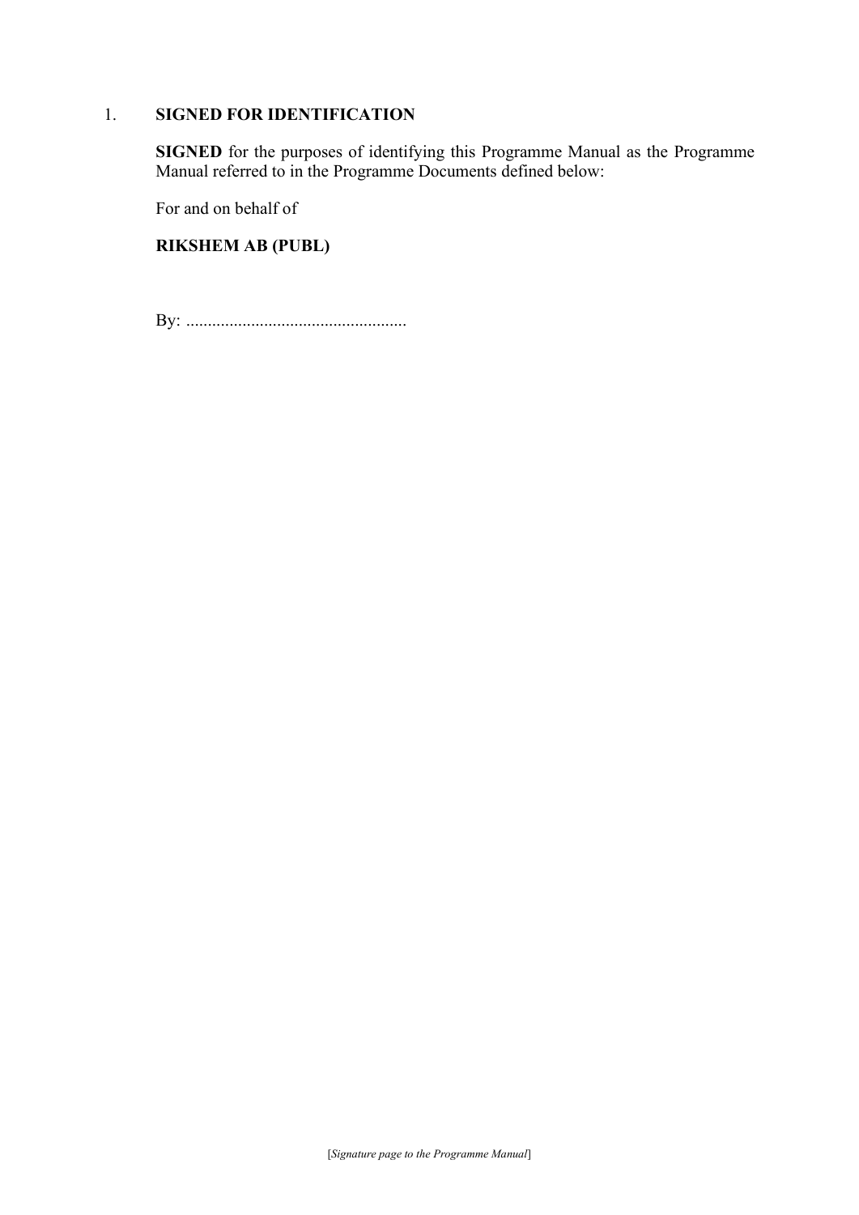1. **SIGNED FOR IDENTIFICATION**

**SIGNED** for the purposes of identifying this Programme Manual as the Programme Manual referred to in the Programme Documents defined below:

For and on behalf of

**RIKSHEM AB (PUBL)**

By: ..................................................

[*Signature page to the Programme Manual*]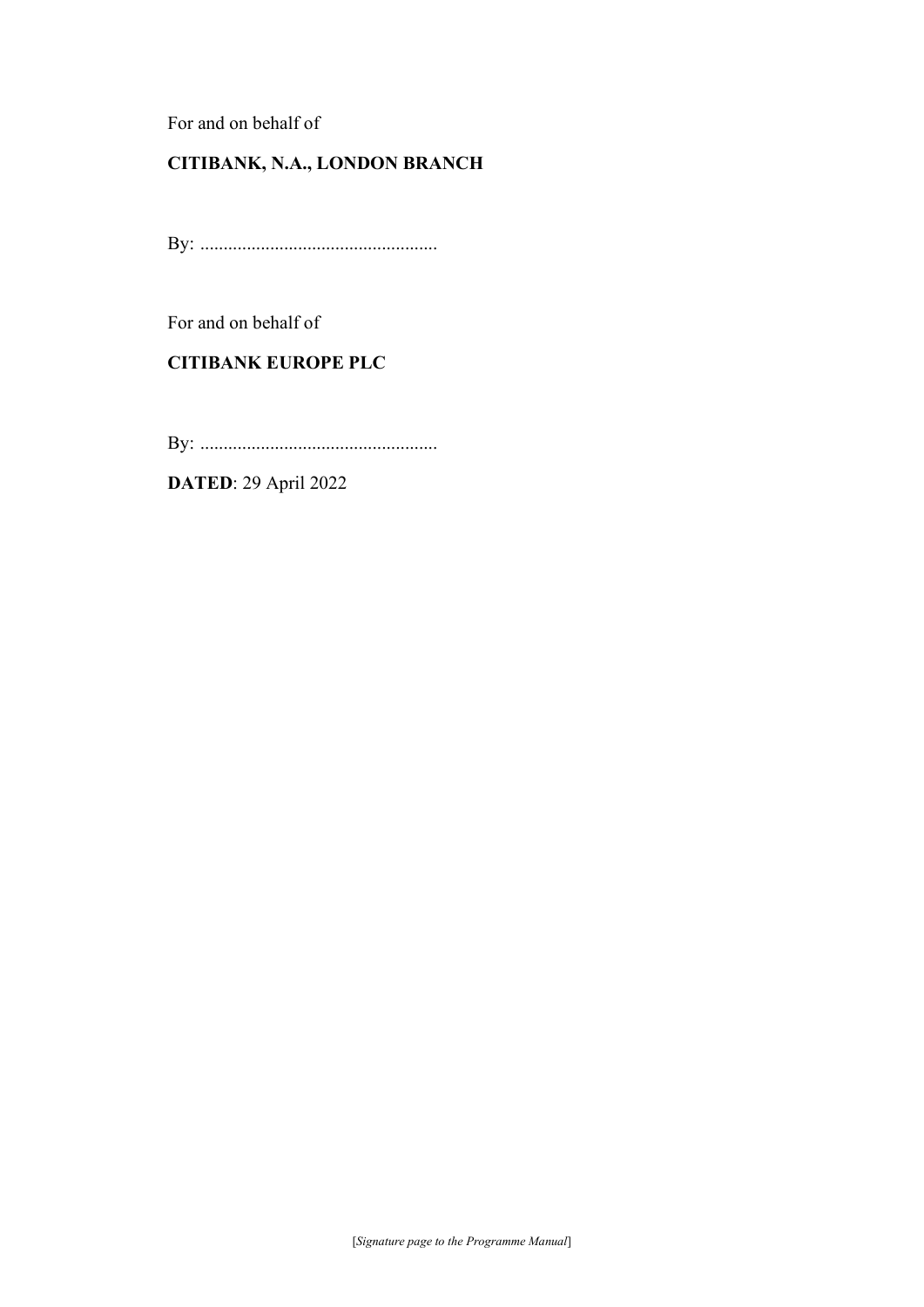For and on behalf of

**CITIBANK, N.A., LONDON BRANCH**

By: ...................................................

For and on behalf of

**CITIBANK EUROPE PLC**

By: ...................................................

**DATED**: 29 April 2022

[*Signature page to the Programme Manual*]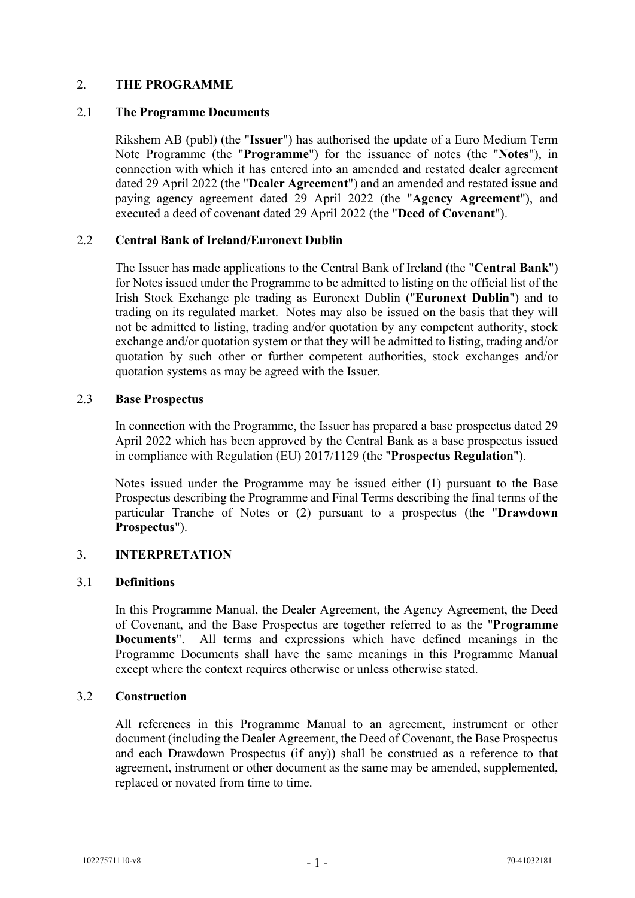## 2. THE PROGRAMME

### 2.1 The Programme Documents

Rikshem AB (publ) (the "**Issuer**") has authorised the update of a Euro Medium Term Note Programme (the "**Programme**") for the issuance of notes (the "**Notes**"), in connection with which it has entered into an amended and restated dealer agreement dated 29 April 2022 (the "**Dealer Agreement**") and an amended and restated issue and paying agency agreement dated 29 April 2022 (the "**Agency Agreement**"), and executed a deed of covenant dated 29 April 2022 (the "**Deed of Covenant**").

### 2.2 Central Bank of Ireland/Euronext Dublin

The Issuer has made applications to the Central Bank of Ireland (the "**Central Bank**") for Notes issued under the Programme to be admitted to listing on the official list of the Irish Stock Exchange plc trading as Euronext Dublin ("**Euronext Dublin**") and to trading on its regulated market. Notes may also be issued on the basis that they will not be admitted to listing, trading and/or quotation by any competent authority, stock exchange and/or quotation system or that they will be admitted to listing, trading and/or quotation by such other or further competent authorities, stock exchanges and/or quotation systems as may be agreed with the Issuer.

### 2.3 Base Prospectus

In connection with the Programme, the Issuer has prepared a base prospectus dated 29 April 2022 which has been approved by the Central Bank as a base prospectus issued in compliance with Regulation (EU) 2017/1129 (the "**Prospectus Regulation**").

Notes issued under the Programme may be issued either (1) pursuant to the Base Prospectus describing the Programme and Final Terms describing the final terms of the particular Tranche of Notes or (2) pursuant to a prospectus (the "**Drawdown Prospectus**").

## 3. INTERPRETATION

### 3.1 Definitions

In this Programme Manual, the Dealer Agreement, the Agency Agreement, the Deed of Covenant, and the Base Prospectus are together referred to as the "**Programme Documents**". All terms and expressions which have defined meanings in the Programme Documents shall have the same meanings in this Programme Manual except where the context requires otherwise or unless otherwise stated.

### 3.2 Construction

All references in this Programme Manual to an agreement, instrument or other document (including the Dealer Agreement, the Deed of Covenant, the Base Prospectus and each Drawdown Prospectus (if any)) shall be construed as a reference to that agreement, instrument or other document as the same may be amended, supplemented, replaced or novated from time to time.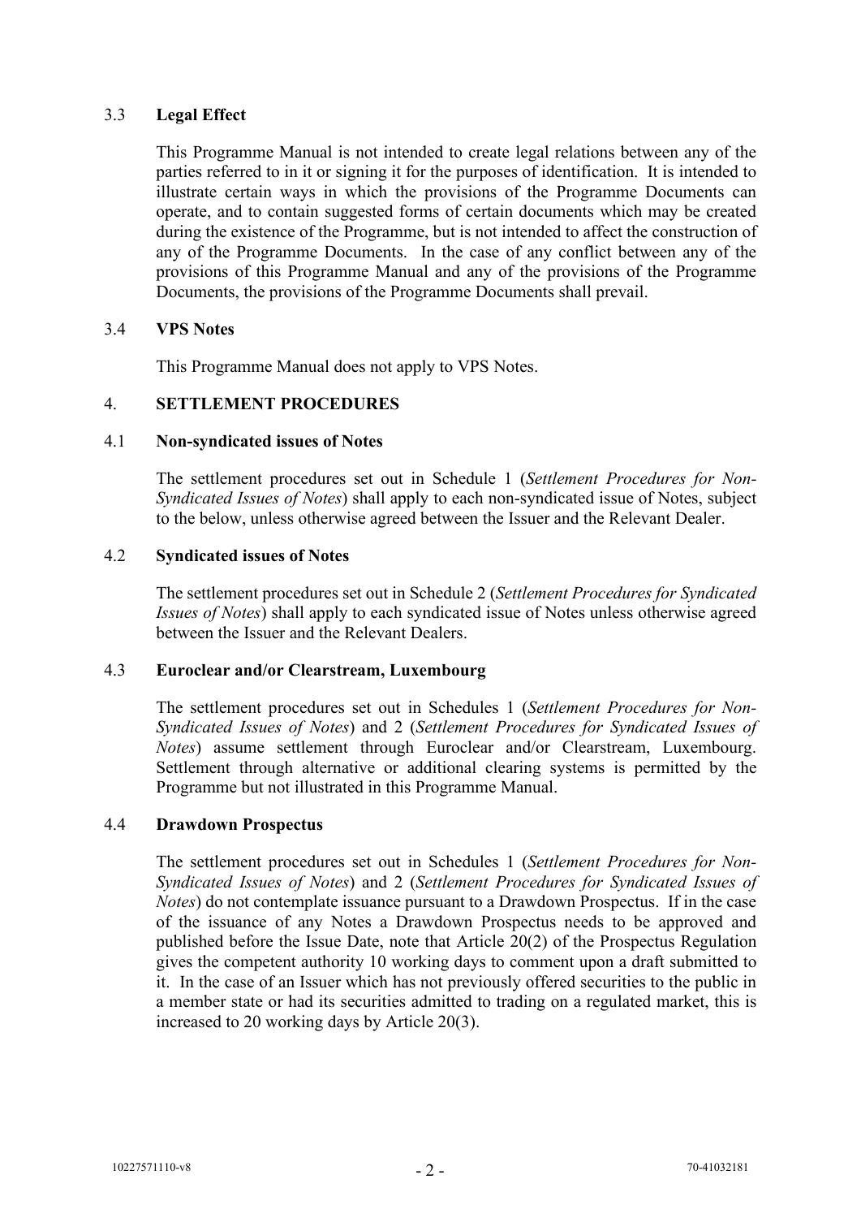### 3.3 **Legal Effect**

This Programme Manual is not intended to create legal relations between any of the parties referred to in it or signing it for the purposes of identification. It is intended to illustrate certain ways in which the provisions of the Programme Documents can operate, and to contain suggested forms of certain documents which may be created during the existence of the Programme, but is not intended to affect the construction of any of the Programme Documents. In the case of any conflict between any of the provisions of this Programme Manual and any of the provisions of the Programme Documents, the provisions of the Programme Documents shall prevail.

### 3.4 **VPS Notes**

This Programme Manual does not apply to VPS Notes.

## 4. **SETTLEMENT PROCEDURES**

### 4.1 **Non-syndicated issues of Notes**

The settlement procedures set out in Schedule 1 (*Settlement Procedures for Non-Syndicated Issues of Notes*) shall apply to each non-syndicated issue of Notes, subject to the below, unless otherwise agreed between the Issuer and the Relevant Dealer.

### 4.2 **Syndicated issues of Notes**

The settlement procedures set out in Schedule 2 (*Settlement Procedures for Syndicated Issues of Notes*) shall apply to each syndicated issue of Notes unless otherwise agreed between the Issuer and the Relevant Dealers.

### 4.3 **Euroclear and/or Clearstream, Luxembourg**

The settlement procedures set out in Schedules 1 (*Settlement Procedures for Non-Syndicated Issues of Notes*) and 2 (*Settlement Procedures for Syndicated Issues of Notes*) assume settlement through Euroclear and/or Clearstream, Luxembourg. Settlement through alternative or additional clearing systems is permitted by the Programme but not illustrated in this Programme Manual.

### 4.4 **Drawdown Prospectus**

The settlement procedures set out in Schedules 1 (*Settlement Procedures for Non-Syndicated Issues of Notes*) and 2 (*Settlement Procedures for Syndicated Issues of Notes*) do not contemplate issuance pursuant to a Drawdown Prospectus. If in the case of the issuance of any Notes a Drawdown Prospectus needs to be approved and published before the Issue Date, note that Article 20(2) of the Prospectus Regulation gives the competent authority 10 working days to comment upon a draft submitted to it. In the case of an Issuer which has not previously offered securities to the public in a member state or had its securities admitted to trading on a regulated market, this is increased to 20 working days by Article 20(3).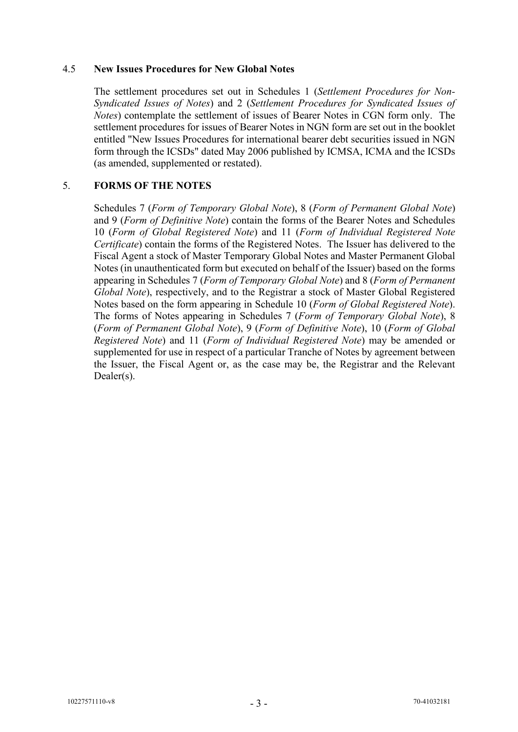### 4.5 **New Issues Procedures for New Global Notes**

The settlement procedures set out in Schedules 1 (*Settlement Procedures for Non-Syndicated Issues of Notes*) and 2 (*Settlement Procedures for Syndicated Issues of Notes*) contemplate the settlement of issues of Bearer Notes in CGN form only. The settlement procedures for issues of Bearer Notes in NGN form are set out in the booklet entitled "New Issues Procedures for international bearer debt securities issued in NGN form through the ICSDs" dated May 2006 published by ICMSA, ICMA and the ICSDs (as amended, supplemented or restated).

## 5. **FORMS OF THE NOTES**

Schedules 7 (*Form of Temporary Global Note*), 8 (*Form of Permanent Global Note*) and 9 (*Form of Definitive Note*) contain the forms of the Bearer Notes and Schedules 10 (*Form of Global Registered Note*) and 11 (*Form of Individual Registered Note Certificate*) contain the forms of the Registered Notes. The Issuer has delivered to the Fiscal Agent a stock of Master Temporary Global Notes and Master Permanent Global Notes (in unauthenticated form but executed on behalf of the Issuer) based on the forms appearing in Schedules 7 (*Form of Temporary Global Note*) and 8 (*Form of Permanent Global Note*), respectively, and to the Registrar a stock of Master Global Registered Notes based on the form appearing in Schedule 10 (*Form of Global Registered Note*). The forms of Notes appearing in Schedules 7 (*Form of Temporary Global Note*), 8 (*Form of Permanent Global Note*), 9 (*Form of Definitive Note*), 10 (*Form of Global Registered Note*) and 11 (*Form of Individual Registered Note*) may be amended or supplemented for use in respect of a particular Tranche of Notes by agreement between the Issuer, the Fiscal Agent or, as the case may be, the Registrar and the Relevant Dealer(s).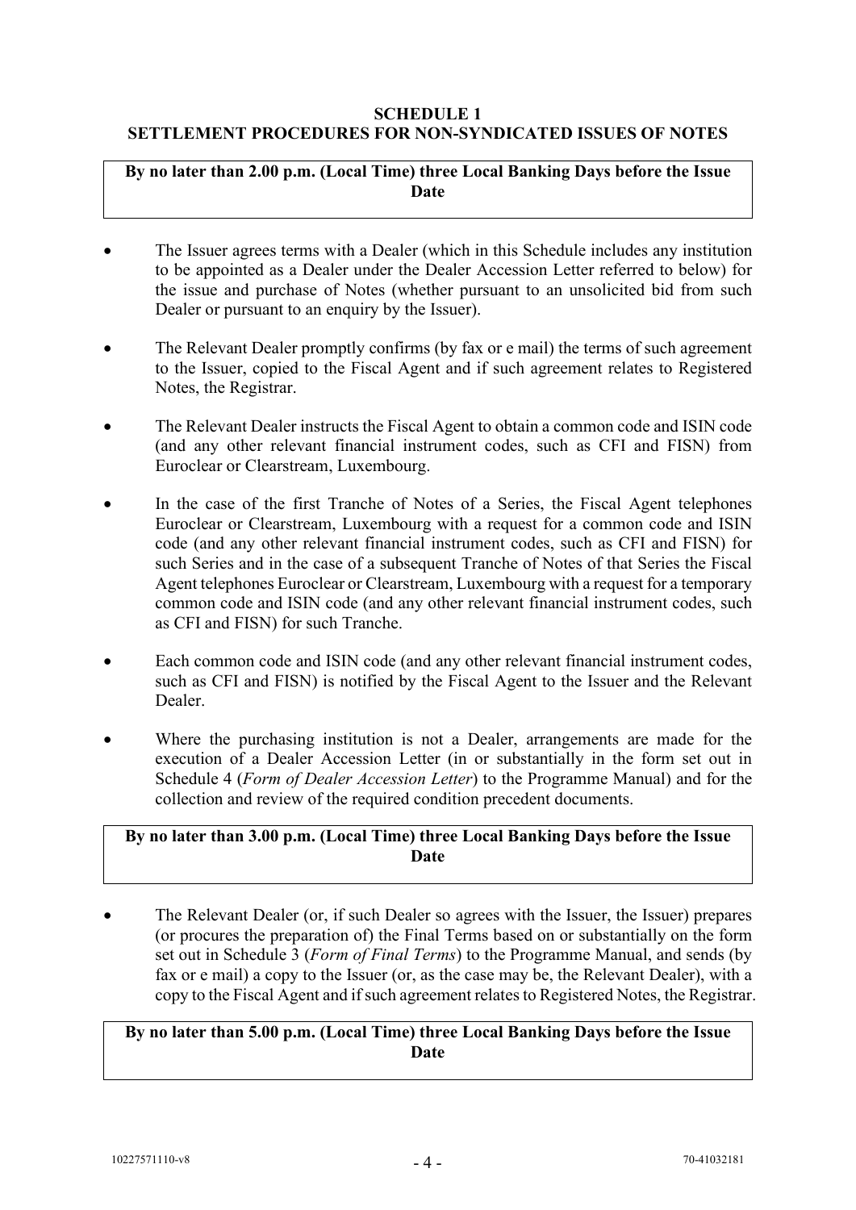# SCHEDULE 1
# SETTLEMENT PROCEDURES FOR NON-SYNDICATED ISSUES OF NOTES

**By no later than 2.00 p.m. (Local Time) three Local Banking Days before the Issue Date**

- The Issuer agrees terms with a Dealer (which in this Schedule includes any institution to be appointed as a Dealer under the Dealer Accession Letter referred to below) for the issue and purchase of Notes (whether pursuant to an unsolicited bid from such Dealer or pursuant to an enquiry by the Issuer).
- The Relevant Dealer promptly confirms (by fax or e mail) the terms of such agreement to the Issuer, copied to the Fiscal Agent and if such agreement relates to Registered Notes, the Registrar.
- The Relevant Dealer instructs the Fiscal Agent to obtain a common code and ISIN code (and any other relevant financial instrument codes, such as CFI and FISN) from Euroclear or Clearstream, Luxembourg.
- In the case of the first Tranche of Notes of a Series, the Fiscal Agent telephones Euroclear or Clearstream, Luxembourg with a request for a common code and ISIN code (and any other relevant financial instrument codes, such as CFI and FISN) for such Series and in the case of a subsequent Tranche of Notes of that Series the Fiscal Agent telephones Euroclear or Clearstream, Luxembourg with a request for a temporary common code and ISIN code (and any other relevant financial instrument codes, such as CFI and FISN) for such Tranche.
- Each common code and ISIN code (and any other relevant financial instrument codes, such as CFI and FISN) is notified by the Fiscal Agent to the Issuer and the Relevant Dealer.
- Where the purchasing institution is not a Dealer, arrangements are made for the execution of a Dealer Accession Letter (in or substantially in the form set out in Schedule 4 (*Form of Dealer Accession Letter*) to the Programme Manual) and for the collection and review of the required condition precedent documents.

**By no later than 3.00 p.m. (Local Time) three Local Banking Days before the Issue Date**

- The Relevant Dealer (or, if such Dealer so agrees with the Issuer, the Issuer) prepares (or procures the preparation of) the Final Terms based on or substantially on the form set out in Schedule 3 (*Form of Final Terms*) to the Programme Manual, and sends (by fax or e mail) a copy to the Issuer (or, as the case may be, the Relevant Dealer), with a copy to the Fiscal Agent and if such agreement relates to Registered Notes, the Registrar.

**By no later than 5.00 p.m. (Local Time) three Local Banking Days before the Issue Date**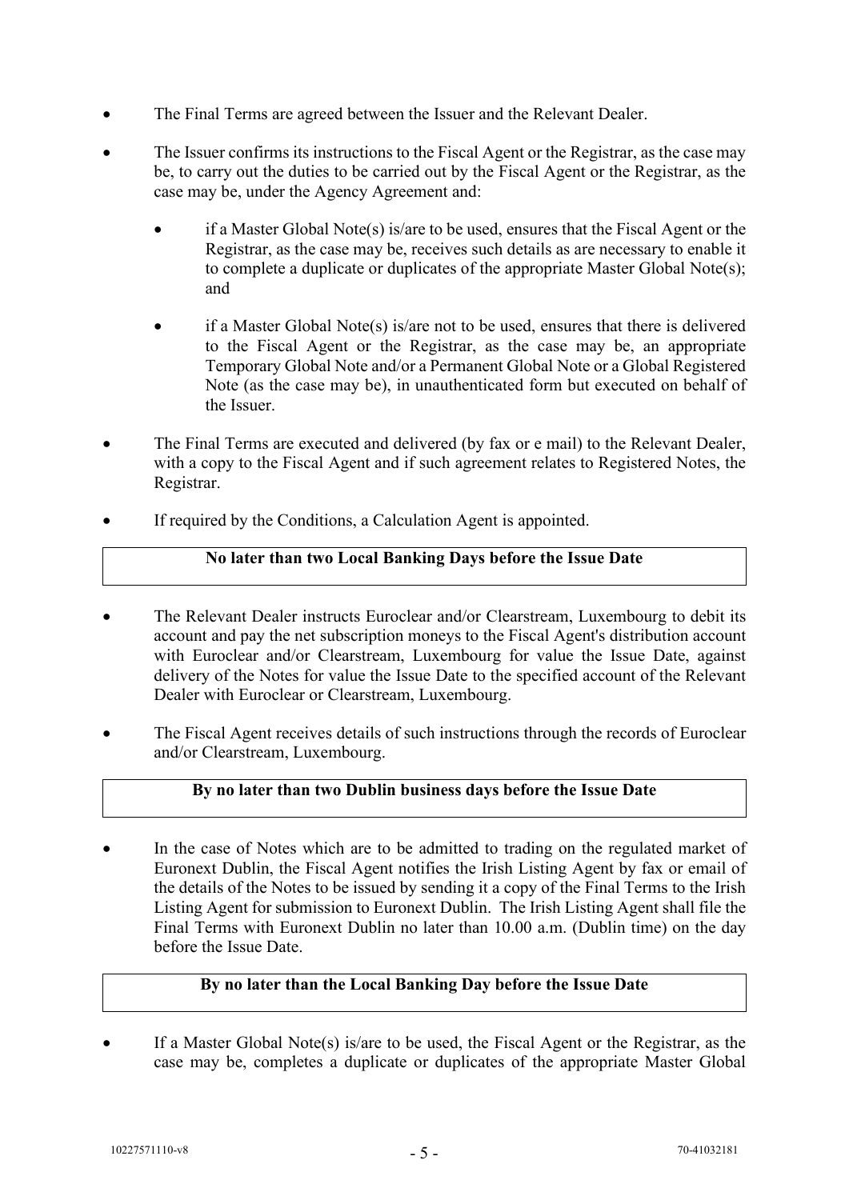- The Final Terms are agreed between the Issuer and the Relevant Dealer.
- The Issuer confirms its instructions to the Fiscal Agent or the Registrar, as the case may be, to carry out the duties to be carried out by the Fiscal Agent or the Registrar, as the case may be, under the Agency Agreement and:
  - if a Master Global Note(s) is/are to be used, ensures that the Fiscal Agent or the Registrar, as the case may be, receives such details as are necessary to enable it to complete a duplicate or duplicates of the appropriate Master Global Note(s); and
  - if a Master Global Note(s) is/are not to be used, ensures that there is delivered to the Fiscal Agent or the Registrar, as the case may be, an appropriate Temporary Global Note and/or a Permanent Global Note or a Global Registered Note (as the case may be), in unauthenticated form but executed on behalf of the Issuer.
- The Final Terms are executed and delivered (by fax or e mail) to the Relevant Dealer, with a copy to the Fiscal Agent and if such agreement relates to Registered Notes, the Registrar.
- If required by the Conditions, a Calculation Agent is appointed.

**No later than two Local Banking Days before the Issue Date**

- The Relevant Dealer instructs Euroclear and/or Clearstream, Luxembourg to debit its account and pay the net subscription moneys to the Fiscal Agent's distribution account with Euroclear and/or Clearstream, Luxembourg for value the Issue Date, against delivery of the Notes for value the Issue Date to the specified account of the Relevant Dealer with Euroclear or Clearstream, Luxembourg.
- The Fiscal Agent receives details of such instructions through the records of Euroclear and/or Clearstream, Luxembourg.

**By no later than two Dublin business days before the Issue Date**

- In the case of Notes which are to be admitted to trading on the regulated market of Euronext Dublin, the Fiscal Agent notifies the Irish Listing Agent by fax or email of the details of the Notes to be issued by sending it a copy of the Final Terms to the Irish Listing Agent for submission to Euronext Dublin. The Irish Listing Agent shall file the Final Terms with Euronext Dublin no later than 10.00 a.m. (Dublin time) on the day before the Issue Date.

**By no later than the Local Banking Day before the Issue Date**

- If a Master Global Note(s) is/are to be used, the Fiscal Agent or the Registrar, as the case may be, completes a duplicate or duplicates of the appropriate Master Global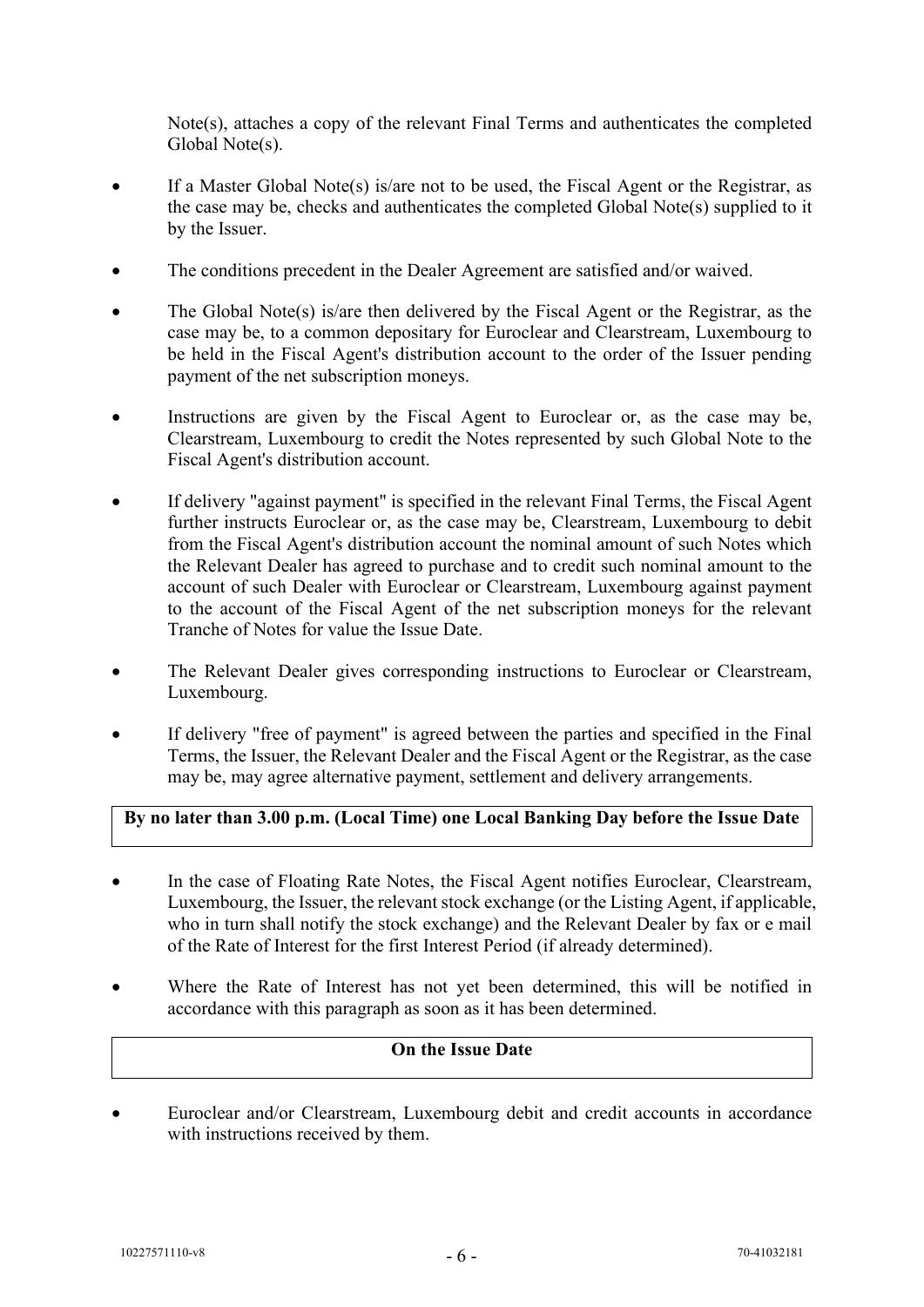Note(s), attaches a copy of the relevant Final Terms and authenticates the completed Global Note(s).

- If a Master Global Note(s) is/are not to be used, the Fiscal Agent or the Registrar, as the case may be, checks and authenticates the completed Global Note(s) supplied to it by the Issuer.
- The conditions precedent in the Dealer Agreement are satisfied and/or waived.
- The Global Note(s) is/are then delivered by the Fiscal Agent or the Registrar, as the case may be, to a common depositary for Euroclear and Clearstream, Luxembourg to be held in the Fiscal Agent's distribution account to the order of the Issuer pending payment of the net subscription moneys.
- Instructions are given by the Fiscal Agent to Euroclear or, as the case may be, Clearstream, Luxembourg to credit the Notes represented by such Global Note to the Fiscal Agent's distribution account.
- If delivery "against payment" is specified in the relevant Final Terms, the Fiscal Agent further instructs Euroclear or, as the case may be, Clearstream, Luxembourg to debit from the Fiscal Agent's distribution account the nominal amount of such Notes which the Relevant Dealer has agreed to purchase and to credit such nominal amount to the account of such Dealer with Euroclear or Clearstream, Luxembourg against payment to the account of the Fiscal Agent of the net subscription moneys for the relevant Tranche of Notes for value the Issue Date.
- The Relevant Dealer gives corresponding instructions to Euroclear or Clearstream, Luxembourg.
- If delivery "free of payment" is agreed between the parties and specified in the Final Terms, the Issuer, the Relevant Dealer and the Fiscal Agent or the Registrar, as the case may be, may agree alternative payment, settlement and delivery arrangements.

**By no later than 3.00 p.m. (Local Time) one Local Banking Day before the Issue Date**

- In the case of Floating Rate Notes, the Fiscal Agent notifies Euroclear, Clearstream, Luxembourg, the Issuer, the relevant stock exchange (or the Listing Agent, if applicable, who in turn shall notify the stock exchange) and the Relevant Dealer by fax or e mail of the Rate of Interest for the first Interest Period (if already determined).
- Where the Rate of Interest has not yet been determined, this will be notified in accordance with this paragraph as soon as it has been determined.

**On the Issue Date**

- Euroclear and/or Clearstream, Luxembourg debit and credit accounts in accordance with instructions received by them.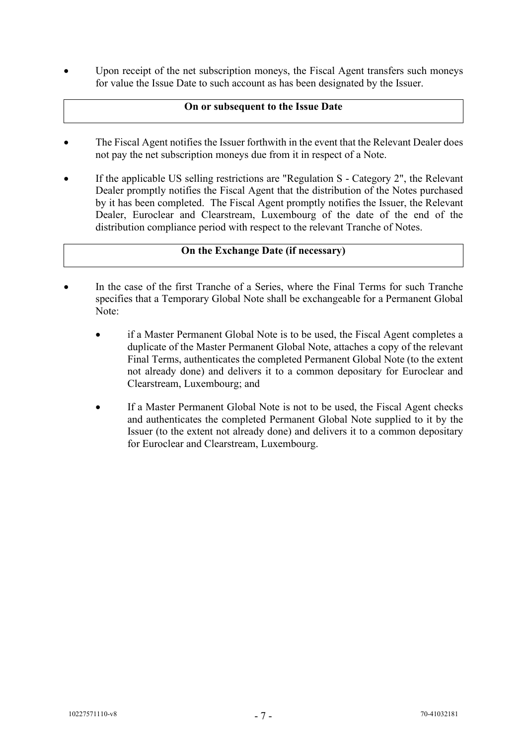- Upon receipt of the net subscription moneys, the Fiscal Agent transfers such moneys for value the Issue Date to such account as has been designated by the Issuer.

**On or subsequent to the Issue Date**

- The Fiscal Agent notifies the Issuer forthwith in the event that the Relevant Dealer does not pay the net subscription moneys due from it in respect of a Note.
- If the applicable US selling restrictions are "Regulation S - Category 2", the Relevant Dealer promptly notifies the Fiscal Agent that the distribution of the Notes purchased by it has been completed. The Fiscal Agent promptly notifies the Issuer, the Relevant Dealer, Euroclear and Clearstream, Luxembourg of the date of the end of the distribution compliance period with respect to the relevant Tranche of Notes.

**On the Exchange Date (if necessary)**

- In the case of the first Tranche of a Series, where the Final Terms for such Tranche specifies that a Temporary Global Note shall be exchangeable for a Permanent Global Note:
  - if a Master Permanent Global Note is to be used, the Fiscal Agent completes a duplicate of the Master Permanent Global Note, attaches a copy of the relevant Final Terms, authenticates the completed Permanent Global Note (to the extent not already done) and delivers it to a common depositary for Euroclear and Clearstream, Luxembourg; and
  - If a Master Permanent Global Note is not to be used, the Fiscal Agent checks and authenticates the completed Permanent Global Note supplied to it by the Issuer (to the extent not already done) and delivers it to a common depositary for Euroclear and Clearstream, Luxembourg.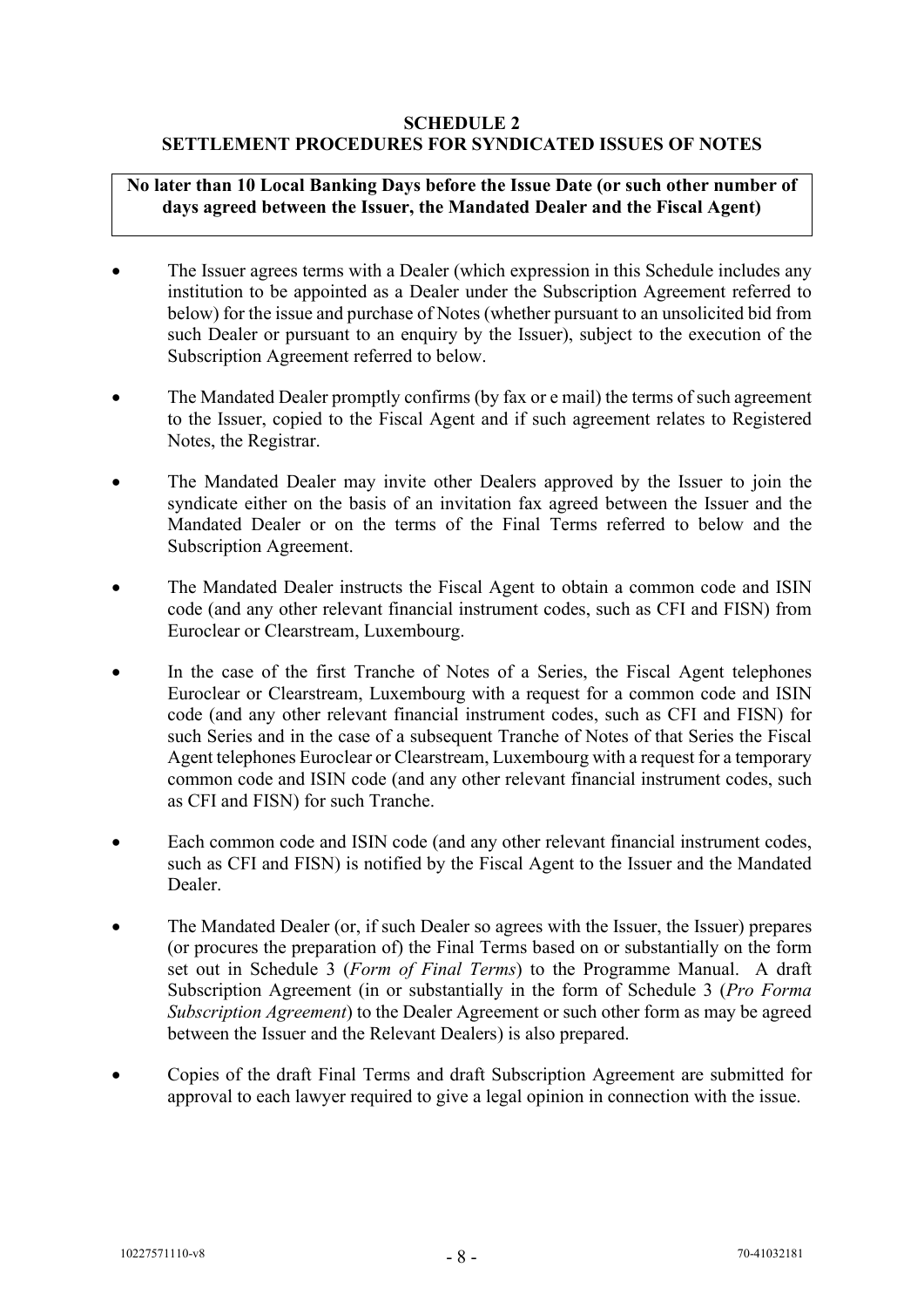## SCHEDULE 2
## SETTLEMENT PROCEDURES FOR SYNDICATED ISSUES OF NOTES

**No later than 10 Local Banking Days before the Issue Date (or such other number of days agreed between the Issuer, the Mandated Dealer and the Fiscal Agent)**

- The Issuer agrees terms with a Dealer (which expression in this Schedule includes any institution to be appointed as a Dealer under the Subscription Agreement referred to below) for the issue and purchase of Notes (whether pursuant to an unsolicited bid from such Dealer or pursuant to an enquiry by the Issuer), subject to the execution of the Subscription Agreement referred to below.

- The Mandated Dealer promptly confirms (by fax or e mail) the terms of such agreement to the Issuer, copied to the Fiscal Agent and if such agreement relates to Registered Notes, the Registrar.

- The Mandated Dealer may invite other Dealers approved by the Issuer to join the syndicate either on the basis of an invitation fax agreed between the Issuer and the Mandated Dealer or on the terms of the Final Terms referred to below and the Subscription Agreement.

- The Mandated Dealer instructs the Fiscal Agent to obtain a common code and ISIN code (and any other relevant financial instrument codes, such as CFI and FISN) from Euroclear or Clearstream, Luxembourg.

- In the case of the first Tranche of Notes of a Series, the Fiscal Agent telephones Euroclear or Clearstream, Luxembourg with a request for a common code and ISIN code (and any other relevant financial instrument codes, such as CFI and FISN) for such Series and in the case of a subsequent Tranche of Notes of that Series the Fiscal Agent telephones Euroclear or Clearstream, Luxembourg with a request for a temporary common code and ISIN code (and any other relevant financial instrument codes, such as CFI and FISN) for such Tranche.

- Each common code and ISIN code (and any other relevant financial instrument codes, such as CFI and FISN) is notified by the Fiscal Agent to the Issuer and the Mandated Dealer.

- The Mandated Dealer (or, if such Dealer so agrees with the Issuer, the Issuer) prepares (or procures the preparation of) the Final Terms based on or substantially on the form set out in Schedule 3 (*Form of Final Terms*) to the Programme Manual. A draft Subscription Agreement (in or substantially in the form of Schedule 3 (*Pro Forma Subscription Agreement*) to the Dealer Agreement or such other form as may be agreed between the Issuer and the Relevant Dealers) is also prepared.

- Copies of the draft Final Terms and draft Subscription Agreement are submitted for approval to each lawyer required to give a legal opinion in connection with the issue.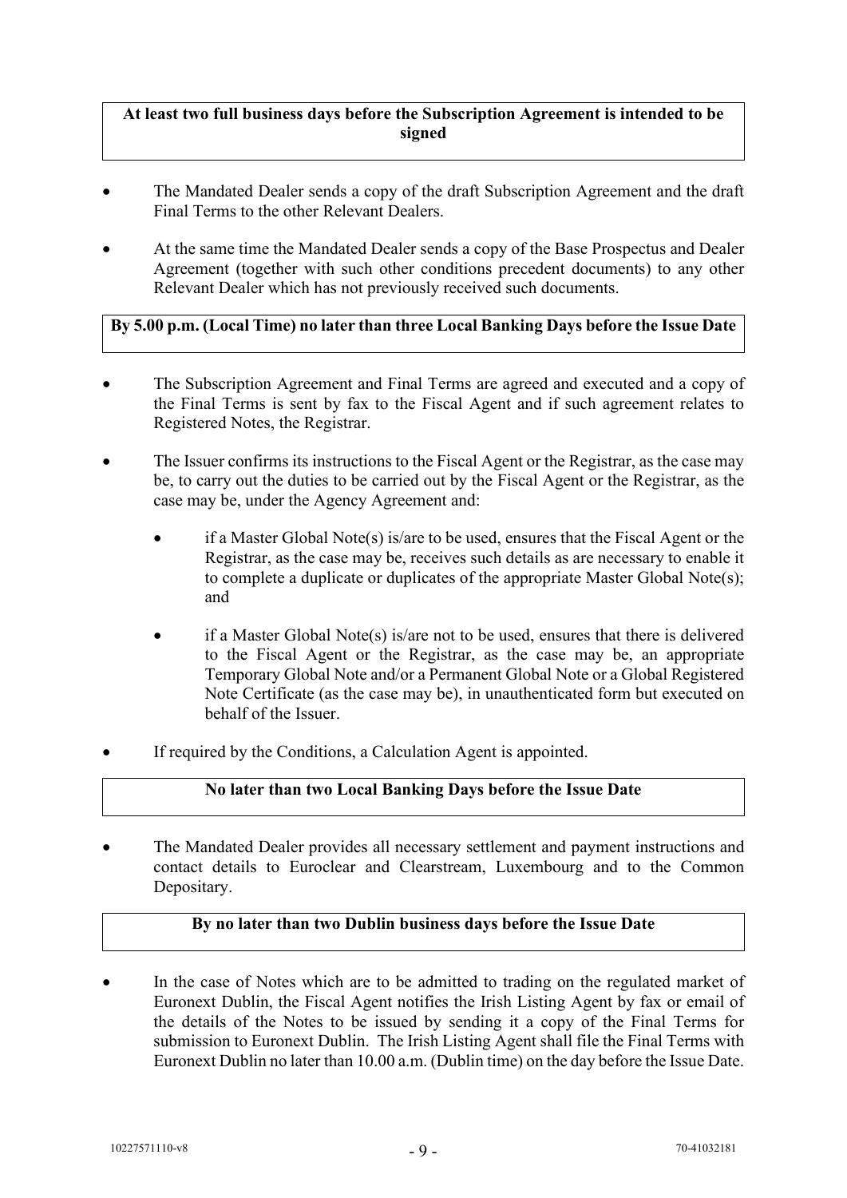**At least two full business days before the Subscription Agreement is intended to be signed**

- The Mandated Dealer sends a copy of the draft Subscription Agreement and the draft Final Terms to the other Relevant Dealers.
- At the same time the Mandated Dealer sends a copy of the Base Prospectus and Dealer Agreement (together with such other conditions precedent documents) to any other Relevant Dealer which has not previously received such documents.

**By 5.00 p.m. (Local Time) no later than three Local Banking Days before the Issue Date**

- The Subscription Agreement and Final Terms are agreed and executed and a copy of the Final Terms is sent by fax to the Fiscal Agent and if such agreement relates to Registered Notes, the Registrar.
- The Issuer confirms its instructions to the Fiscal Agent or the Registrar, as the case may be, to carry out the duties to be carried out by the Fiscal Agent or the Registrar, as the case may be, under the Agency Agreement and:
  - if a Master Global Note(s) is/are to be used, ensures that the Fiscal Agent or the Registrar, as the case may be, receives such details as are necessary to enable it to complete a duplicate or duplicates of the appropriate Master Global Note(s); and
  - if a Master Global Note(s) is/are not to be used, ensures that there is delivered to the Fiscal Agent or the Registrar, as the case may be, an appropriate Temporary Global Note and/or a Permanent Global Note or a Global Registered Note Certificate (as the case may be), in unauthenticated form but executed on behalf of the Issuer.
- If required by the Conditions, a Calculation Agent is appointed.

**No later than two Local Banking Days before the Issue Date**

- The Mandated Dealer provides all necessary settlement and payment instructions and contact details to Euroclear and Clearstream, Luxembourg and to the Common Depositary.

**By no later than two Dublin business days before the Issue Date**

- In the case of Notes which are to be admitted to trading on the regulated market of Euronext Dublin, the Fiscal Agent notifies the Irish Listing Agent by fax or email of the details of the Notes to be issued by sending it a copy of the Final Terms for submission to Euronext Dublin. The Irish Listing Agent shall file the Final Terms with Euronext Dublin no later than 10.00 a.m. (Dublin time) on the day before the Issue Date.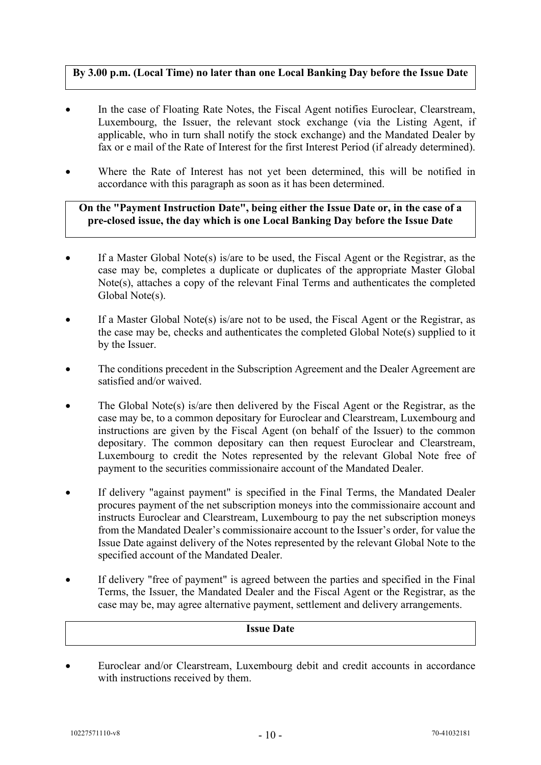**By 3.00 p.m. (Local Time) no later than one Local Banking Day before the Issue Date**

- In the case of Floating Rate Notes, the Fiscal Agent notifies Euroclear, Clearstream, Luxembourg, the Issuer, the relevant stock exchange (via the Listing Agent, if applicable, who in turn shall notify the stock exchange) and the Mandated Dealer by fax or e mail of the Rate of Interest for the first Interest Period (if already determined).
- Where the Rate of Interest has not yet been determined, this will be notified in accordance with this paragraph as soon as it has been determined.

**On the "Payment Instruction Date", being either the Issue Date or, in the case of a pre-closed issue, the day which is one Local Banking Day before the Issue Date**

- If a Master Global Note(s) is/are to be used, the Fiscal Agent or the Registrar, as the case may be, completes a duplicate or duplicates of the appropriate Master Global Note(s), attaches a copy of the relevant Final Terms and authenticates the completed Global Note(s).
- If a Master Global Note(s) is/are not to be used, the Fiscal Agent or the Registrar, as the case may be, checks and authenticates the completed Global Note(s) supplied to it by the Issuer.
- The conditions precedent in the Subscription Agreement and the Dealer Agreement are satisfied and/or waived.
- The Global Note(s) is/are then delivered by the Fiscal Agent or the Registrar, as the case may be, to a common depositary for Euroclear and Clearstream, Luxembourg and instructions are given by the Fiscal Agent (on behalf of the Issuer) to the common depositary. The common depositary can then request Euroclear and Clearstream, Luxembourg to credit the Notes represented by the relevant Global Note free of payment to the securities commissionaire account of the Mandated Dealer.
- If delivery "against payment" is specified in the Final Terms, the Mandated Dealer procures payment of the net subscription moneys into the commissionaire account and instructs Euroclear and Clearstream, Luxembourg to pay the net subscription moneys from the Mandated Dealer's commissionaire account to the Issuer's order, for value the Issue Date against delivery of the Notes represented by the relevant Global Note to the specified account of the Mandated Dealer.
- If delivery "free of payment" is agreed between the parties and specified in the Final Terms, the Issuer, the Mandated Dealer and the Fiscal Agent or the Registrar, as the case may be, may agree alternative payment, settlement and delivery arrangements.

**Issue Date**

- Euroclear and/or Clearstream, Luxembourg debit and credit accounts in accordance with instructions received by them.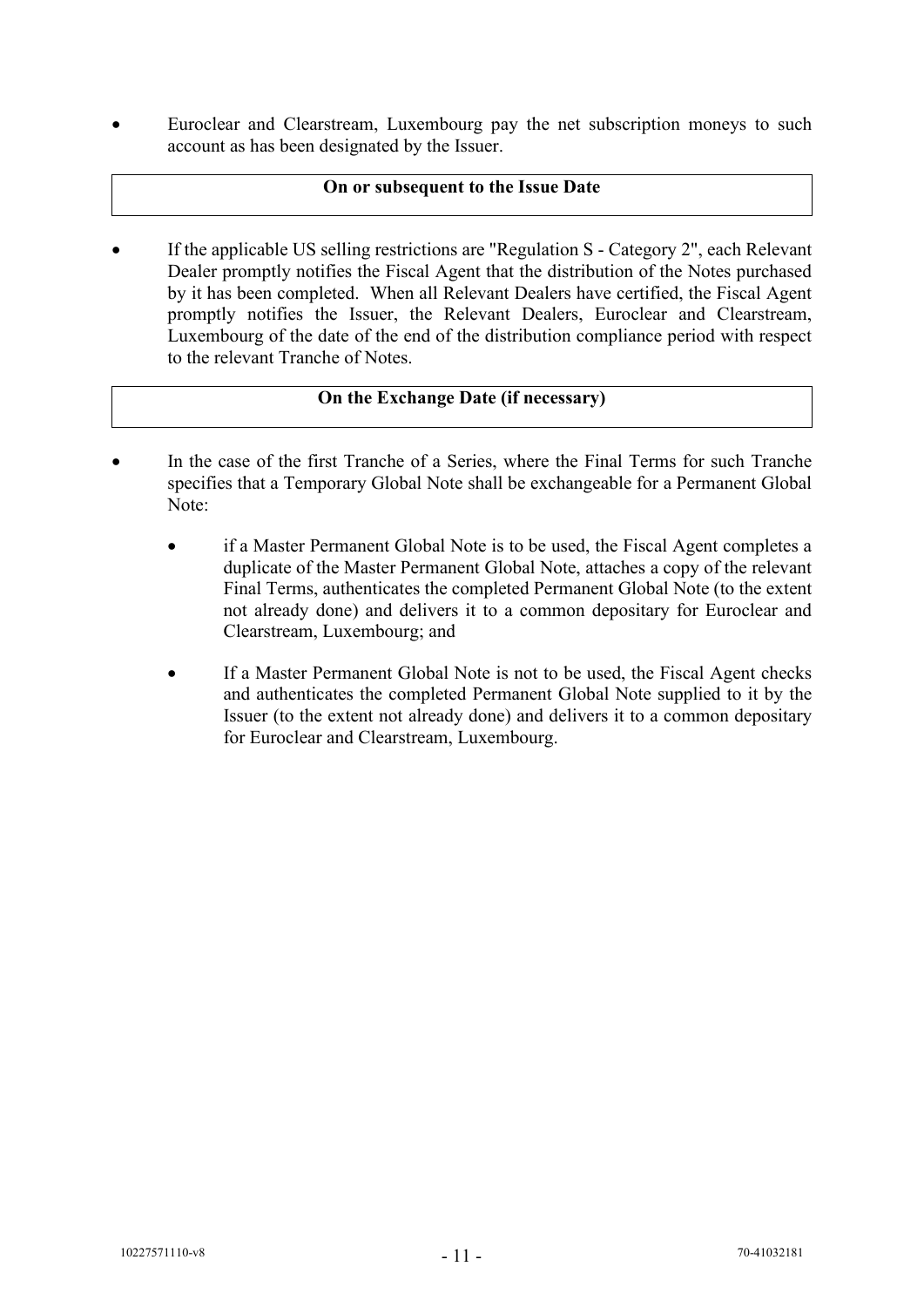- Euroclear and Clearstream, Luxembourg pay the net subscription moneys to such account as has been designated by the Issuer.

**On or subsequent to the Issue Date**

- If the applicable US selling restrictions are "Regulation S - Category 2", each Relevant Dealer promptly notifies the Fiscal Agent that the distribution of the Notes purchased by it has been completed. When all Relevant Dealers have certified, the Fiscal Agent promptly notifies the Issuer, the Relevant Dealers, Euroclear and Clearstream, Luxembourg of the date of the end of the distribution compliance period with respect to the relevant Tranche of Notes.

**On the Exchange Date (if necessary)**

- In the case of the first Tranche of a Series, where the Final Terms for such Tranche specifies that a Temporary Global Note shall be exchangeable for a Permanent Global Note:
  - if a Master Permanent Global Note is to be used, the Fiscal Agent completes a duplicate of the Master Permanent Global Note, attaches a copy of the relevant Final Terms, authenticates the completed Permanent Global Note (to the extent not already done) and delivers it to a common depositary for Euroclear and Clearstream, Luxembourg; and
  - If a Master Permanent Global Note is not to be used, the Fiscal Agent checks and authenticates the completed Permanent Global Note supplied to it by the Issuer (to the extent not already done) and delivers it to a common depositary for Euroclear and Clearstream, Luxembourg.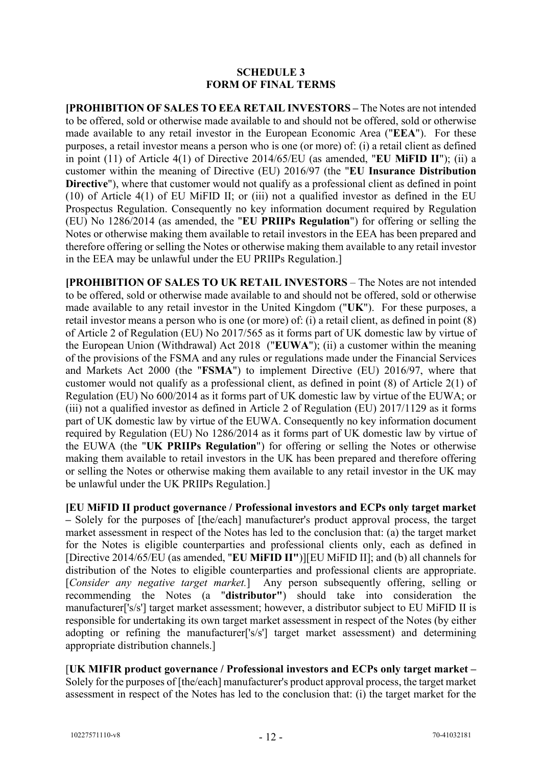## SCHEDULE 3
## FORM OF FINAL TERMS

**[PROHIBITION OF SALES TO EEA RETAIL INVESTORS –** The Notes are not intended to be offered, sold or otherwise made available to and should not be offered, sold or otherwise made available to any retail investor in the European Economic Area ("**EEA**"). For these purposes, a retail investor means a person who is one (or more) of: (i) a retail client as defined in point (11) of Article 4(1) of Directive 2014/65/EU (as amended, "**EU MiFID II**"); (ii) a customer within the meaning of Directive (EU) 2016/97 (the "**EU Insurance Distribution Directive**"), where that customer would not qualify as a professional client as defined in point (10) of Article 4(1) of EU MiFID II; or (iii) not a qualified investor as defined in the EU Prospectus Regulation. Consequently no key information document required by Regulation (EU) No 1286/2014 (as amended, the "**EU PRIIPs Regulation**") for offering or selling the Notes or otherwise making them available to retail investors in the EEA has been prepared and therefore offering or selling the Notes or otherwise making them available to any retail investor in the EEA may be unlawful under the EU PRIIPs Regulation.]

**[PROHIBITION OF SALES TO UK RETAIL INVESTORS** – The Notes are not intended to be offered, sold or otherwise made available to and should not be offered, sold or otherwise made available to any retail investor in the United Kingdom ("**UK**"). For these purposes, a retail investor means a person who is one (or more) of: (i) a retail client, as defined in point (8) of Article 2 of Regulation (EU) No 2017/565 as it forms part of UK domestic law by virtue of the European Union (Withdrawal) Act 2018 ("**EUWA**"); (ii) a customer within the meaning of the provisions of the FSMA and any rules or regulations made under the Financial Services and Markets Act 2000 (the "**FSMA**") to implement Directive (EU) 2016/97, where that customer would not qualify as a professional client, as defined in point (8) of Article 2(1) of Regulation (EU) No 600/2014 as it forms part of UK domestic law by virtue of the EUWA; or (iii) not a qualified investor as defined in Article 2 of Regulation (EU) 2017/1129 as it forms part of UK domestic law by virtue of the EUWA. Consequently no key information document required by Regulation (EU) No 1286/2014 as it forms part of UK domestic law by virtue of the EUWA (the "**UK PRIIPs Regulation**") for offering or selling the Notes or otherwise making them available to retail investors in the UK has been prepared and therefore offering or selling the Notes or otherwise making them available to any retail investor in the UK may be unlawful under the UK PRIIPs Regulation.]

**[EU MiFID II product governance / Professional investors and ECPs only target market –** Solely for the purposes of [the/each] manufacturer's product approval process, the target market assessment in respect of the Notes has led to the conclusion that: (a) the target market for the Notes is eligible counterparties and professional clients only, each as defined in [Directive 2014/65/EU (as amended, "**EU MiFID II"**)][EU MiFID II]; and (b) all channels for distribution of the Notes to eligible counterparties and professional clients are appropriate. [*Consider any negative target market.*] Any person subsequently offering, selling or recommending the Notes (a "**distributor"**) should take into consideration the manufacturer['s/s'] target market assessment; however, a distributor subject to EU MiFID II is responsible for undertaking its own target market assessment in respect of the Notes (by either adopting or refining the manufacturer['s/s'] target market assessment) and determining appropriate distribution channels.]

[**UK MIFIR product governance / Professional investors and ECPs only target market –** Solely for the purposes of [the/each] manufacturer's product approval process, the target market assessment in respect of the Notes has led to the conclusion that: (i) the target market for the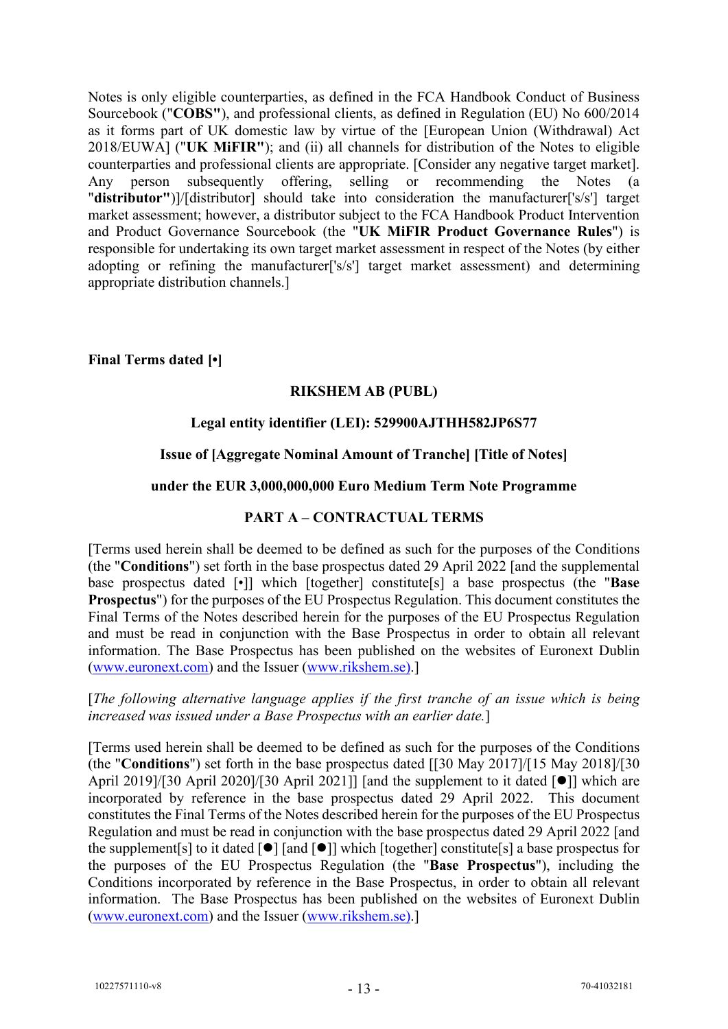Notes is only eligible counterparties, as defined in the FCA Handbook Conduct of Business Sourcebook ("**COBS"**), and professional clients, as defined in Regulation (EU) No 600/2014 as it forms part of UK domestic law by virtue of the [European Union (Withdrawal) Act 2018/EUWA] ("**UK MiFIR"**); and (ii) all channels for distribution of the Notes to eligible counterparties and professional clients are appropriate. [Consider any negative target market]. Any person subsequently offering, selling or recommending the Notes (a "**distributor"**)]/[distributor] should take into consideration the manufacturer['s/s'] target market assessment; however, a distributor subject to the FCA Handbook Product Intervention and Product Governance Sourcebook (the "**UK MiFIR Product Governance Rules**") is responsible for undertaking its own target market assessment in respect of the Notes (by either adopting or refining the manufacturer['s/s'] target market assessment) and determining appropriate distribution channels.]

**Final Terms dated [•]**

**RIKSHEM AB (PUBL)**

**Legal entity identifier (LEI): 529900AJTHH582JP6S77**

**Issue of [Aggregate Nominal Amount of Tranche] [Title of Notes]**

**under the EUR 3,000,000,000 Euro Medium Term Note Programme**

**PART A – CONTRACTUAL TERMS**

[Terms used herein shall be deemed to be defined as such for the purposes of the Conditions (the "**Conditions**") set forth in the base prospectus dated 29 April 2022 [and the supplemental base prospectus dated [•]] which [together] constitute[s] a base prospectus (the "**Base Prospectus**") for the purposes of the EU Prospectus Regulation. This document constitutes the Final Terms of the Notes described herein for the purposes of the EU Prospectus Regulation and must be read in conjunction with the Base Prospectus in order to obtain all relevant information. The Base Prospectus has been published on the websites of Euronext Dublin (www.euronext.com) and the Issuer (www.rikshem.se).]

[*The following alternative language applies if the first tranche of an issue which is being increased was issued under a Base Prospectus with an earlier date.*]

[Terms used herein shall be deemed to be defined as such for the purposes of the Conditions (the "**Conditions**") set forth in the base prospectus dated [[30 May 2017]/[15 May 2018]/[30 April 2019]/[30 April 2020]/[30 April 2021]] [and the supplement to it dated [●]] which are incorporated by reference in the base prospectus dated 29 April 2022. This document constitutes the Final Terms of the Notes described herein for the purposes of the EU Prospectus Regulation and must be read in conjunction with the base prospectus dated 29 April 2022 [and the supplement[s] to it dated [●] [and [●]] which [together] constitute[s] a base prospectus for the purposes of the EU Prospectus Regulation (the "**Base Prospectus**"), including the Conditions incorporated by reference in the Base Prospectus, in order to obtain all relevant information. The Base Prospectus has been published on the websites of Euronext Dublin (www.euronext.com) and the Issuer (www.rikshem.se).]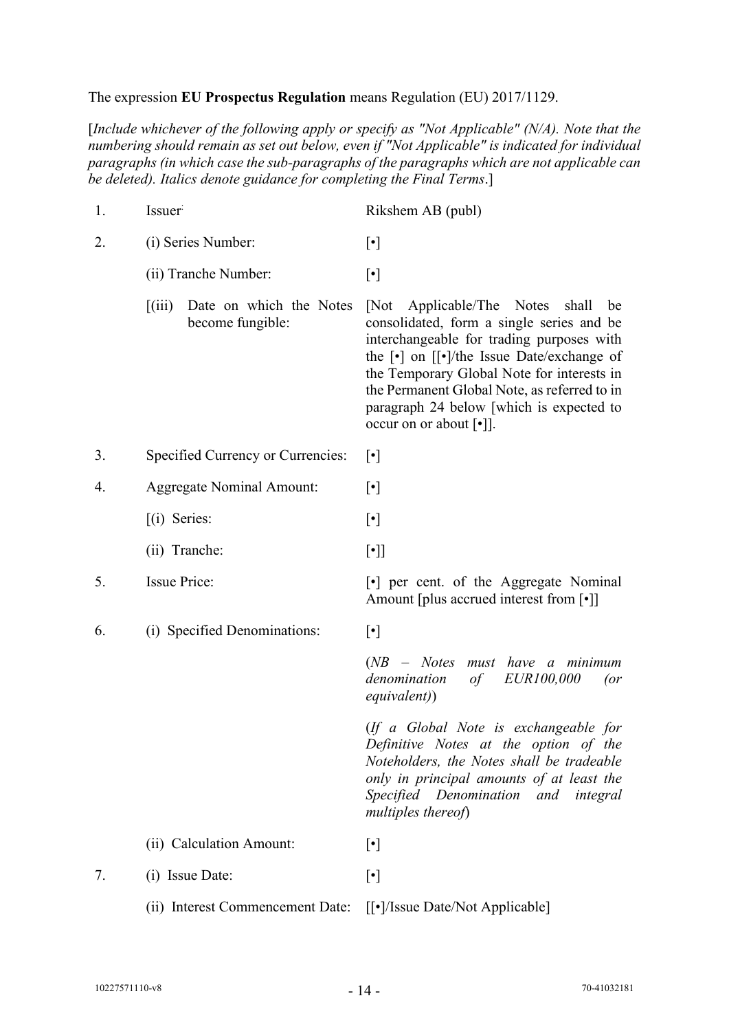The expression **EU Prospectus Regulation** means Regulation (EU) 2017/1129.

[*Include whichever of the following apply or specify as "Not Applicable" (N/A). Note that the numbering should remain as set out below, even if "Not Applicable" is indicated for individual paragraphs (in which case the sub-paragraphs of the paragraphs which are not applicable can be deleted). Italics denote guidance for completing the Final Terms*.]

| | | |
|---|---|---|
| 1. | Issuer: | Rikshem AB (publ) |
| 2. | (i) Series Number: | [•] |
| | (ii) Tranche Number: | [•] |
| | [(iii) Date on which the Notes become fungible: | [Not Applicable/The Notes shall be consolidated, form a single series and be interchangeable for trading purposes with the [•] on [[•]/the Issue Date/exchange of the Temporary Global Note for interests in the Permanent Global Note, as referred to in paragraph 24 below [which is expected to occur on or about [•]]. |
| 3. | Specified Currency or Currencies: | [•] |
| 4. | Aggregate Nominal Amount: | [•] |
| | [(i) Series: | [•] |
| | (ii) Tranche: | [•]] |
| 5. | Issue Price: | [•] per cent. of the Aggregate Nominal Amount [plus accrued interest from [•]] |
| 6. | (i) Specified Denominations: | [•]<br><br>(*NB – Notes must have a minimum denomination of EUR100,000 (or equivalent)*)<br><br>(*If a Global Note is exchangeable for Definitive Notes at the option of the Noteholders, the Notes shall be tradeable only in principal amounts of at least the Specified Denomination and integral multiples thereof*) |
| | (ii) Calculation Amount: | [•] |
| 7. | (i) Issue Date: | [•] |
| | (ii) Interest Commencement Date: | [[•]/Issue Date/Not Applicable] |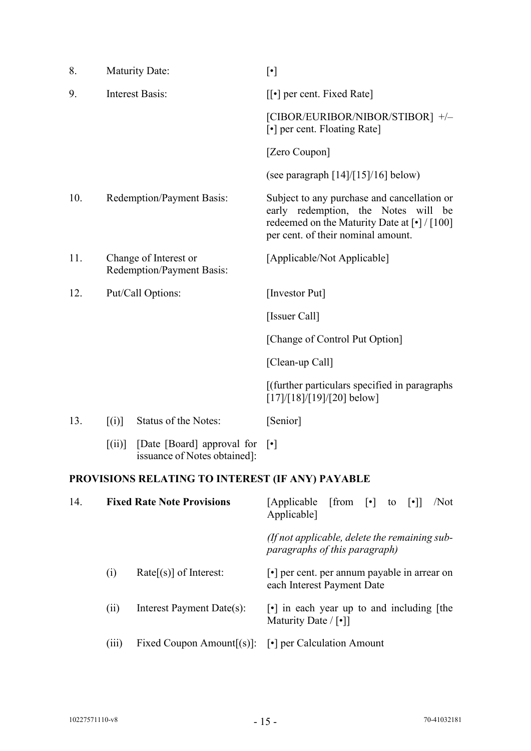| | | | |
|---|---|---|---|
| 8. | Maturity Date: | | [•] |
| 9. | Interest Basis: | | [[•] per cent. Fixed Rate]<br><br>[CIBOR/EURIBOR/NIBOR/STIBOR] +/– [•] per cent. Floating Rate]<br><br>[Zero Coupon]<br><br>(see paragraph [14]/[15]/16] below) |
| 10. | Redemption/Payment Basis: | | Subject to any purchase and cancellation or early redemption, the Notes will be redeemed on the Maturity Date at [•] / [100] per cent. of their nominal amount. |
| 11. | Change of Interest or Redemption/Payment Basis: | | [Applicable/Not Applicable] |
| 12. | Put/Call Options: | | [Investor Put]<br><br>[Issuer Call]<br><br>[Change of Control Put Option]<br><br>[Clean-up Call]<br><br>[(further particulars specified in paragraphs [17]/[18]/[19]/[20] below] |
| 13. | [(i)] | Status of the Notes: | [Senior] |
| | [(ii)] | [Date [Board] approval for issuance of Notes obtained]: | [•] |

## PROVISIONS RELATING TO INTEREST (IF ANY) PAYABLE

| | | | |
|---|---|---|---|
| 14. | **Fixed Rate Note Provisions** | | [Applicable [from [•] to [•]] /Not Applicable]<br><br>*(If not applicable, delete the remaining sub-paragraphs of this paragraph)* |
| | (i) | Rate[(s)] of Interest: | [•] per cent. per annum payable in arrear on each Interest Payment Date |
| | (ii) | Interest Payment Date(s): | [•] in each year up to and including [the Maturity Date / [•]] |
| | (iii) | Fixed Coupon Amount[(s)]: | [•] per Calculation Amount |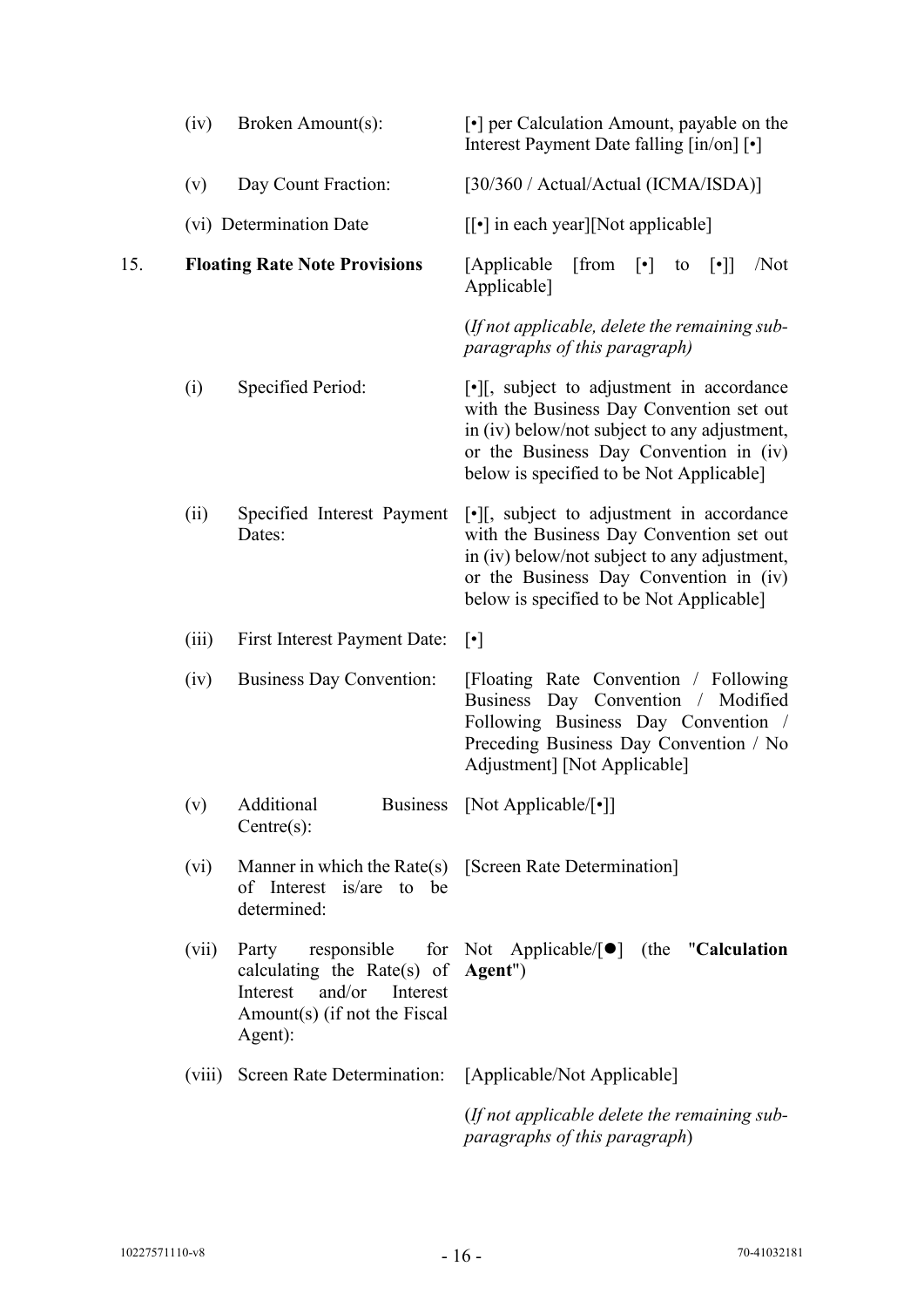| | | | |
|---|---|---|---|
| | (iv) | Broken Amount(s): | [•] per Calculation Amount, payable on the Interest Payment Date falling [in/on] [•] |
| | (v) | Day Count Fraction: | [30/360 / Actual/Actual (ICMA/ISDA)] |
| | (vi) | Determination Date | [[•] in each year][Not applicable] |
| 15. | **Floating Rate Note Provisions** | | [Applicable [from [•] to [•]] /Not Applicable] |
| | | | (*If not applicable, delete the remaining sub-paragraphs of this paragraph)* |
| | (i) | Specified Period: | [•][, subject to adjustment in accordance with the Business Day Convention set out in (iv) below/not subject to any adjustment, or the Business Day Convention in (iv) below is specified to be Not Applicable] |
| | (ii) | Specified Interest Payment Dates: | [•][, subject to adjustment in accordance with the Business Day Convention set out in (iv) below/not subject to any adjustment, or the Business Day Convention in (iv) below is specified to be Not Applicable] |
| | (iii) | First Interest Payment Date: | [•] |
| | (iv) | Business Day Convention: | [Floating Rate Convention / Following Business Day Convention / Modified Following Business Day Convention / Preceding Business Day Convention / No Adjustment] [Not Applicable] |
| | (v) | Additional Business Centre(s): | [Not Applicable/[•]] |
| | (vi) | Manner in which the Rate(s) of Interest is/are to be determined: | [Screen Rate Determination] |
| | (vii) | Party responsible for calculating the Rate(s) of Interest and/or Interest Amount(s) (if not the Fiscal Agent): | Not Applicable/[●] (the "**Calculation Agent**") |
| | (viii) | Screen Rate Determination: | [Applicable/Not Applicable] |
| | | | (*If not applicable delete the remaining sub-paragraphs of this paragraph*) |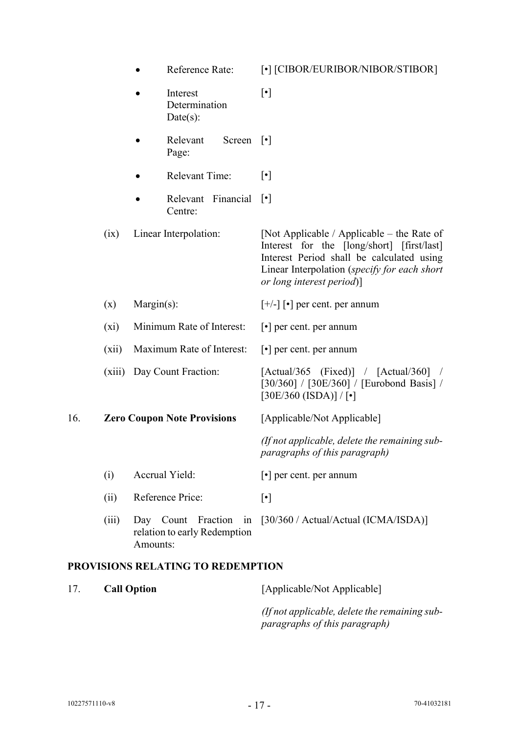- Reference Rate: [•] [CIBOR/EURIBOR/NIBOR/STIBOR]
- Interest Determination Date(s): [•]
- Relevant Screen Page: [•]
- Relevant Time: [•]
- Relevant Financial Centre: [•]

| | | |
|---|---|---|
| (ix) | Linear Interpolation: | [Not Applicable / Applicable – the Rate of Interest for the [long/short] [first/last] Interest Period shall be calculated using Linear Interpolation (*specify for each short or long interest period*)] |
| (x) | Margin(s): | [+/-] [•] per cent. per annum |
| (xi) | Minimum Rate of Interest: | [•] per cent. per annum |
| (xii) | Maximum Rate of Interest: | [•] per cent. per annum |
| (xiii) | Day Count Fraction: | [Actual/365 (Fixed)] / [Actual/360] / [30/360] / [30E/360] / [Eurobond Basis] / [30E/360 (ISDA)] / [•] |

16. **Zero Coupon Note Provisions** [Applicable/Not Applicable]

*(If not applicable, delete the remaining sub-paragraphs of this paragraph)*

| | | |
|---|---|---|
| (i) | Accrual Yield: | [•] per cent. per annum |
| (ii) | Reference Price: | [•] |
| (iii) | Day Count Fraction in relation to early Redemption Amounts: | [30/360 / Actual/Actual (ICMA/ISDA)] |

## PROVISIONS RELATING TO REDEMPTION

17. **Call Option** [Applicable/Not Applicable]

*(If not applicable, delete the remaining sub-paragraphs of this paragraph)*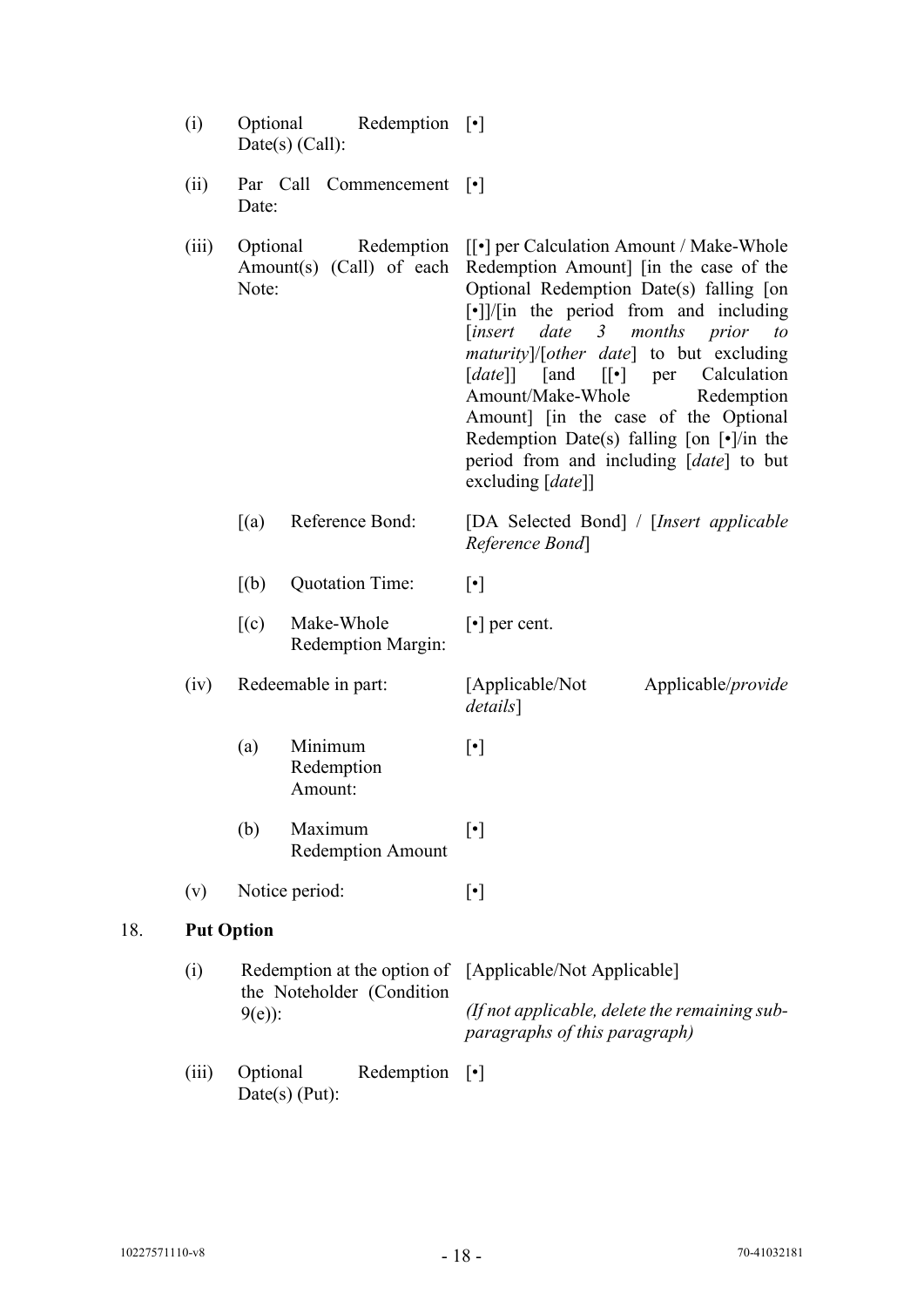| | | |
|---|---|---|
| (i) | Optional Redemption Date(s) (Call): | [•] |
| (ii) | Par Call Commencement Date: | [•] |
| (iii) | Optional Redemption Amount(s) (Call) of each Note: | [[•] per Calculation Amount / Make-Whole Redemption Amount] [in the case of the Optional Redemption Date(s) falling [on [•]]/[in the period from and including [*insert date 3 months prior to maturity*]/[*other date*] to but excluding [*date*]] [and [[•] per Calculation Amount/Make-Whole Redemption Amount] [in the case of the Optional Redemption Date(s) falling [on [•]/in the period from and including [*date*] to but excluding [*date*]] |
| [(a) | Reference Bond: | [DA Selected Bond] / [*Insert applicable Reference Bond*] |
| [(b) | Quotation Time: | [•] |
| [(c) | Make-Whole Redemption Margin: | [•] per cent. |
| (iv) | Redeemable in part: | [Applicable/Not Applicable/*provide details*] |
| (a) | Minimum Redemption Amount: | [•] |
| (b) | Maximum Redemption Amount | [•] |
| (v) | Notice period: | [•] |

18. **Put Option**

| | | |
|---|---|---|
| (i) | Redemption at the option of the Noteholder (Condition 9(e)): | [Applicable/Not Applicable] *(If not applicable, delete the remaining sub-paragraphs of this paragraph)* |
| (iii) | Optional Redemption Date(s) (Put): | [•] |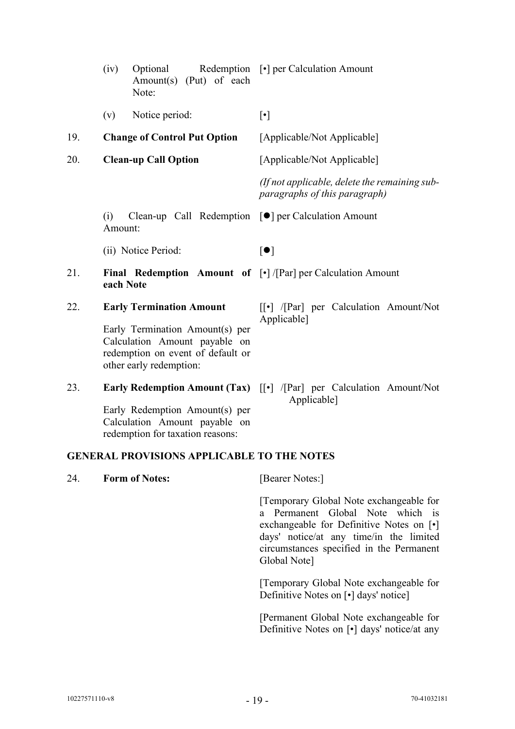| | | |
|---|---|---|
| | (iv) Optional Redemption Amount(s) (Put) of each Note: | [•] per Calculation Amount |
| | (v) Notice period: | [•] |
| 19. | **Change of Control Put Option** | [Applicable/Not Applicable] |
| 20. | **Clean-up Call Option** | [Applicable/Not Applicable] |
| | | *(If not applicable, delete the remaining sub-paragraphs of this paragraph)* |
| | (i) Clean-up Call Redemption Amount: | [●] per Calculation Amount |
| | (ii) Notice Period: | [●] |
| 21. | **Final Redemption Amount of each Note** | [•] /[Par] per Calculation Amount |
| 22. | **Early Termination Amount** Early Termination Amount(s) per Calculation Amount payable on redemption on event of default or other early redemption: | [[•] /[Par] per Calculation Amount/Not Applicable] |
| 23. | **Early Redemption Amount (Tax)** Early Redemption Amount(s) per Calculation Amount payable on redemption for taxation reasons: | [[•] /[Par] per Calculation Amount/Not Applicable] |

**GENERAL PROVISIONS APPLICABLE TO THE NOTES**

| | | |
|---|---|---|
| 24. | **Form of Notes:** | [Bearer Notes:] |
| | | [Temporary Global Note exchangeable for a Permanent Global Note which is exchangeable for Definitive Notes on [•] days' notice/at any time/in the limited circumstances specified in the Permanent Global Note] |
| | | [Temporary Global Note exchangeable for Definitive Notes on [•] days' notice] |
| | | [Permanent Global Note exchangeable for Definitive Notes on [•] days' notice/at any |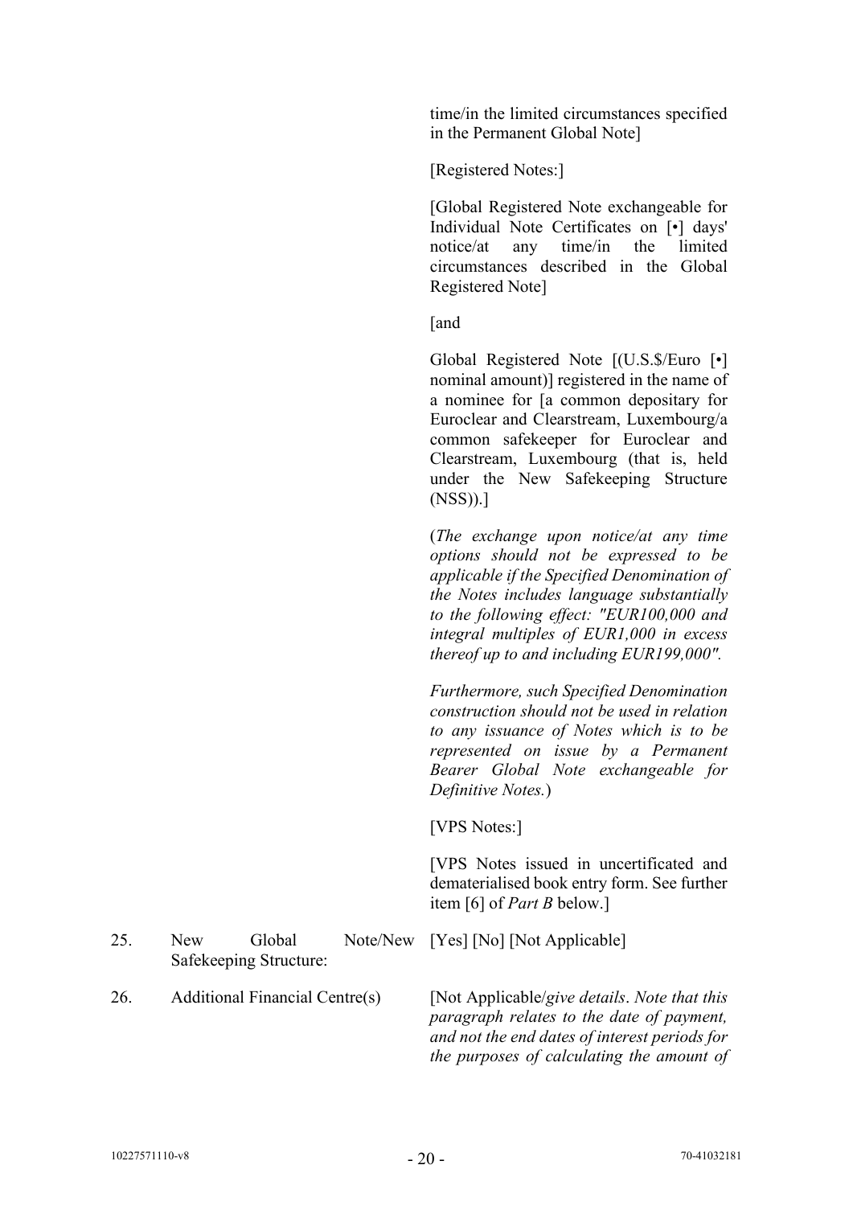time/in the limited circumstances specified in the Permanent Global Note]

[Registered Notes:]

[Global Registered Note exchangeable for Individual Note Certificates on [•] days' notice/at any time/in the limited circumstances described in the Global Registered Note]

[and

Global Registered Note [(U.S.$/Euro [•] nominal amount)] registered in the name of a nominee for [a common depositary for Euroclear and Clearstream, Luxembourg/a common safekeeper for Euroclear and Clearstream, Luxembourg (that is, held under the New Safekeeping Structure (NSS)).]

(*The exchange upon notice/at any time options should not be expressed to be applicable if the Specified Denomination of the Notes includes language substantially to the following effect: "EUR100,000 and integral multiples of EUR1,000 in excess thereof up to and including EUR199,000".*

*Furthermore, such Specified Denomination construction should not be used in relation to any issuance of Notes which is to be represented on issue by a Permanent Bearer Global Note exchangeable for Definitive Notes.*)

[VPS Notes:]

[VPS Notes issued in uncertificated and dematerialised book entry form. See further item [6] of *Part B* below.]

| | | |
|---|---|---|
| 25. | New Global Note/New Safekeeping Structure: | [Yes] [No] [Not Applicable] |
| 26. | Additional Financial Centre(s) | [Not Applicable/*give details*. *Note that this paragraph relates to the date of payment, and not the end dates of interest periods for the purposes of calculating the amount of* |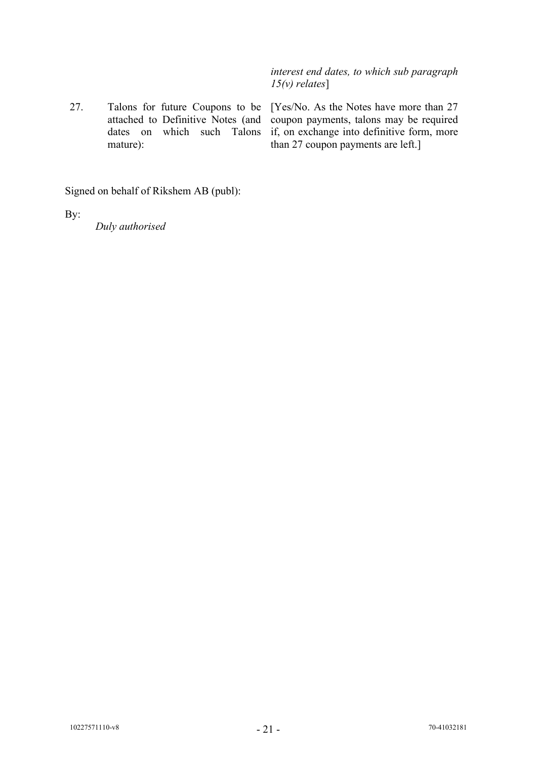| | | |
|---|---|---|
| | | *interest end dates, to which sub paragraph 15(v) relates*] |
| 27. | Talons for future Coupons to be attached to Definitive Notes (and dates on which such Talons mature): | [Yes/No. As the Notes have more than 27 coupon payments, talons may be required if, on exchange into definitive form, more than 27 coupon payments are left.] |

Signed on behalf of Rikshem AB (publ):

By:
*Duly authorised*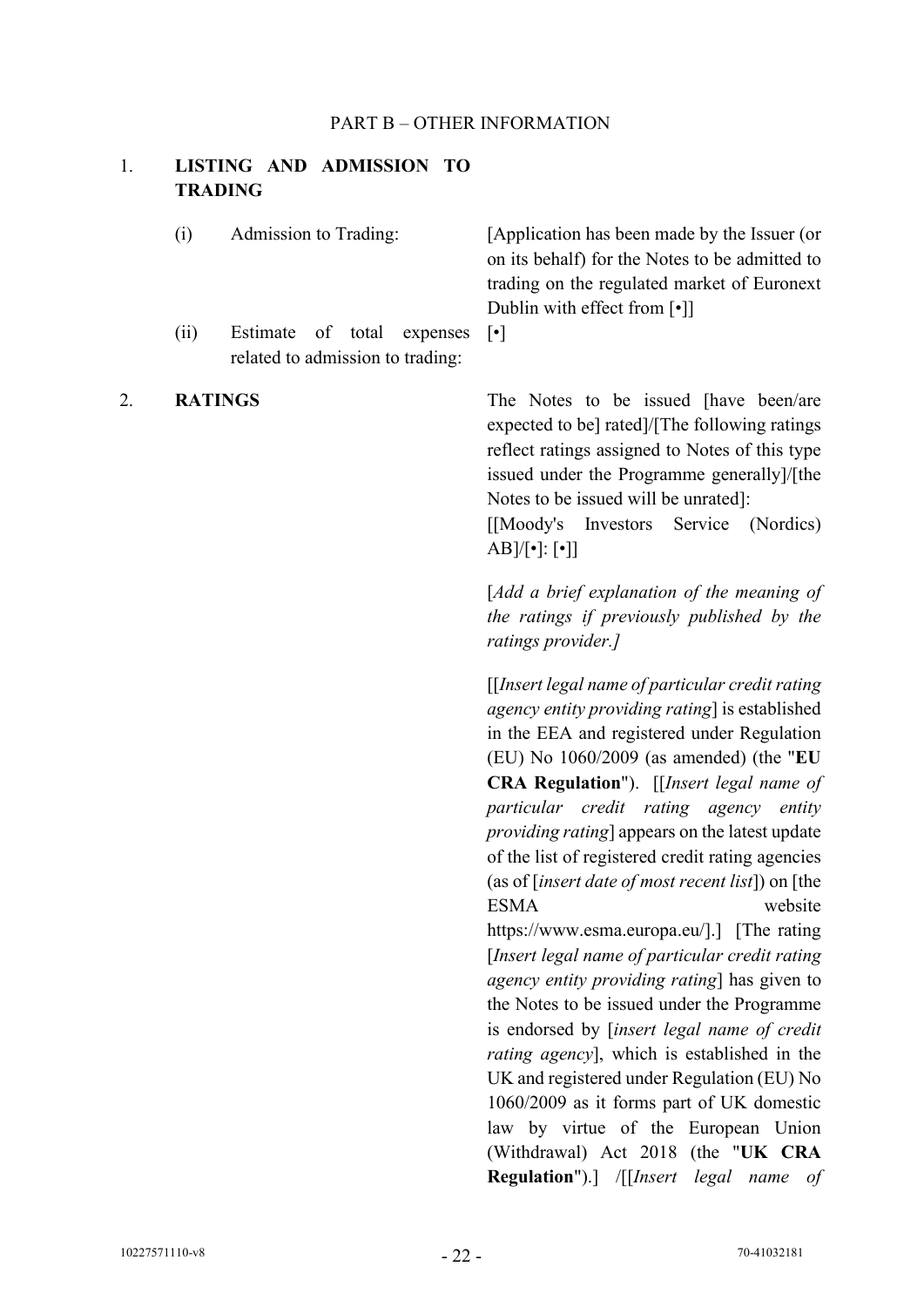PART B – OTHER INFORMATION

1. **LISTING AND ADMISSION TO TRADING**

| | | |
|---|---|---|
| (i) | Admission to Trading: | [Application has been made by the Issuer (or on its behalf) for the Notes to be admitted to trading on the regulated market of Euronext Dublin with effect from [•]] |
| (ii) | Estimate of total expenses related to admission to trading: | [•] |

2. **RATINGS**

The Notes to be issued [have been/are expected to be] rated]/[The following ratings reflect ratings assigned to Notes of this type issued under the Programme generally]/[the Notes to be issued will be unrated]:
[[Moody's Investors Service (Nordics) AB]/[•]: [•]]

[*Add a brief explanation of the meaning of the ratings if previously published by the ratings provider.]*

[[*Insert legal name of particular credit rating agency entity providing rating*] is established in the EEA and registered under Regulation (EU) No 1060/2009 (as amended) (the "**EU CRA Regulation**"). [[*Insert legal name of particular credit rating agency entity providing rating*] appears on the latest update of the list of registered credit rating agencies (as of [*insert date of most recent list*]) on [the ESMA website https://www.esma.europa.eu/].] [The rating [*Insert legal name of particular credit rating agency entity providing rating*] has given to the Notes to be issued under the Programme is endorsed by [*insert legal name of credit rating agency*], which is established in the UK and registered under Regulation (EU) No 1060/2009 as it forms part of UK domestic law by virtue of the European Union (Withdrawal) Act 2018 (the "**UK CRA Regulation**").] /[[*Insert legal name of*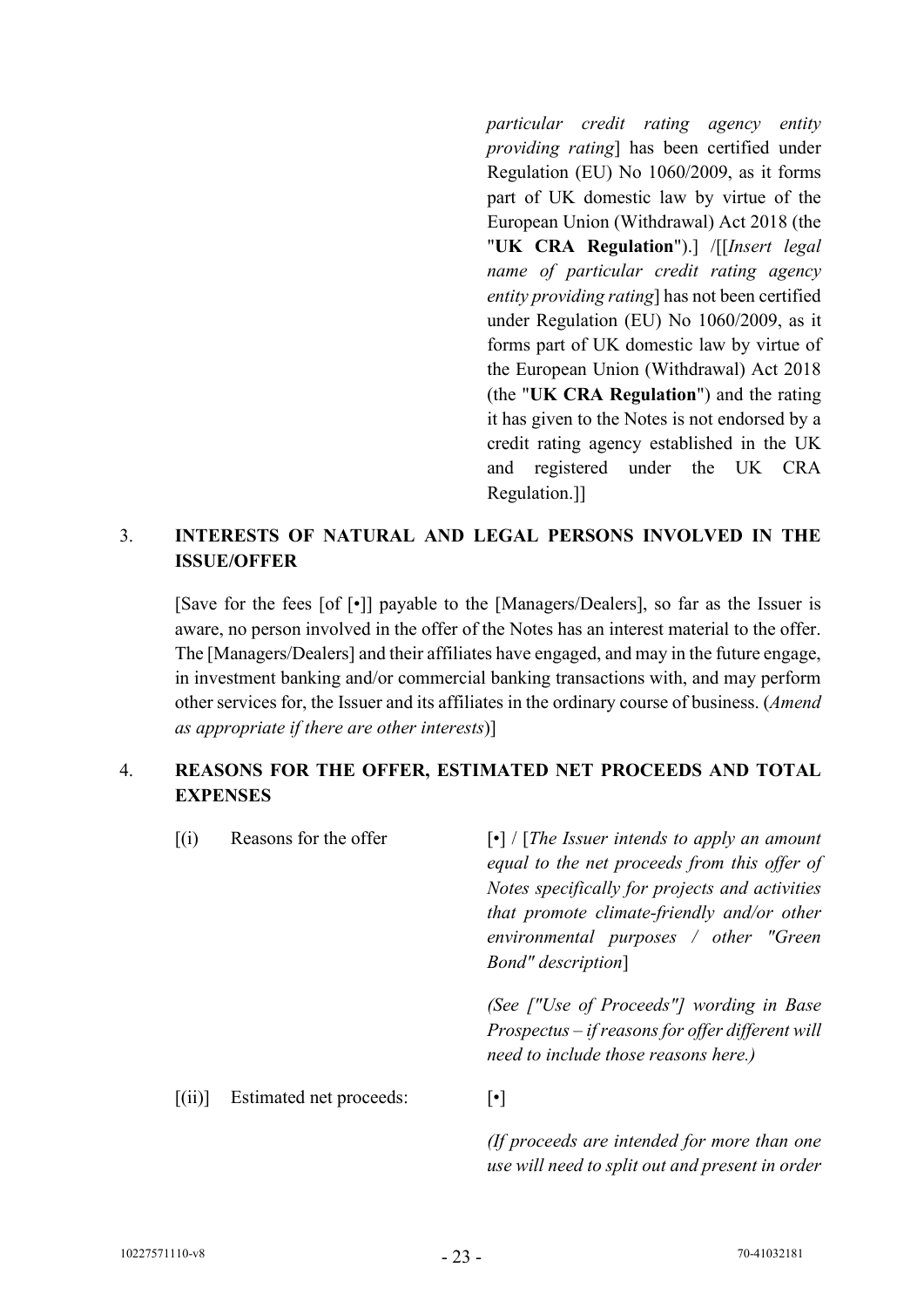*particular credit rating agency entity providing rating*] has been certified under Regulation (EU) No 1060/2009, as it forms part of UK domestic law by virtue of the European Union (Withdrawal) Act 2018 (the "**UK CRA Regulation**").] /[[*Insert legal name of particular credit rating agency entity providing rating*] has not been certified under Regulation (EU) No 1060/2009, as it forms part of UK domestic law by virtue of the European Union (Withdrawal) Act 2018 (the "**UK CRA Regulation**") and the rating it has given to the Notes is not endorsed by a credit rating agency established in the UK and registered under the UK CRA Regulation.]]

## 3. INTERESTS OF NATURAL AND LEGAL PERSONS INVOLVED IN THE ISSUE/OFFER

[Save for the fees [of [•]] payable to the [Managers/Dealers], so far as the Issuer is aware, no person involved in the offer of the Notes has an interest material to the offer. The [Managers/Dealers] and their affiliates have engaged, and may in the future engage, in investment banking and/or commercial banking transactions with, and may perform other services for, the Issuer and its affiliates in the ordinary course of business. (*Amend as appropriate if there are other interests*)]

## 4. REASONS FOR THE OFFER, ESTIMATED NET PROCEEDS AND TOTAL EXPENSES

| | | |
|---|---|---|
| [(i) | Reasons for the offer | [•] / [*The Issuer intends to apply an amount equal to the net proceeds from this offer of Notes specifically for projects and activities that promote climate-friendly and/or other environmental purposes / other "Green Bond" description*]<br><br>*(See ["Use of Proceeds"] wording in Base Prospectus – if reasons for offer different will need to include those reasons here.)* |
| [(ii)] | Estimated net proceeds: | [•]<br><br>*(If proceeds are intended for more than one use will need to split out and present in order* |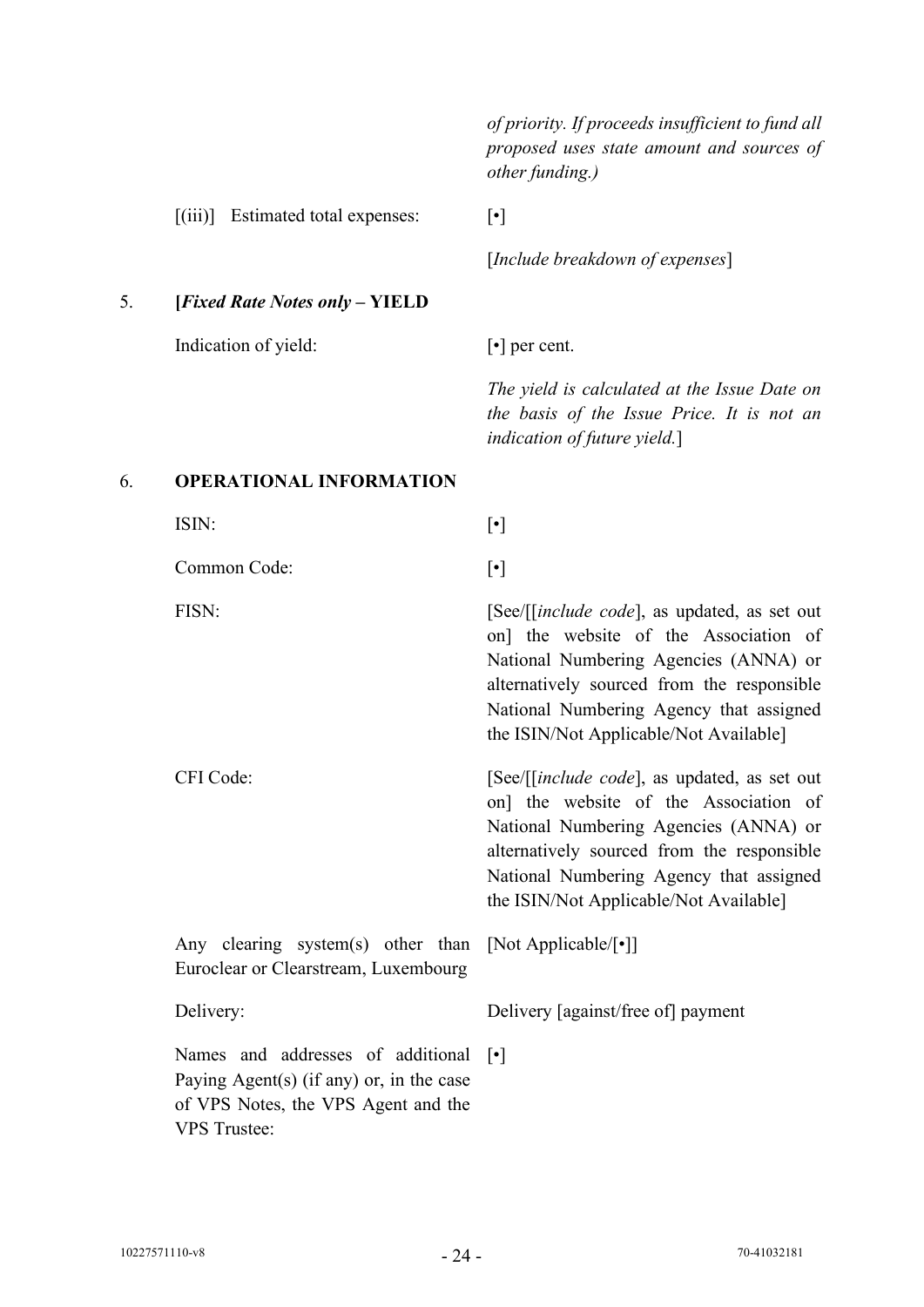| | |
|---|---|
| | *of priority. If proceeds insufficient to fund all proposed uses state amount and sources of other funding.)* |
| [(iii)] Estimated total expenses: | [•] |
| | [*Include breakdown of expenses*] |

5. **[*Fixed Rate Notes only* – YIELD**

| | |
|---|---|
| Indication of yield: | [•] per cent. |
| | *The yield is calculated at the Issue Date on the basis of the Issue Price. It is not an indication of future yield.*] |

6. **OPERATIONAL INFORMATION**

| | |
|---|---|
| ISIN: | [•] |
| Common Code: | [•] |
| FISN: | [See/[[*include code*], as updated, as set out on] the website of the Association of National Numbering Agencies (ANNA) or alternatively sourced from the responsible National Numbering Agency that assigned the ISIN/Not Applicable/Not Available] |
| CFI Code: | [See/[[*include code*], as updated, as set out on] the website of the Association of National Numbering Agencies (ANNA) or alternatively sourced from the responsible National Numbering Agency that assigned the ISIN/Not Applicable/Not Available] |
| Any clearing system(s) other than Euroclear or Clearstream, Luxembourg | [Not Applicable/[•]] |
| Delivery: | Delivery [against/free of] payment |
| Names and addresses of additional Paying Agent(s) (if any) or, in the case of VPS Notes, the VPS Agent and the VPS Trustee: | [•] |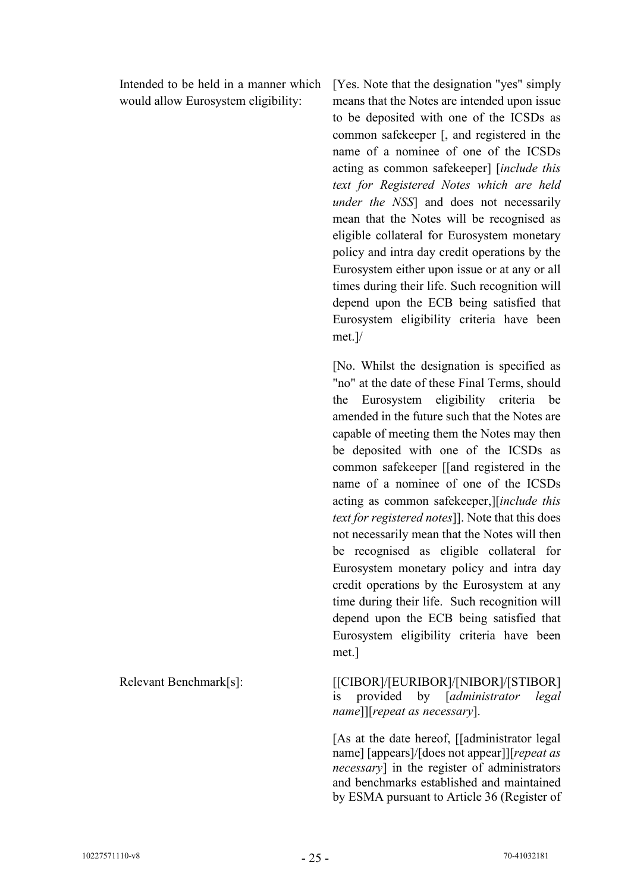| | |
|---|---|
| Intended to be held in a manner which would allow Eurosystem eligibility: | [Yes. Note that the designation "yes" simply means that the Notes are intended upon issue to be deposited with one of the ICSDs as common safekeeper [, and registered in the name of a nominee of one of the ICSDs acting as common safekeeper] [*include this text for Registered Notes which are held under the NSS*] and does not necessarily mean that the Notes will be recognised as eligible collateral for Eurosystem monetary policy and intra day credit operations by the Eurosystem either upon issue or at any or all times during their life. Such recognition will depend upon the ECB being satisfied that Eurosystem eligibility criteria have been met.]/<br><br>[No. Whilst the designation is specified as "no" at the date of these Final Terms, should the Eurosystem eligibility criteria be amended in the future such that the Notes are capable of meeting them the Notes may then be deposited with one of the ICSDs as common safekeeper [[and registered in the name of a nominee of one of the ICSDs acting as common safekeeper,][*include this text for registered notes*]]. Note that this does not necessarily mean that the Notes will then be recognised as eligible collateral for Eurosystem monetary policy and intra day credit operations by the Eurosystem at any time during their life. Such recognition will depend upon the ECB being satisfied that Eurosystem eligibility criteria have been met.] |
| Relevant Benchmark[s]: | [[CIBOR]/[EURIBOR]/[NIBOR]/[STIBOR] is provided by [*administrator legal name*]][*repeat as necessary*].<br><br>[As at the date hereof, [[administrator legal name] [appears]/[does not appear]][*repeat as necessary*] in the register of administrators and benchmarks established and maintained by ESMA pursuant to Article 36 (Register of |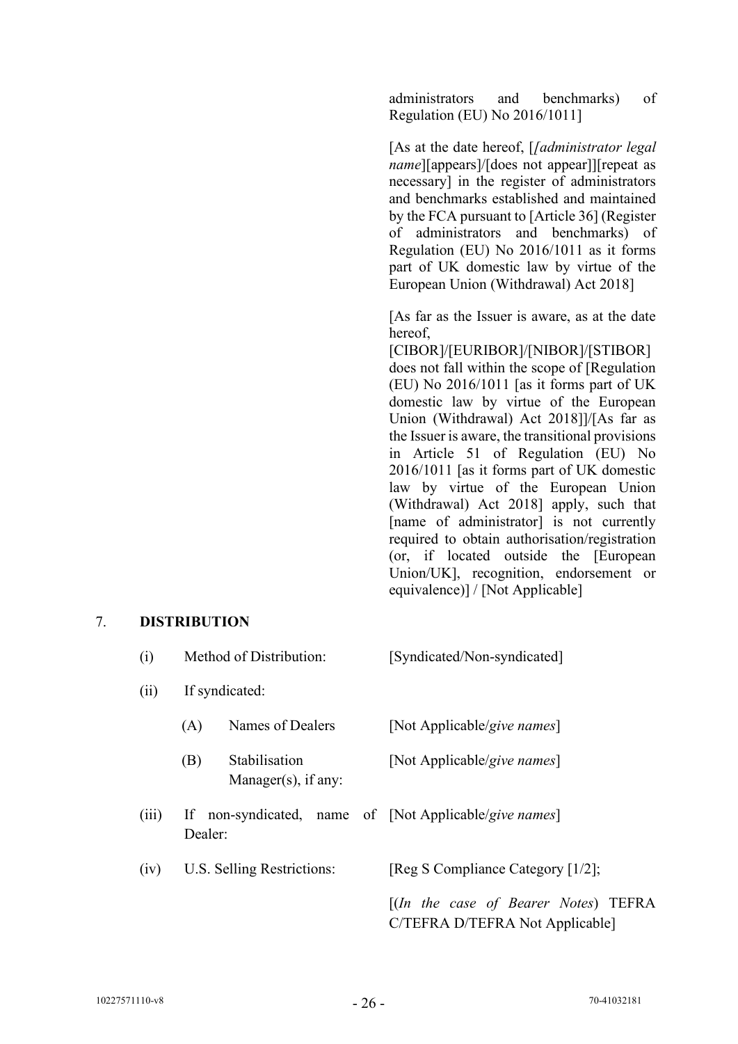administrators and benchmarks) of Regulation (EU) No 2016/1011]

[As at the date hereof, [*[administrator legal name*][appears]/[does not appear]][repeat as necessary] in the register of administrators and benchmarks established and maintained by the FCA pursuant to [Article 36] (Register of administrators and benchmarks) of Regulation (EU) No 2016/1011 as it forms part of UK domestic law by virtue of the European Union (Withdrawal) Act 2018]

[As far as the Issuer is aware, as at the date hereof, [CIBOR]/[EURIBOR]/[NIBOR]/[STIBOR] does not fall within the scope of [Regulation (EU) No 2016/1011 [as it forms part of UK domestic law by virtue of the European Union (Withdrawal) Act 2018]]/[As far as the Issuer is aware, the transitional provisions in Article 51 of Regulation (EU) No 2016/1011 [as it forms part of UK domestic law by virtue of the European Union (Withdrawal) Act 2018] apply, such that [name of administrator] is not currently required to obtain authorisation/registration (or, if located outside the [European Union/UK], recognition, endorsement or equivalence)] / [Not Applicable]

## 7. DISTRIBUTION

| | | |
|---|---|---|
| (i) | Method of Distribution: | [Syndicated/Non-syndicated] |
| (ii) | If syndicated: | |
| | (A) Names of Dealers | [Not Applicable/*give names*] |
| | (B) Stabilisation Manager(s), if any: | [Not Applicable/*give names*] |
| (iii) | If non-syndicated, name of Dealer: | [Not Applicable/*give names*] |
| (iv) | U.S. Selling Restrictions: | [Reg S Compliance Category [1/2];<br><br>[(*In the case of Bearer Notes*) TEFRA C/TEFRA D/TEFRA Not Applicable] |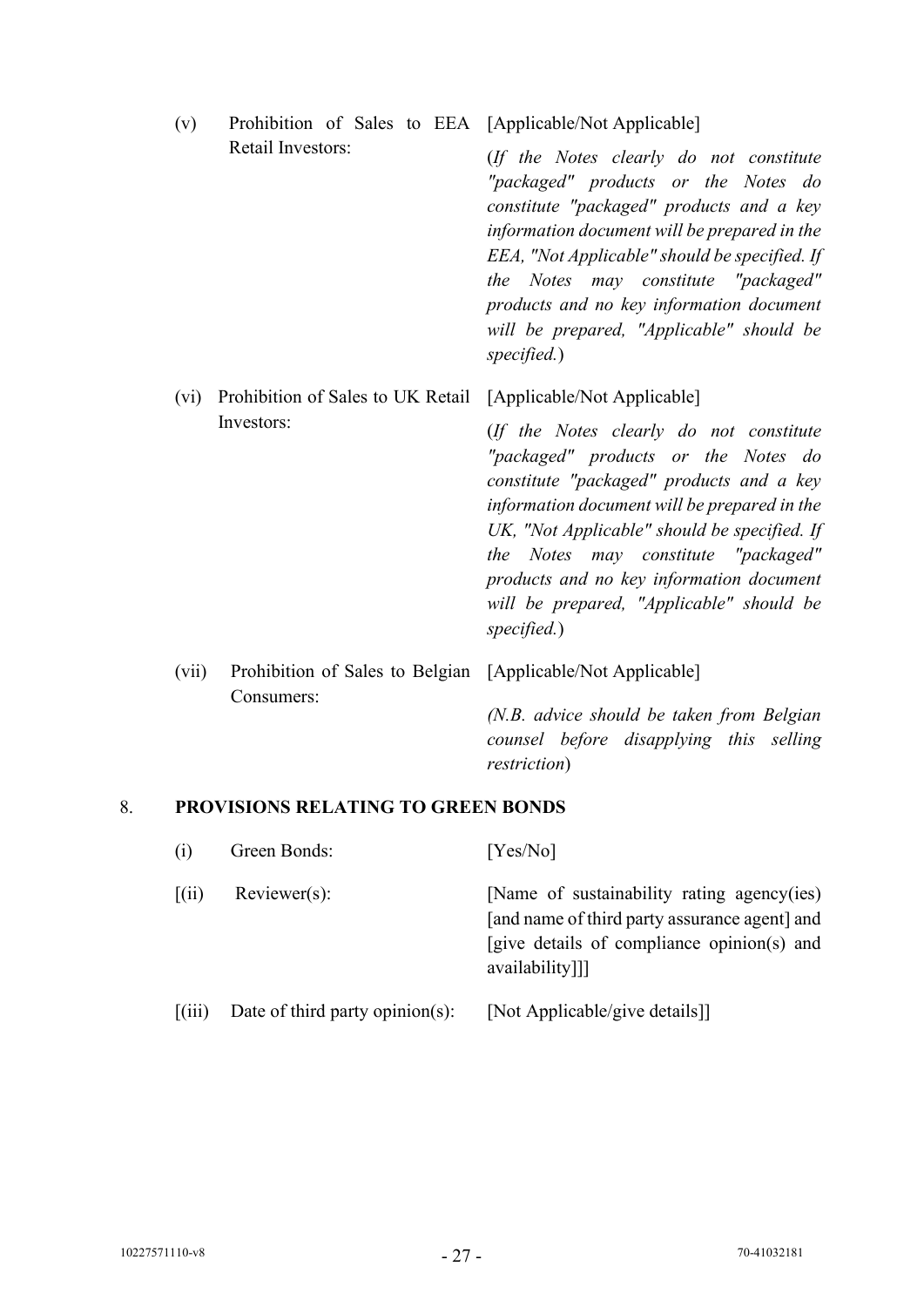(v) Prohibition of Sales to EEA Retail Investors: [Applicable/Not Applicable]

(*If the Notes clearly do not constitute "packaged" products or the Notes do constitute "packaged" products and a key information document will be prepared in the EEA, "Not Applicable" should be specified. If the Notes may constitute "packaged" products and no key information document will be prepared, "Applicable" should be specified.*)

(vi) Prohibition of Sales to UK Retail Investors: [Applicable/Not Applicable]

(*If the Notes clearly do not constitute "packaged" products or the Notes do constitute "packaged" products and a key information document will be prepared in the UK, "Not Applicable" should be specified. If the Notes may constitute "packaged" products and no key information document will be prepared, "Applicable" should be specified.*)

(vii) Prohibition of Sales to Belgian Consumers: [Applicable/Not Applicable]

*(N.B. advice should be taken from Belgian counsel before disapplying this selling restriction*)

8. **PROVISIONS RELATING TO GREEN BONDS**

(i) Green Bonds: [Yes/No]

[(ii) Reviewer(s): [Name of sustainability rating agency(ies) [and name of third party assurance agent] and [give details of compliance opinion(s) and availability]]]

[(iii) Date of third party opinion(s): [Not Applicable/give details]]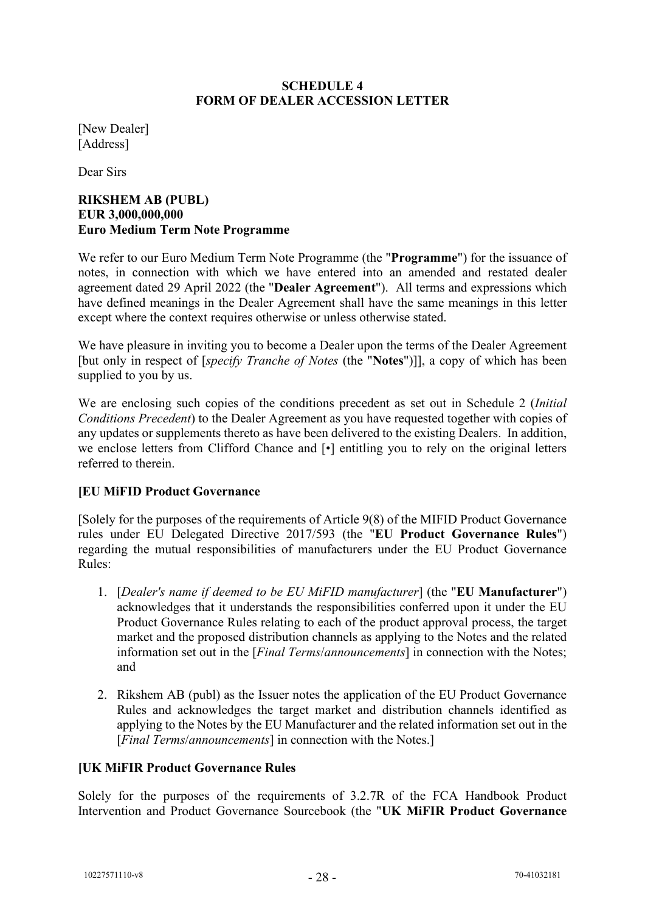## SCHEDULE 4
## FORM OF DEALER ACCESSION LETTER

[New Dealer]
[Address]

Dear Sirs

**RIKSHEM AB (PUBL)**
**EUR 3,000,000,000**
**Euro Medium Term Note Programme**

We refer to our Euro Medium Term Note Programme (the "**Programme**") for the issuance of notes, in connection with which we have entered into an amended and restated dealer agreement dated 29 April 2022 (the "**Dealer Agreement**"). All terms and expressions which have defined meanings in the Dealer Agreement shall have the same meanings in this letter except where the context requires otherwise or unless otherwise stated.

We have pleasure in inviting you to become a Dealer upon the terms of the Dealer Agreement [but only in respect of [*specify Tranche of Notes* (the "**Notes**")]], a copy of which has been supplied to you by us.

We are enclosing such copies of the conditions precedent as set out in Schedule 2 (*Initial Conditions Precedent*) to the Dealer Agreement as you have requested together with copies of any updates or supplements thereto as have been delivered to the existing Dealers. In addition, we enclose letters from Clifford Chance and [•] entitling you to rely on the original letters referred to therein.

**[EU MiFID Product Governance**

[Solely for the purposes of the requirements of Article 9(8) of the MIFID Product Governance rules under EU Delegated Directive 2017/593 (the "**EU Product Governance Rules**") regarding the mutual responsibilities of manufacturers under the EU Product Governance Rules:

1. [*Dealer's name if deemed to be EU MiFID manufacturer*] (the "**EU Manufacturer**") acknowledges that it understands the responsibilities conferred upon it under the EU Product Governance Rules relating to each of the product approval process, the target market and the proposed distribution channels as applying to the Notes and the related information set out in the [*Final Terms*/*announcements*] in connection with the Notes; and

2. Rikshem AB (publ) as the Issuer notes the application of the EU Product Governance Rules and acknowledges the target market and distribution channels identified as applying to the Notes by the EU Manufacturer and the related information set out in the [*Final Terms*/*announcements*] in connection with the Notes.]

**[UK MiFIR Product Governance Rules**

Solely for the purposes of the requirements of 3.2.7R of the FCA Handbook Product Intervention and Product Governance Sourcebook (the "**UK MiFIR Product Governance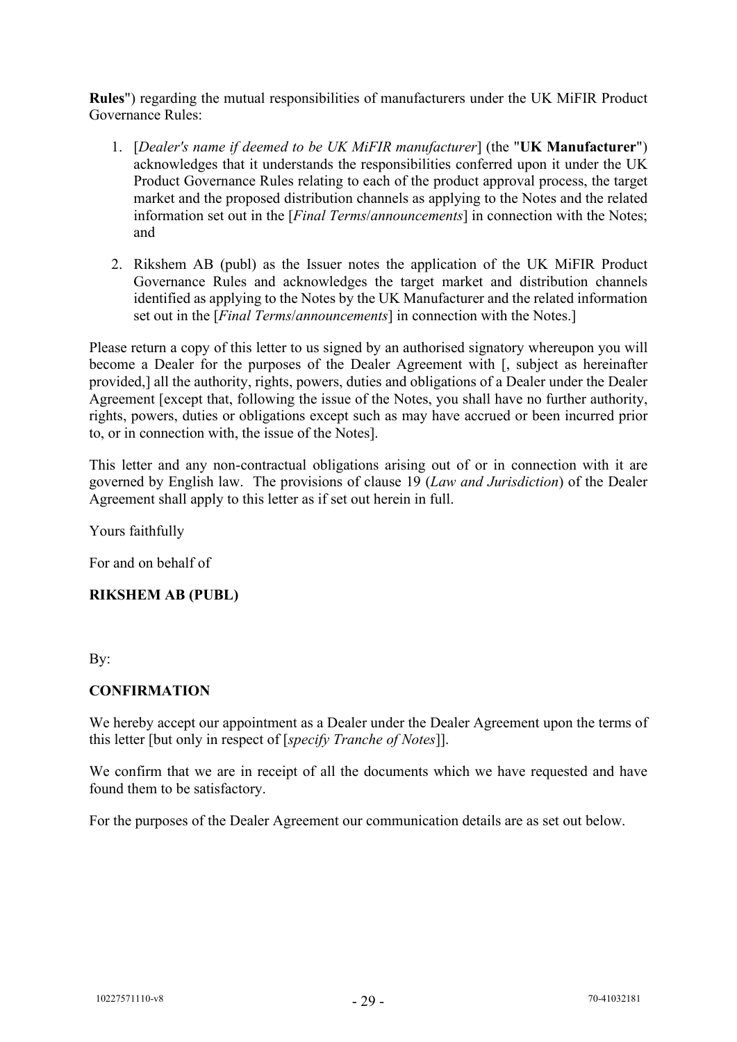**Rules**") regarding the mutual responsibilities of manufacturers under the UK MiFIR Product Governance Rules:

1. [*Dealer's name if deemed to be UK MiFIR manufacturer*] (the "**UK Manufacturer**") acknowledges that it understands the responsibilities conferred upon it under the UK Product Governance Rules relating to each of the product approval process, the target market and the proposed distribution channels as applying to the Notes and the related information set out in the [*Final Terms*/*announcements*] in connection with the Notes; and

2. Rikshem AB (publ) as the Issuer notes the application of the UK MiFIR Product Governance Rules and acknowledges the target market and distribution channels identified as applying to the Notes by the UK Manufacturer and the related information set out in the [*Final Terms*/*announcements*] in connection with the Notes.]

Please return a copy of this letter to us signed by an authorised signatory whereupon you will become a Dealer for the purposes of the Dealer Agreement with [, subject as hereinafter provided,] all the authority, rights, powers, duties and obligations of a Dealer under the Dealer Agreement [except that, following the issue of the Notes, you shall have no further authority, rights, powers, duties or obligations except such as may have accrued or been incurred prior to, or in connection with, the issue of the Notes].

This letter and any non-contractual obligations arising out of or in connection with it are governed by English law. The provisions of clause 19 (*Law and Jurisdiction*) of the Dealer Agreement shall apply to this letter as if set out herein in full.

Yours faithfully

For and on behalf of

**RIKSHEM AB (PUBL)**

By:

**CONFIRMATION**

We hereby accept our appointment as a Dealer under the Dealer Agreement upon the terms of this letter [but only in respect of [*specify Tranche of Notes*]].

We confirm that we are in receipt of all the documents which we have requested and have found them to be satisfactory.

For the purposes of the Dealer Agreement our communication details are as set out below.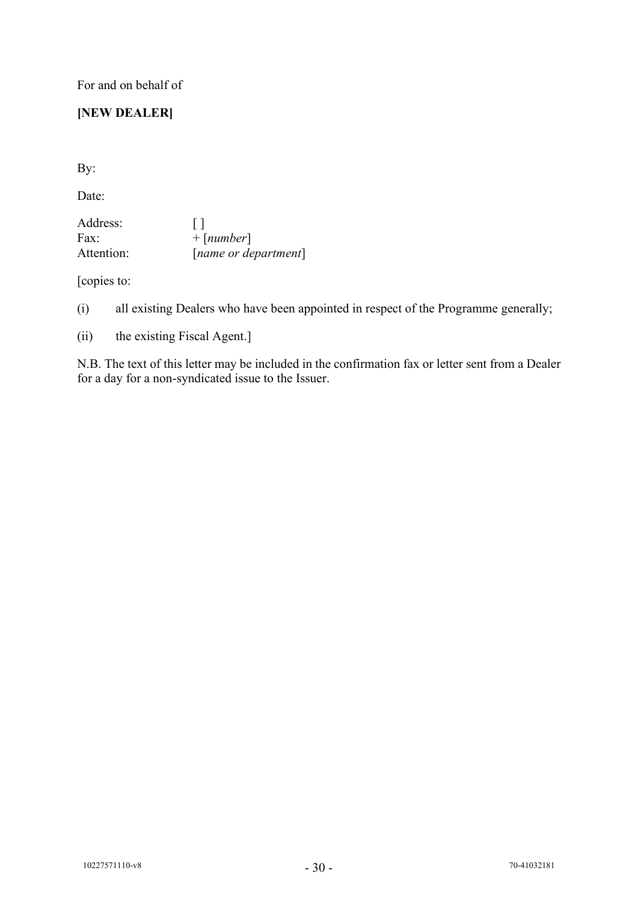For and on behalf of

**[NEW DEALER]**

By:

Date:

| | |
|---|---|
| Address: | [ ] |
| Fax: | + [*number*] |
| Attention: | [*name or department*] |

[copies to:

(i) all existing Dealers who have been appointed in respect of the Programme generally;

(ii) the existing Fiscal Agent.]

N.B. The text of this letter may be included in the confirmation fax or letter sent from a Dealer for a day for a non-syndicated issue to the Issuer.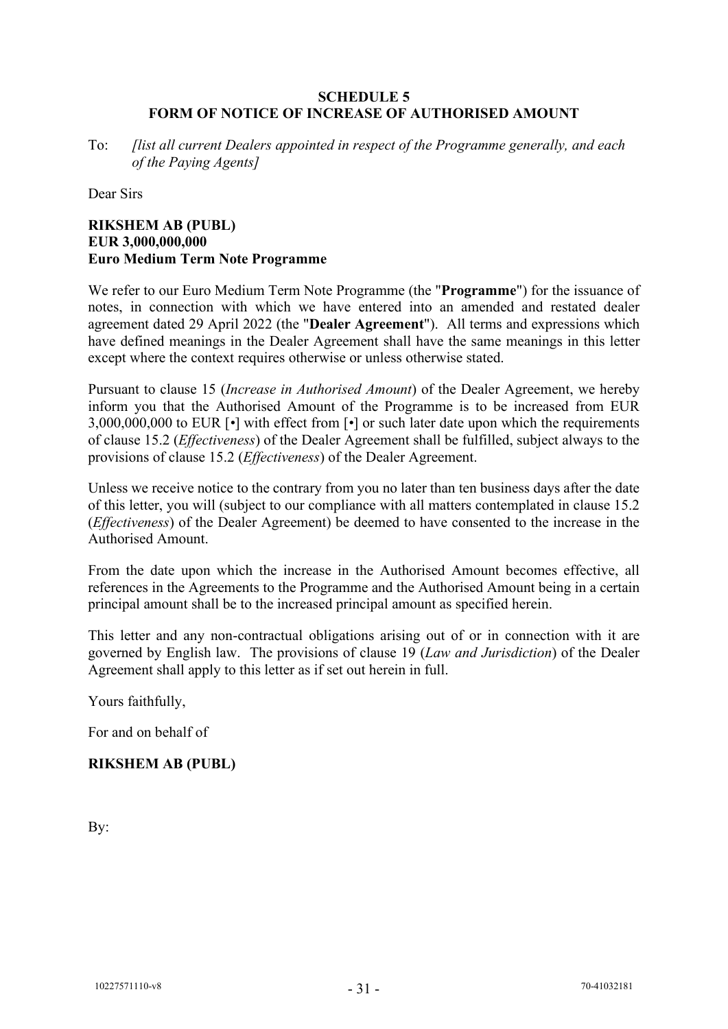# SCHEDULE 5
# FORM OF NOTICE OF INCREASE OF AUTHORISED AMOUNT

To: *[list all current Dealers appointed in respect of the Programme generally, and each of the Paying Agents]*

Dear Sirs

**RIKSHEM AB (PUBL)**
**EUR 3,000,000,000**
**Euro Medium Term Note Programme**

We refer to our Euro Medium Term Note Programme (the "**Programme**") for the issuance of notes, in connection with which we have entered into an amended and restated dealer agreement dated 29 April 2022 (the "**Dealer Agreement**"). All terms and expressions which have defined meanings in the Dealer Agreement shall have the same meanings in this letter except where the context requires otherwise or unless otherwise stated.

Pursuant to clause 15 (*Increase in Authorised Amount*) of the Dealer Agreement, we hereby inform you that the Authorised Amount of the Programme is to be increased from EUR 3,000,000,000 to EUR [•] with effect from [•] or such later date upon which the requirements of clause 15.2 (*Effectiveness*) of the Dealer Agreement shall be fulfilled, subject always to the provisions of clause 15.2 (*Effectiveness*) of the Dealer Agreement.

Unless we receive notice to the contrary from you no later than ten business days after the date of this letter, you will (subject to our compliance with all matters contemplated in clause 15.2 (*Effectiveness*) of the Dealer Agreement) be deemed to have consented to the increase in the Authorised Amount.

From the date upon which the increase in the Authorised Amount becomes effective, all references in the Agreements to the Programme and the Authorised Amount being in a certain principal amount shall be to the increased principal amount as specified herein.

This letter and any non-contractual obligations arising out of or in connection with it are governed by English law. The provisions of clause 19 (*Law and Jurisdiction*) of the Dealer Agreement shall apply to this letter as if set out herein in full.

Yours faithfully,

For and on behalf of

**RIKSHEM AB (PUBL)**

By: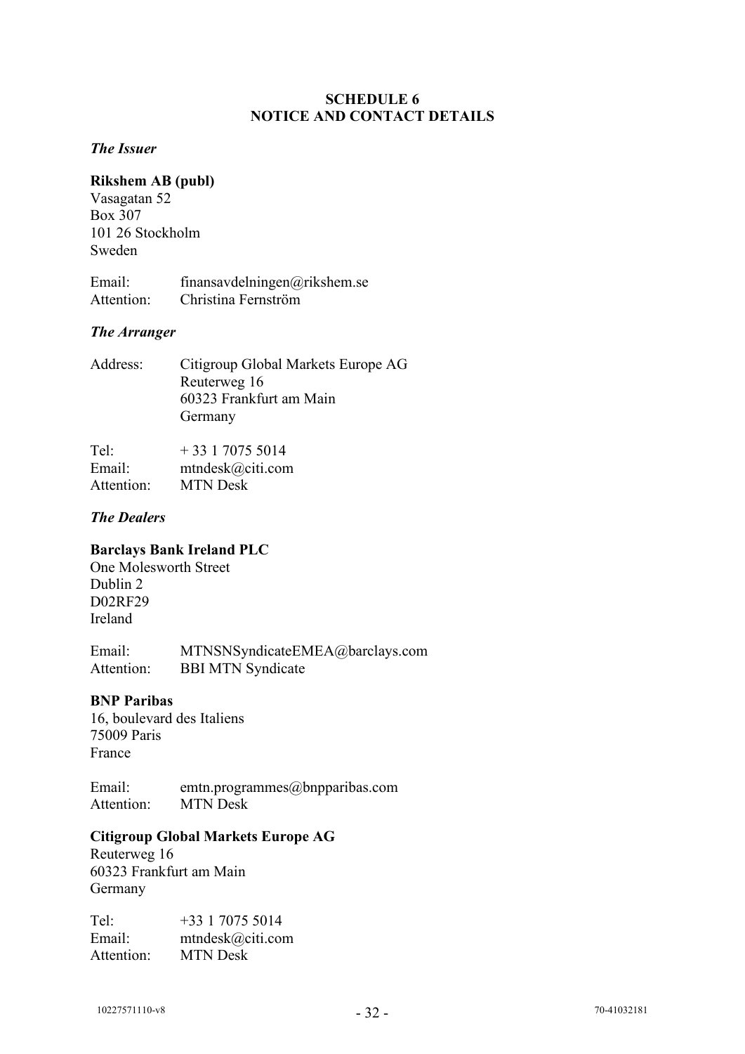# SCHEDULE 6
# NOTICE AND CONTACT DETAILS

*The Issuer*

**Rikshem AB (publ)**
Vasagatan 52
Box 307
101 26 Stockholm
Sweden

Email: finansavdelningen@rikshem.se
Attention: Christina Fernström

*The Arranger*

Address: Citigroup Global Markets Europe AG
Reuterweg 16
60323 Frankfurt am Main
Germany

Tel: + 33 1 7075 5014
Email: mtndesk@citi.com
Attention: MTN Desk

*The Dealers*

**Barclays Bank Ireland PLC**
One Molesworth Street
Dublin 2
D02RF29
Ireland

Email: MTNSNSyndicateEMEA@barclays.com
Attention: BBI MTN Syndicate

**BNP Paribas**
16, boulevard des Italiens
75009 Paris
France

Email: emtn.programmes@bnpparibas.com
Attention: MTN Desk

**Citigroup Global Markets Europe AG**
Reuterweg 16
60323 Frankfurt am Main
Germany

Tel: +33 1 7075 5014
Email: mtndesk@citi.com
Attention: MTN Desk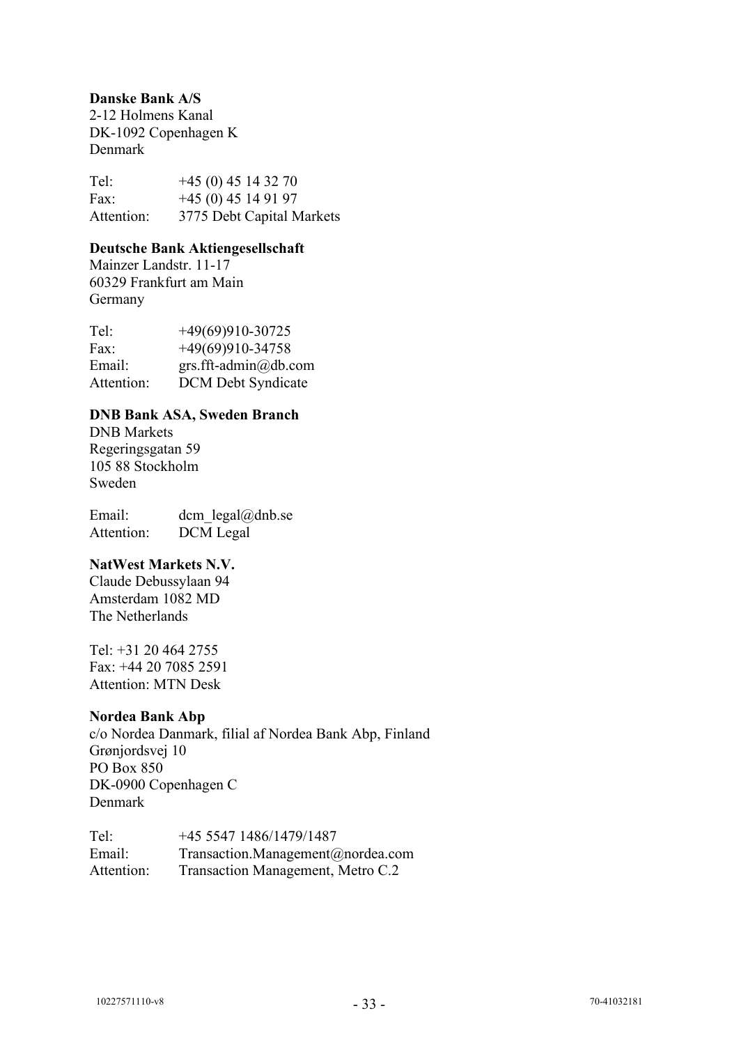**Danske Bank A/S**
2-12 Holmens Kanal
DK-1092 Copenhagen K
Denmark

| | |
|---|---|
| Tel: | +45 (0) 45 14 32 70 |
| Fax: | +45 (0) 45 14 91 97 |
| Attention: | 3775 Debt Capital Markets |

**Deutsche Bank Aktiengesellschaft**
Mainzer Landstr. 11-17
60329 Frankfurt am Main
Germany

| | |
|---|---|
| Tel: | +49(69)910-30725 |
| Fax: | +49(69)910-34758 |
| Email: | grs.fft-admin@db.com |
| Attention: | DCM Debt Syndicate |

**DNB Bank ASA, Sweden Branch**
DNB Markets
Regeringsgatan 59
105 88 Stockholm
Sweden

| | |
|---|---|
| Email: | dcm_legal@dnb.se |
| Attention: | DCM Legal |

**NatWest Markets N.V.**
Claude Debussylaan 94
Amsterdam 1082 MD
The Netherlands

Tel: +31 20 464 2755
Fax: +44 20 7085 2591
Attention: MTN Desk

**Nordea Bank Abp**
c/o Nordea Danmark, filial af Nordea Bank Abp, Finland
Grønjordsvej 10
PO Box 850
DK-0900 Copenhagen C
Denmark

| | |
|---|---|
| Tel: | +45 5547 1486/1479/1487 |
| Email: | Transaction.Management@nordea.com |
| Attention: | Transaction Management, Metro C.2 |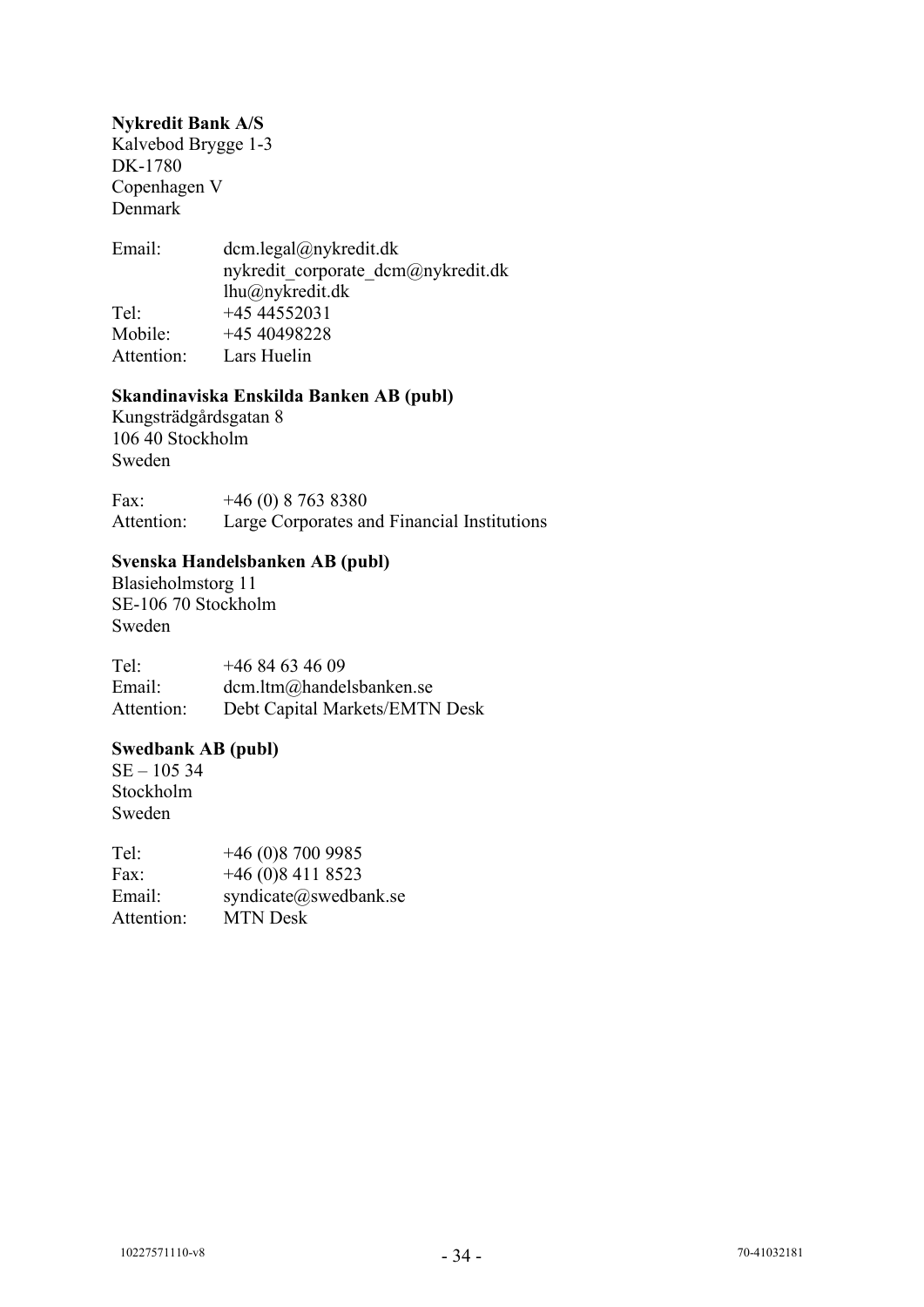**Nykredit Bank A/S**
Kalvebod Brygge 1-3
DK-1780
Copenhagen V
Denmark

| | |
|---|---|
| Email: | dcm.legal@nykredit.dk |
| | nykredit_corporate_dcm@nykredit.dk |
| | lhu@nykredit.dk |
| Tel: | +45 44552031 |
| Mobile: | +45 40498228 |
| Attention: | Lars Huelin |

**Skandinaviska Enskilda Banken AB (publ)**
Kungsträdgårdsgatan 8
106 40 Stockholm
Sweden

| | |
|---|---|
| Fax: | +46 (0) 8 763 8380 |
| Attention: | Large Corporates and Financial Institutions |

**Svenska Handelsbanken AB (publ)**
Blasieholmstorg 11
SE-106 70 Stockholm
Sweden

| | |
|---|---|
| Tel: | +46 84 63 46 09 |
| Email: | dcm.ltm@handelsbanken.se |
| Attention: | Debt Capital Markets/EMTN Desk |

**Swedbank AB (publ)**
SE – 105 34
Stockholm
Sweden

| | |
|---|---|
| Tel: | +46 (0)8 700 9985 |
| Fax: | +46 (0)8 411 8523 |
| Email: | syndicate@swedbank.se |
| Attention: | MTN Desk |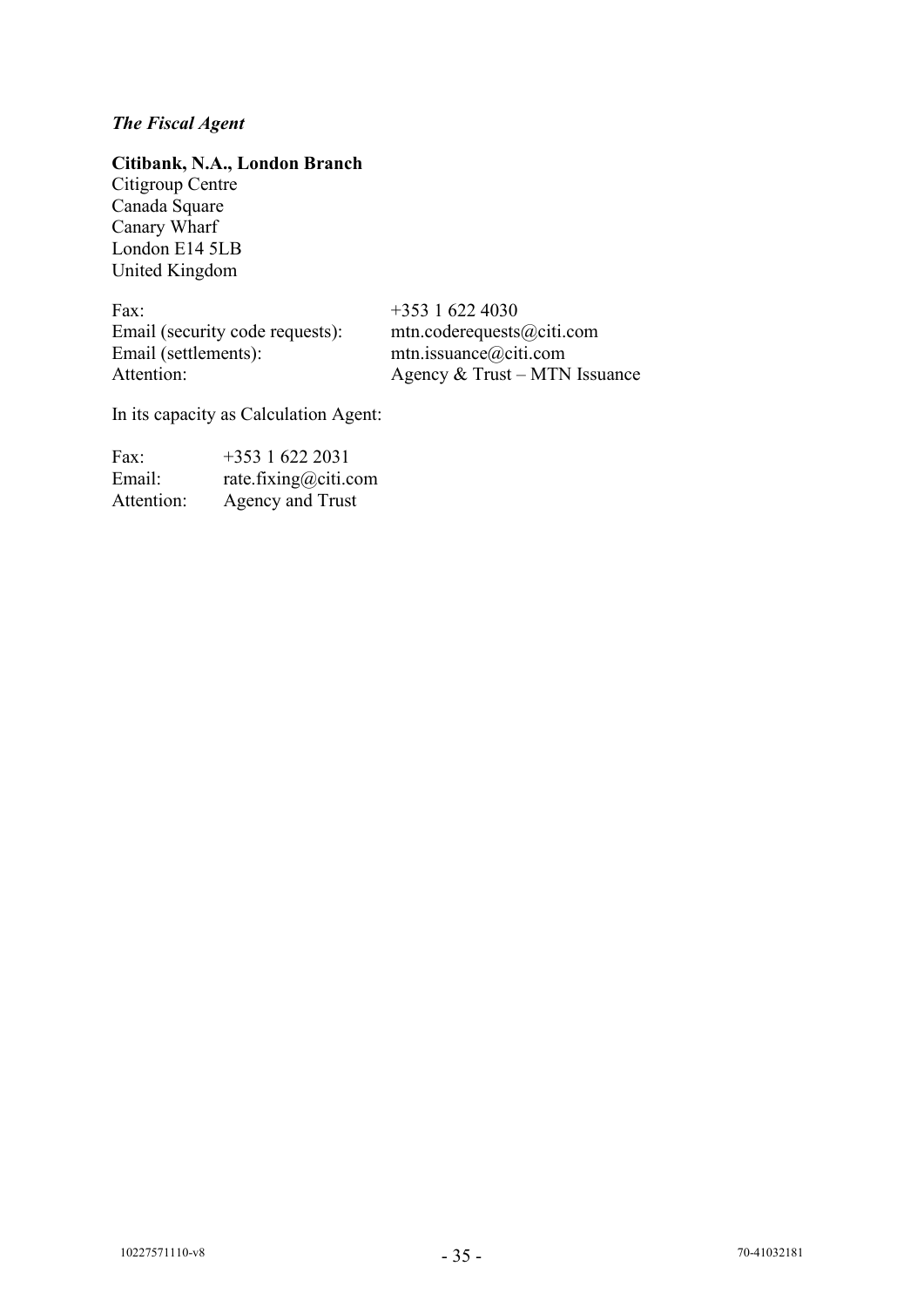*The Fiscal Agent*

**Citibank, N.A., London Branch**
Citigroup Centre
Canada Square
Canary Wharf
London E14 5LB
United Kingdom

| | |
|---|---|
| Fax: | +353 1 622 4030 |
| Email (security code requests): | mtn.coderequests@citi.com |
| Email (settlements): | mtn.issuance@citi.com |
| Attention: | Agency & Trust – MTN Issuance |

In its capacity as Calculation Agent:

| | |
|---|---|
| Fax: | +353 1 622 2031 |
| Email: | rate.fixing@citi.com |
| Attention: | Agency and Trust |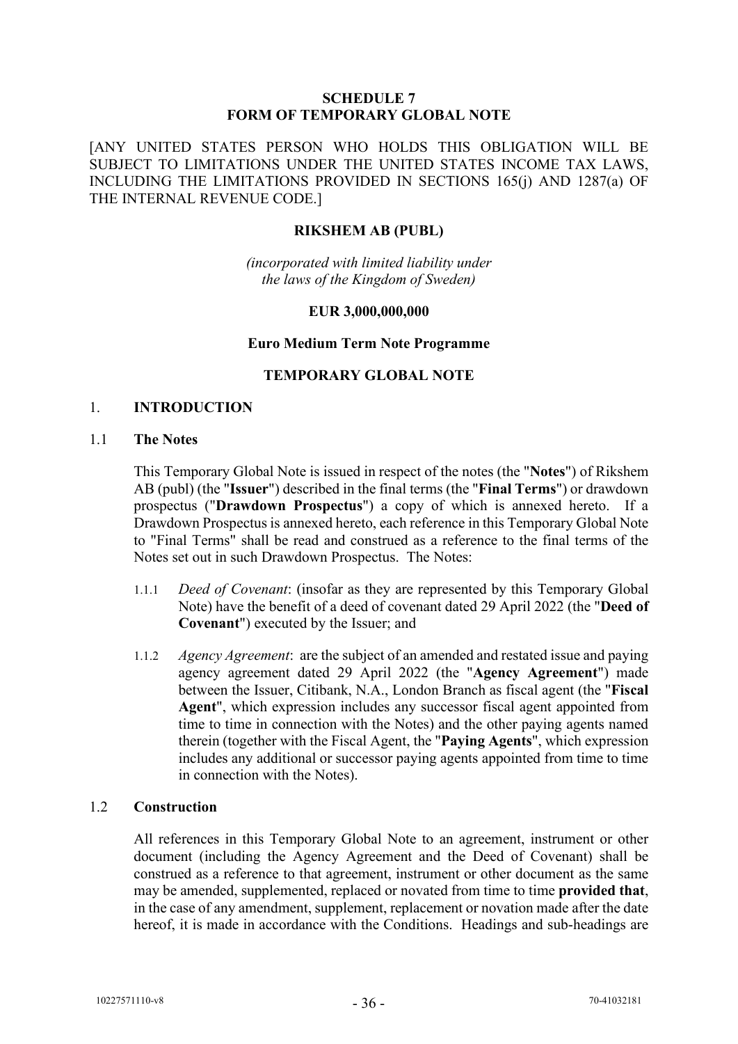## SCHEDULE 7
## FORM OF TEMPORARY GLOBAL NOTE

[ANY UNITED STATES PERSON WHO HOLDS THIS OBLIGATION WILL BE SUBJECT TO LIMITATIONS UNDER THE UNITED STATES INCOME TAX LAWS, INCLUDING THE LIMITATIONS PROVIDED IN SECTIONS 165(j) AND 1287(a) OF THE INTERNAL REVENUE CODE.]

**RIKSHEM AB (PUBL)**

*(incorporated with limited liability under the laws of the Kingdom of Sweden)*

**EUR 3,000,000,000**

**Euro Medium Term Note Programme**

**TEMPORARY GLOBAL NOTE**

1. **INTRODUCTION**

1.1 **The Notes**

This Temporary Global Note is issued in respect of the notes (the "**Notes**") of Rikshem AB (publ) (the "**Issuer**") described in the final terms (the "**Final Terms**") or drawdown prospectus ("**Drawdown Prospectus**") a copy of which is annexed hereto. If a Drawdown Prospectus is annexed hereto, each reference in this Temporary Global Note to "Final Terms" shall be read and construed as a reference to the final terms of the Notes set out in such Drawdown Prospectus. The Notes:

1.1.1 *Deed of Covenant*: (insofar as they are represented by this Temporary Global Note) have the benefit of a deed of covenant dated 29 April 2022 (the "**Deed of Covenant**") executed by the Issuer; and

1.1.2 *Agency Agreement*: are the subject of an amended and restated issue and paying agency agreement dated 29 April 2022 (the "**Agency Agreement**") made between the Issuer, Citibank, N.A., London Branch as fiscal agent (the "**Fiscal Agent**", which expression includes any successor fiscal agent appointed from time to time in connection with the Notes) and the other paying agents named therein (together with the Fiscal Agent, the "**Paying Agents**", which expression includes any additional or successor paying agents appointed from time to time in connection with the Notes).

1.2 **Construction**

All references in this Temporary Global Note to an agreement, instrument or other document (including the Agency Agreement and the Deed of Covenant) shall be construed as a reference to that agreement, instrument or other document as the same may be amended, supplemented, replaced or novated from time to time **provided that**, in the case of any amendment, supplement, replacement or novation made after the date hereof, it is made in accordance with the Conditions. Headings and sub-headings are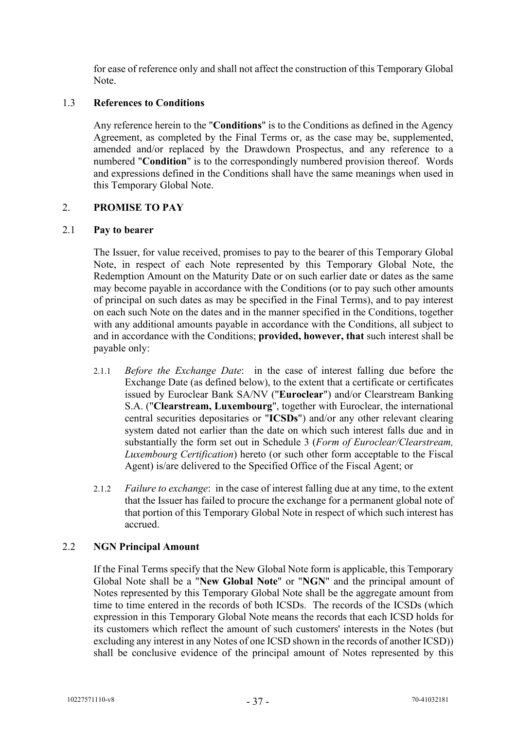for ease of reference only and shall not affect the construction of this Temporary Global Note.

### 1.3 References to Conditions

Any reference herein to the "**Conditions**" is to the Conditions as defined in the Agency Agreement, as completed by the Final Terms or, as the case may be, supplemented, amended and/or replaced by the Drawdown Prospectus, and any reference to a numbered "**Condition**" is to the correspondingly numbered provision thereof. Words and expressions defined in the Conditions shall have the same meanings when used in this Temporary Global Note.

## 2. PROMISE TO PAY

### 2.1 Pay to bearer

The Issuer, for value received, promises to pay to the bearer of this Temporary Global Note, in respect of each Note represented by this Temporary Global Note, the Redemption Amount on the Maturity Date or on such earlier date or dates as the same may become payable in accordance with the Conditions (or to pay such other amounts of principal on such dates as may be specified in the Final Terms), and to pay interest on each such Note on the dates and in the manner specified in the Conditions, together with any additional amounts payable in accordance with the Conditions, all subject to and in accordance with the Conditions; **provided, however, that** such interest shall be payable only:

2.1.1 *Before the Exchange Date*: in the case of interest falling due before the Exchange Date (as defined below), to the extent that a certificate or certificates issued by Euroclear Bank SA/NV ("**Euroclear**") and/or Clearstream Banking S.A. ("**Clearstream, Luxembourg**", together with Euroclear, the international central securities depositaries or "**ICSDs**") and/or any other relevant clearing system dated not earlier than the date on which such interest falls due and in substantially the form set out in Schedule 3 (*Form of Euroclear/Clearstream, Luxembourg Certification*) hereto (or such other form acceptable to the Fiscal Agent) is/are delivered to the Specified Office of the Fiscal Agent; or

2.1.2 *Failure to exchange*: in the case of interest falling due at any time, to the extent that the Issuer has failed to procure the exchange for a permanent global note of that portion of this Temporary Global Note in respect of which such interest has accrued.

### 2.2 NGN Principal Amount

If the Final Terms specify that the New Global Note form is applicable, this Temporary Global Note shall be a "**New Global Note**" or "**NGN**" and the principal amount of Notes represented by this Temporary Global Note shall be the aggregate amount from time to time entered in the records of both ICSDs. The records of the ICSDs (which expression in this Temporary Global Note means the records that each ICSD holds for its customers which reflect the amount of such customers' interests in the Notes (but excluding any interest in any Notes of one ICSD shown in the records of another ICSD)) shall be conclusive evidence of the principal amount of Notes represented by this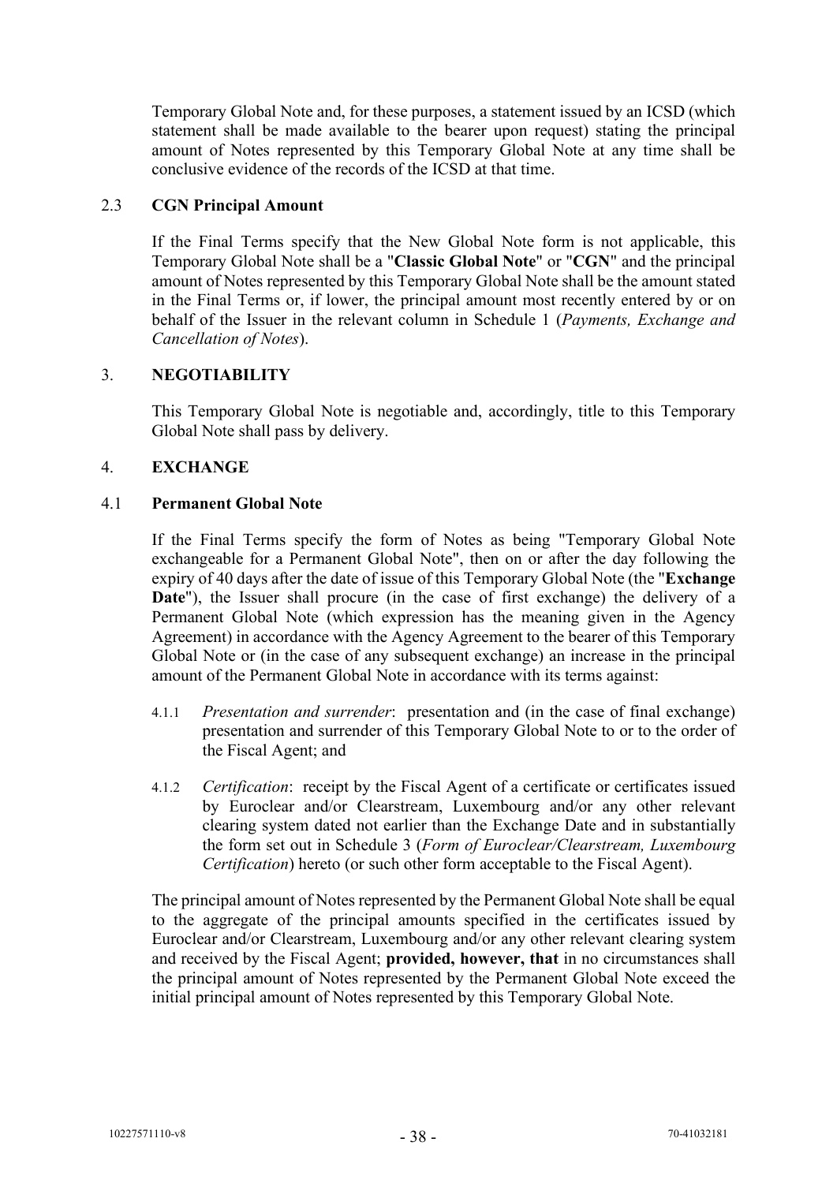Temporary Global Note and, for these purposes, a statement issued by an ICSD (which statement shall be made available to the bearer upon request) stating the principal amount of Notes represented by this Temporary Global Note at any time shall be conclusive evidence of the records of the ICSD at that time.

### 2.3 CGN Principal Amount

If the Final Terms specify that the New Global Note form is not applicable, this Temporary Global Note shall be a "**Classic Global Note**" or "**CGN**" and the principal amount of Notes represented by this Temporary Global Note shall be the amount stated in the Final Terms or, if lower, the principal amount most recently entered by or on behalf of the Issuer in the relevant column in Schedule 1 (*Payments, Exchange and Cancellation of Notes*).

## 3. NEGOTIABILITY

This Temporary Global Note is negotiable and, accordingly, title to this Temporary Global Note shall pass by delivery.

## 4. EXCHANGE

### 4.1 Permanent Global Note

If the Final Terms specify the form of Notes as being "Temporary Global Note exchangeable for a Permanent Global Note", then on or after the day following the expiry of 40 days after the date of issue of this Temporary Global Note (the "**Exchange Date**"), the Issuer shall procure (in the case of first exchange) the delivery of a Permanent Global Note (which expression has the meaning given in the Agency Agreement) in accordance with the Agency Agreement to the bearer of this Temporary Global Note or (in the case of any subsequent exchange) an increase in the principal amount of the Permanent Global Note in accordance with its terms against:

4.1.1 *Presentation and surrender*: presentation and (in the case of final exchange) presentation and surrender of this Temporary Global Note to or to the order of the Fiscal Agent; and

4.1.2 *Certification*: receipt by the Fiscal Agent of a certificate or certificates issued by Euroclear and/or Clearstream, Luxembourg and/or any other relevant clearing system dated not earlier than the Exchange Date and in substantially the form set out in Schedule 3 (*Form of Euroclear/Clearstream, Luxembourg Certification*) hereto (or such other form acceptable to the Fiscal Agent).

The principal amount of Notes represented by the Permanent Global Note shall be equal to the aggregate of the principal amounts specified in the certificates issued by Euroclear and/or Clearstream, Luxembourg and/or any other relevant clearing system and received by the Fiscal Agent; **provided, however, that** in no circumstances shall the principal amount of Notes represented by the Permanent Global Note exceed the initial principal amount of Notes represented by this Temporary Global Note.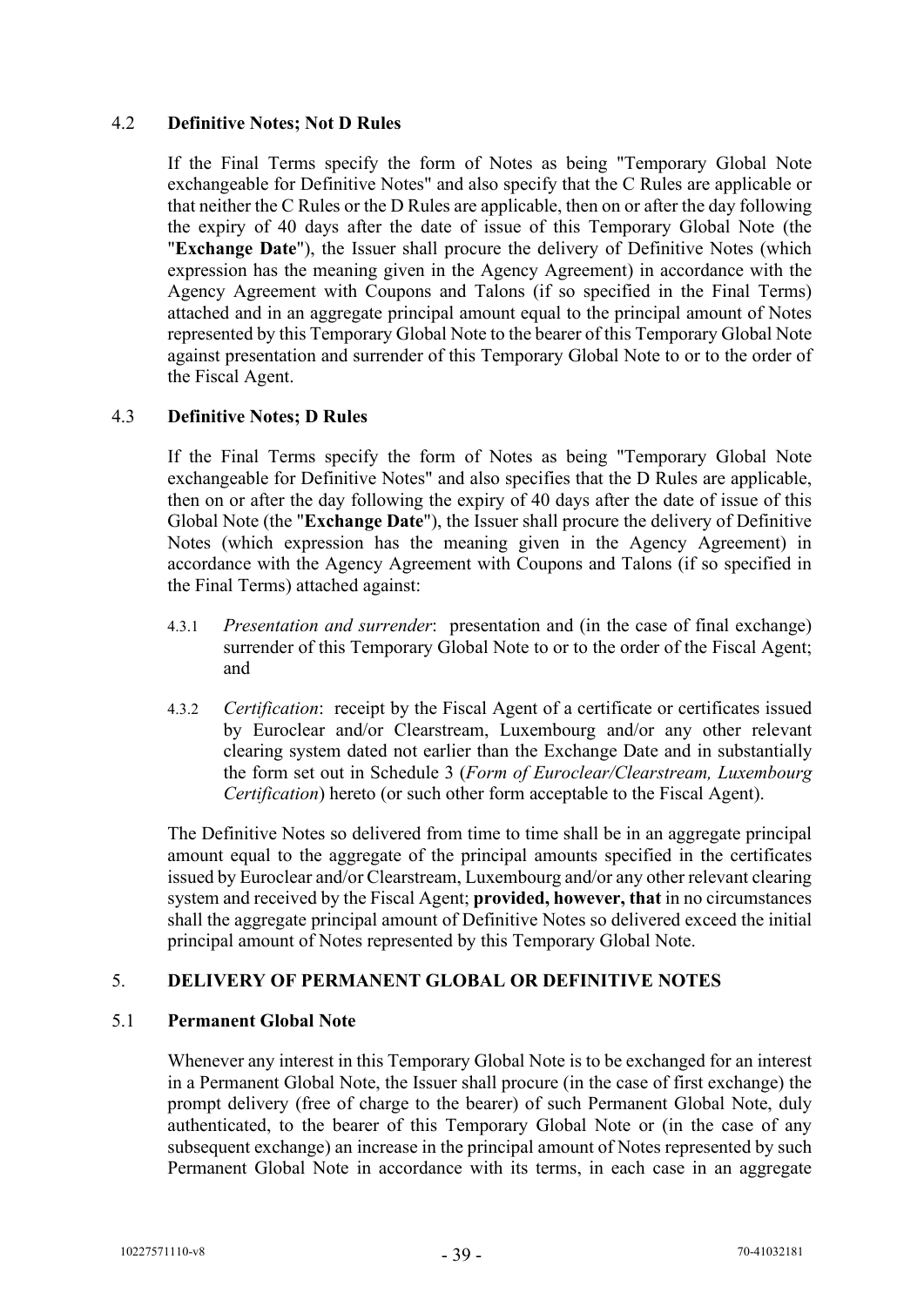### 4.2 **Definitive Notes; Not D Rules**

If the Final Terms specify the form of Notes as being "Temporary Global Note exchangeable for Definitive Notes" and also specify that the C Rules are applicable or that neither the C Rules or the D Rules are applicable, then on or after the day following the expiry of 40 days after the date of issue of this Temporary Global Note (the "**Exchange Date**"), the Issuer shall procure the delivery of Definitive Notes (which expression has the meaning given in the Agency Agreement) in accordance with the Agency Agreement with Coupons and Talons (if so specified in the Final Terms) attached and in an aggregate principal amount equal to the principal amount of Notes represented by this Temporary Global Note to the bearer of this Temporary Global Note against presentation and surrender of this Temporary Global Note to or to the order of the Fiscal Agent.

### 4.3 **Definitive Notes; D Rules**

If the Final Terms specify the form of Notes as being "Temporary Global Note exchangeable for Definitive Notes" and also specifies that the D Rules are applicable, then on or after the day following the expiry of 40 days after the date of issue of this Global Note (the "**Exchange Date**"), the Issuer shall procure the delivery of Definitive Notes (which expression has the meaning given in the Agency Agreement) in accordance with the Agency Agreement with Coupons and Talons (if so specified in the Final Terms) attached against:

4.3.1 *Presentation and surrender*: presentation and (in the case of final exchange) surrender of this Temporary Global Note to or to the order of the Fiscal Agent; and

4.3.2 *Certification*: receipt by the Fiscal Agent of a certificate or certificates issued by Euroclear and/or Clearstream, Luxembourg and/or any other relevant clearing system dated not earlier than the Exchange Date and in substantially the form set out in Schedule 3 (*Form of Euroclear/Clearstream, Luxembourg Certification*) hereto (or such other form acceptable to the Fiscal Agent).

The Definitive Notes so delivered from time to time shall be in an aggregate principal amount equal to the aggregate of the principal amounts specified in the certificates issued by Euroclear and/or Clearstream, Luxembourg and/or any other relevant clearing system and received by the Fiscal Agent; **provided, however, that** in no circumstances shall the aggregate principal amount of Definitive Notes so delivered exceed the initial principal amount of Notes represented by this Temporary Global Note.

## 5. **DELIVERY OF PERMANENT GLOBAL OR DEFINITIVE NOTES**

### 5.1 **Permanent Global Note**

Whenever any interest in this Temporary Global Note is to be exchanged for an interest in a Permanent Global Note, the Issuer shall procure (in the case of first exchange) the prompt delivery (free of charge to the bearer) of such Permanent Global Note, duly authenticated, to the bearer of this Temporary Global Note or (in the case of any subsequent exchange) an increase in the principal amount of Notes represented by such Permanent Global Note in accordance with its terms, in each case in an aggregate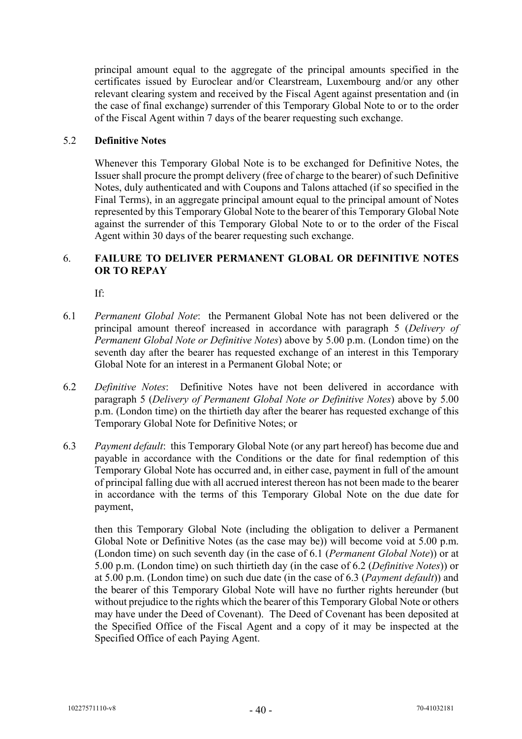principal amount equal to the aggregate of the principal amounts specified in the certificates issued by Euroclear and/or Clearstream, Luxembourg and/or any other relevant clearing system and received by the Fiscal Agent against presentation and (in the case of final exchange) surrender of this Temporary Global Note to or to the order of the Fiscal Agent within 7 days of the bearer requesting such exchange.

5.2 **Definitive Notes**

Whenever this Temporary Global Note is to be exchanged for Definitive Notes, the Issuer shall procure the prompt delivery (free of charge to the bearer) of such Definitive Notes, duly authenticated and with Coupons and Talons attached (if so specified in the Final Terms), in an aggregate principal amount equal to the principal amount of Notes represented by this Temporary Global Note to the bearer of this Temporary Global Note against the surrender of this Temporary Global Note to or to the order of the Fiscal Agent within 30 days of the bearer requesting such exchange.

## 6. FAILURE TO DELIVER PERMANENT GLOBAL OR DEFINITIVE NOTES OR TO REPAY

If:

6.1 *Permanent Global Note*: the Permanent Global Note has not been delivered or the principal amount thereof increased in accordance with paragraph 5 (*Delivery of Permanent Global Note or Definitive Notes*) above by 5.00 p.m. (London time) on the seventh day after the bearer has requested exchange of an interest in this Temporary Global Note for an interest in a Permanent Global Note; or

6.2 *Definitive Notes*: Definitive Notes have not been delivered in accordance with paragraph 5 (*Delivery of Permanent Global Note or Definitive Notes*) above by 5.00 p.m. (London time) on the thirtieth day after the bearer has requested exchange of this Temporary Global Note for Definitive Notes; or

6.3 *Payment default*: this Temporary Global Note (or any part hereof) has become due and payable in accordance with the Conditions or the date for final redemption of this Temporary Global Note has occurred and, in either case, payment in full of the amount of principal falling due with all accrued interest thereon has not been made to the bearer in accordance with the terms of this Temporary Global Note on the due date for payment,

then this Temporary Global Note (including the obligation to deliver a Permanent Global Note or Definitive Notes (as the case may be)) will become void at 5.00 p.m. (London time) on such seventh day (in the case of 6.1 (*Permanent Global Note*)) or at 5.00 p.m. (London time) on such thirtieth day (in the case of 6.2 (*Definitive Notes*)) or at 5.00 p.m. (London time) on such due date (in the case of 6.3 (*Payment default*)) and the bearer of this Temporary Global Note will have no further rights hereunder (but without prejudice to the rights which the bearer of this Temporary Global Note or others may have under the Deed of Covenant). The Deed of Covenant has been deposited at the Specified Office of the Fiscal Agent and a copy of it may be inspected at the Specified Office of each Paying Agent.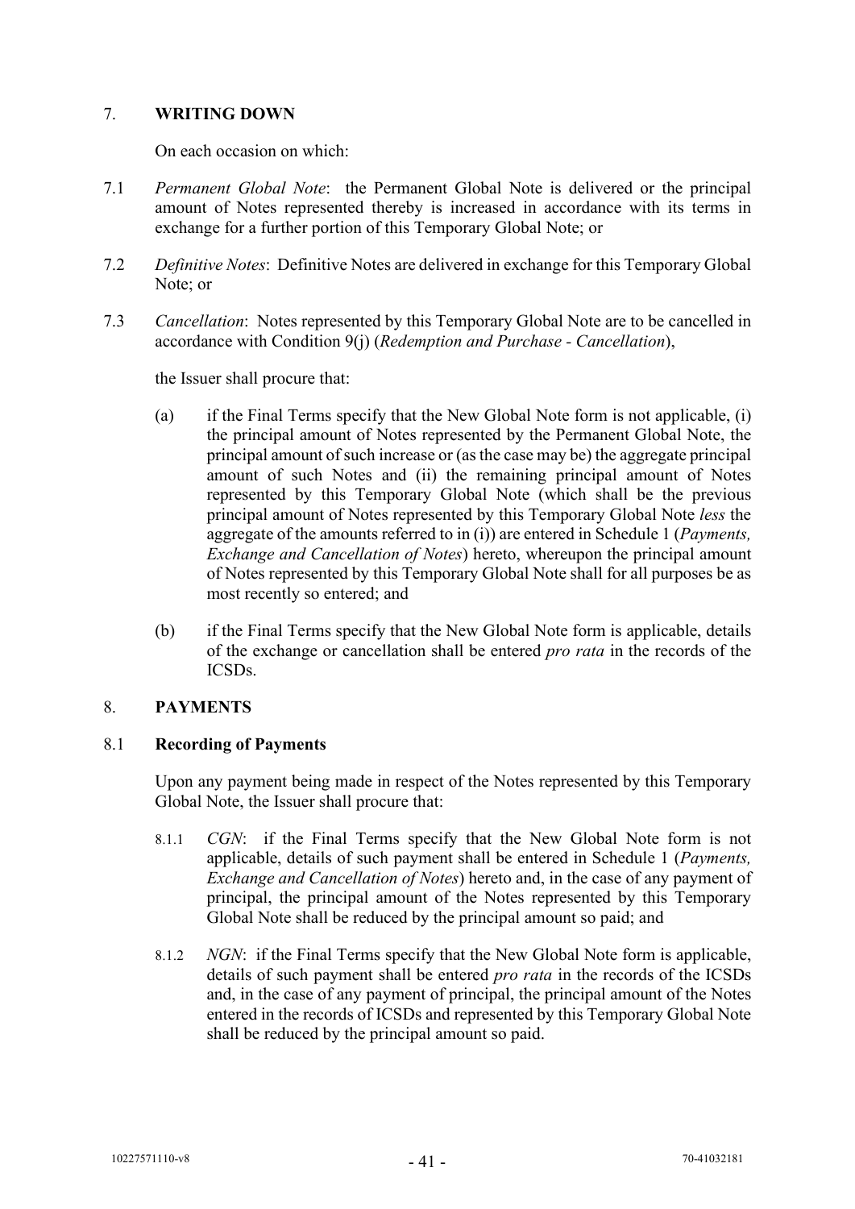## 7. WRITING DOWN

On each occasion on which:

7.1 *Permanent Global Note*: the Permanent Global Note is delivered or the principal amount of Notes represented thereby is increased in accordance with its terms in exchange for a further portion of this Temporary Global Note; or

7.2 *Definitive Notes*: Definitive Notes are delivered in exchange for this Temporary Global Note; or

7.3 *Cancellation*: Notes represented by this Temporary Global Note are to be cancelled in accordance with Condition 9(j) (*Redemption and Purchase - Cancellation*),

the Issuer shall procure that:

(a) if the Final Terms specify that the New Global Note form is not applicable, (i) the principal amount of Notes represented by the Permanent Global Note, the principal amount of such increase or (as the case may be) the aggregate principal amount of such Notes and (ii) the remaining principal amount of Notes represented by this Temporary Global Note (which shall be the previous principal amount of Notes represented by this Temporary Global Note *less* the aggregate of the amounts referred to in (i)) are entered in Schedule 1 (*Payments, Exchange and Cancellation of Notes*) hereto, whereupon the principal amount of Notes represented by this Temporary Global Note shall for all purposes be as most recently so entered; and

(b) if the Final Terms specify that the New Global Note form is applicable, details of the exchange or cancellation shall be entered *pro rata* in the records of the ICSDs.

## 8. PAYMENTS

### 8.1 Recording of Payments

Upon any payment being made in respect of the Notes represented by this Temporary Global Note, the Issuer shall procure that:

8.1.1 *CGN*: if the Final Terms specify that the New Global Note form is not applicable, details of such payment shall be entered in Schedule 1 (*Payments, Exchange and Cancellation of Notes*) hereto and, in the case of any payment of principal, the principal amount of the Notes represented by this Temporary Global Note shall be reduced by the principal amount so paid; and

8.1.2 *NGN*: if the Final Terms specify that the New Global Note form is applicable, details of such payment shall be entered *pro rata* in the records of the ICSDs and, in the case of any payment of principal, the principal amount of the Notes entered in the records of ICSDs and represented by this Temporary Global Note shall be reduced by the principal amount so paid.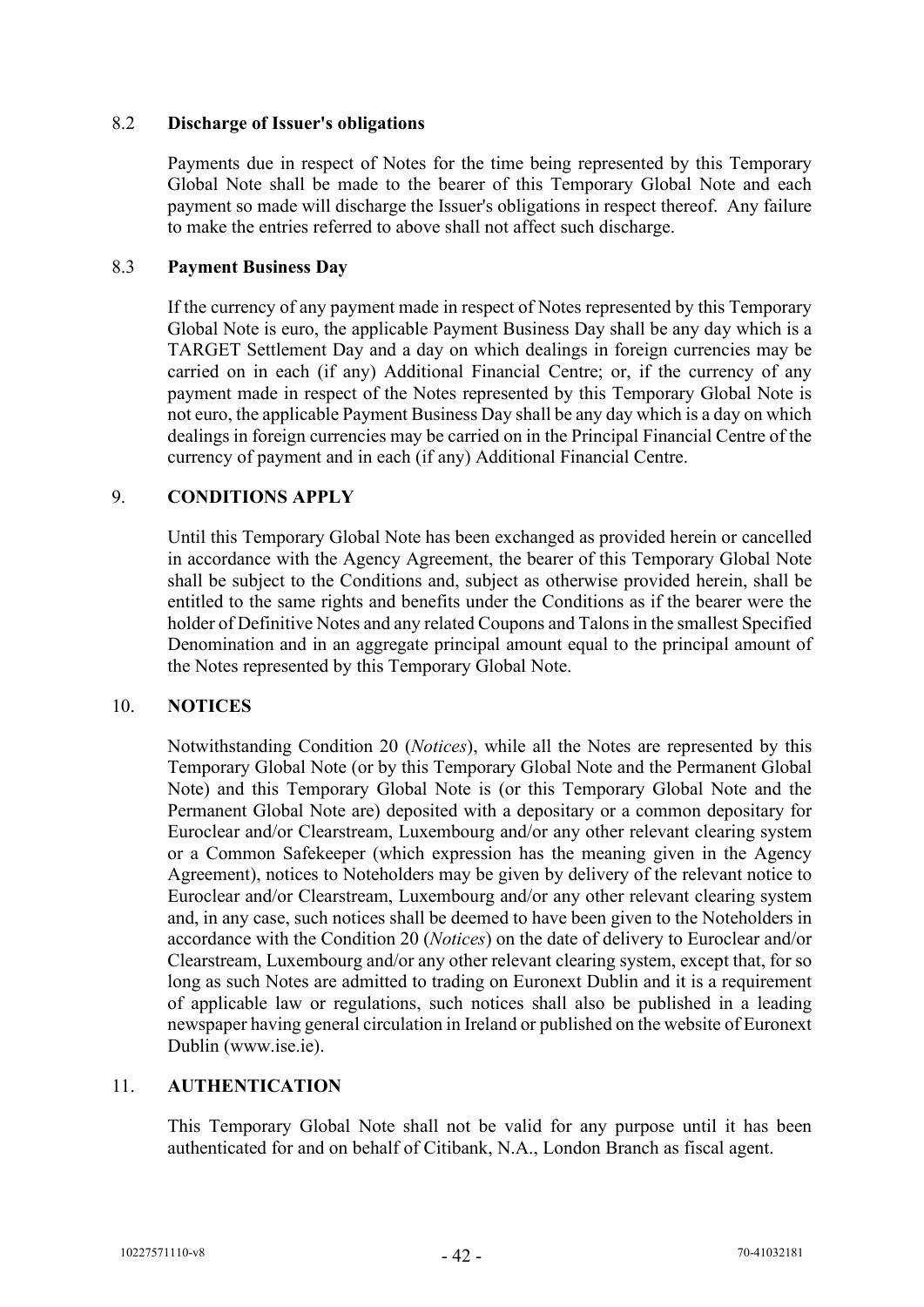### 8.2 **Discharge of Issuer's obligations**

Payments due in respect of Notes for the time being represented by this Temporary Global Note shall be made to the bearer of this Temporary Global Note and each payment so made will discharge the Issuer's obligations in respect thereof. Any failure to make the entries referred to above shall not affect such discharge.

### 8.3 **Payment Business Day**

If the currency of any payment made in respect of Notes represented by this Temporary Global Note is euro, the applicable Payment Business Day shall be any day which is a TARGET Settlement Day and a day on which dealings in foreign currencies may be carried on in each (if any) Additional Financial Centre; or, if the currency of any payment made in respect of the Notes represented by this Temporary Global Note is not euro, the applicable Payment Business Day shall be any day which is a day on which dealings in foreign currencies may be carried on in the Principal Financial Centre of the currency of payment and in each (if any) Additional Financial Centre.

## 9. **CONDITIONS APPLY**

Until this Temporary Global Note has been exchanged as provided herein or cancelled in accordance with the Agency Agreement, the bearer of this Temporary Global Note shall be subject to the Conditions and, subject as otherwise provided herein, shall be entitled to the same rights and benefits under the Conditions as if the bearer were the holder of Definitive Notes and any related Coupons and Talons in the smallest Specified Denomination and in an aggregate principal amount equal to the principal amount of the Notes represented by this Temporary Global Note.

## 10. **NOTICES**

Notwithstanding Condition 20 (*Notices*), while all the Notes are represented by this Temporary Global Note (or by this Temporary Global Note and the Permanent Global Note) and this Temporary Global Note is (or this Temporary Global Note and the Permanent Global Note are) deposited with a depositary or a common depositary for Euroclear and/or Clearstream, Luxembourg and/or any other relevant clearing system or a Common Safekeeper (which expression has the meaning given in the Agency Agreement), notices to Noteholders may be given by delivery of the relevant notice to Euroclear and/or Clearstream, Luxembourg and/or any other relevant clearing system and, in any case, such notices shall be deemed to have been given to the Noteholders in accordance with the Condition 20 (*Notices*) on the date of delivery to Euroclear and/or Clearstream, Luxembourg and/or any other relevant clearing system, except that, for so long as such Notes are admitted to trading on Euronext Dublin and it is a requirement of applicable law or regulations, such notices shall also be published in a leading newspaper having general circulation in Ireland or published on the website of Euronext Dublin (www.ise.ie).

## 11. **AUTHENTICATION**

This Temporary Global Note shall not be valid for any purpose until it has been authenticated for and on behalf of Citibank, N.A., London Branch as fiscal agent.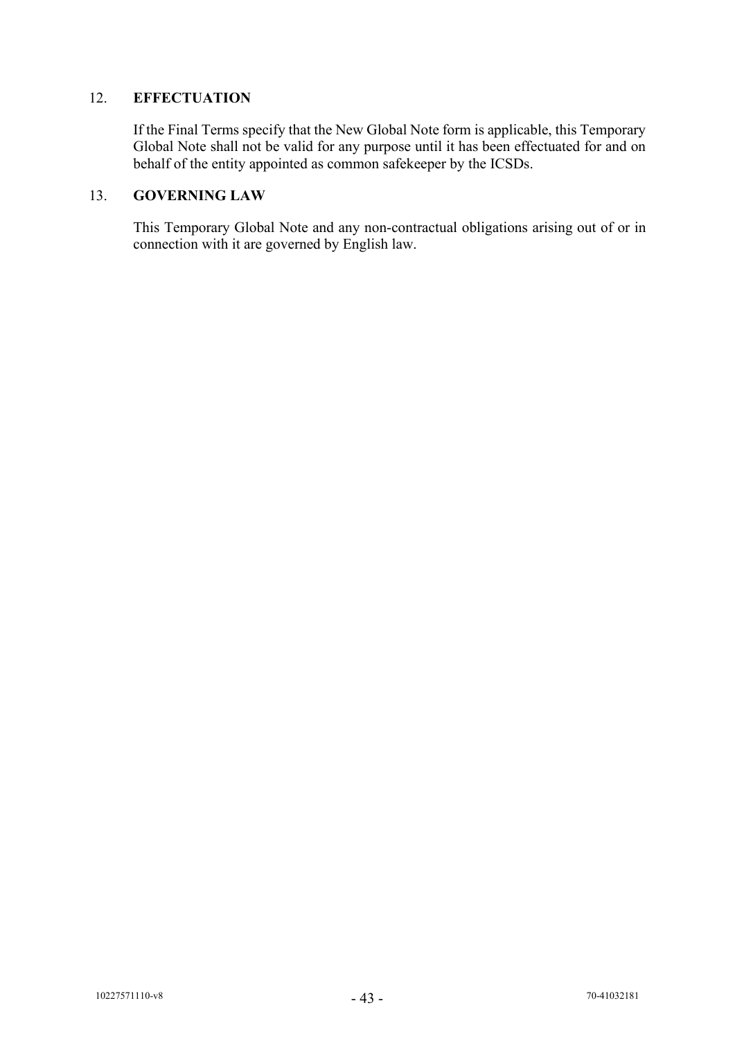## 12. EFFECTUATION

If the Final Terms specify that the New Global Note form is applicable, this Temporary Global Note shall not be valid for any purpose until it has been effectuated for and on behalf of the entity appointed as common safekeeper by the ICSDs.

## 13. GOVERNING LAW

This Temporary Global Note and any non-contractual obligations arising out of or in connection with it are governed by English law.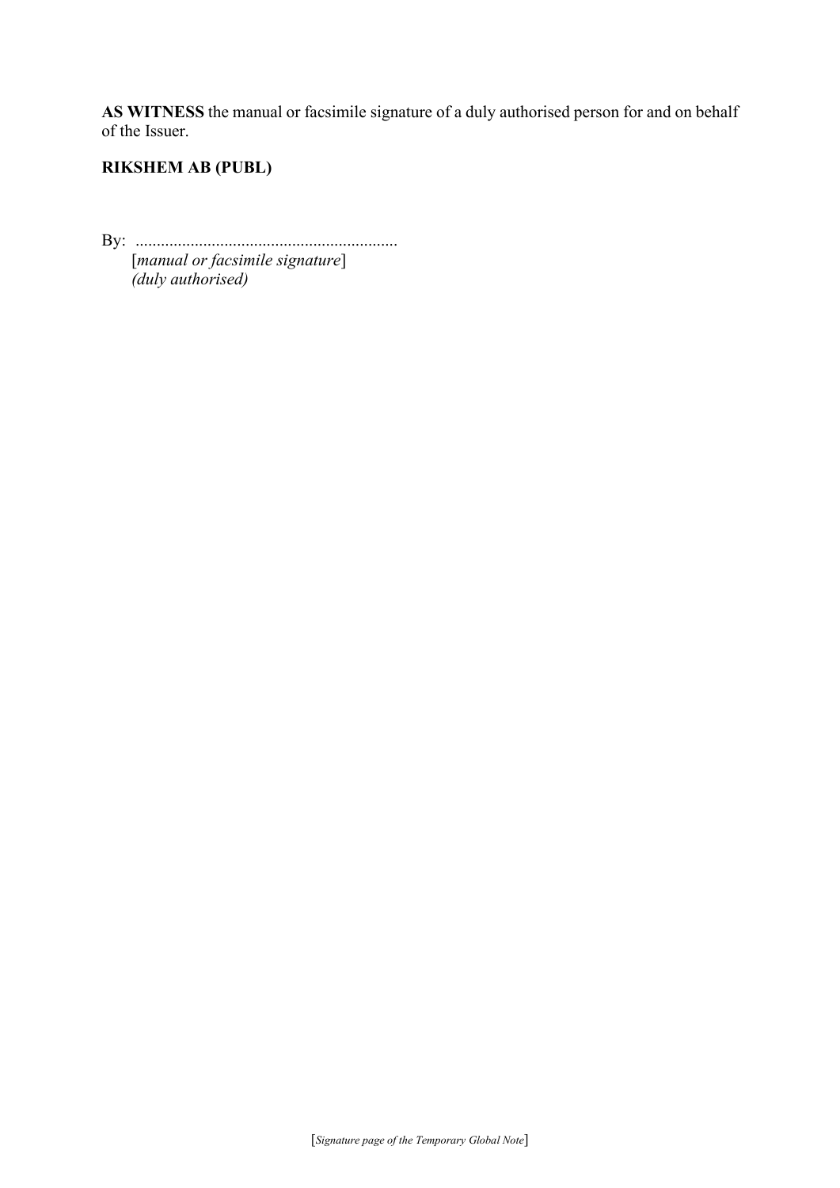**AS WITNESS** the manual or facsimile signature of a duly authorised person for and on behalf of the Issuer.

**RIKSHEM AB (PUBL)**

By: ..............................................................
[*manual or facsimile signature*]
*(duly authorised)*

[*Signature page of the Temporary Global Note*]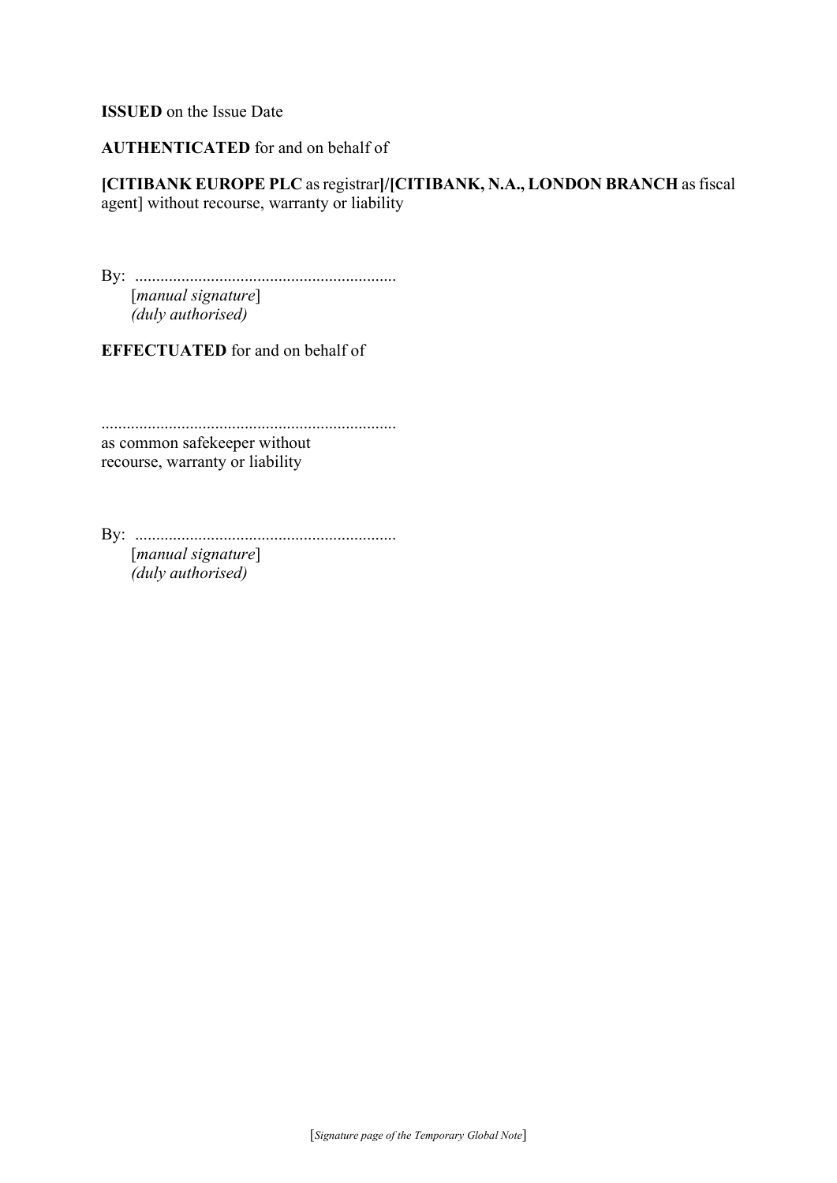**ISSUED** on the Issue Date

**AUTHENTICATED** for and on behalf of

**[CITIBANK EUROPE PLC** as registrar**]/[CITIBANK, N.A., LONDON BRANCH** as fiscal agent] without recourse, warranty or liability

By: .............................................................
[*manual signature*]
*(duly authorised)*

**EFFECTUATED** for and on behalf of

.....................................................................
as common safekeeper without
recourse, warranty or liability

By: .............................................................
[*manual signature*]
*(duly authorised)*

[*Signature page of the Temporary Global Note*]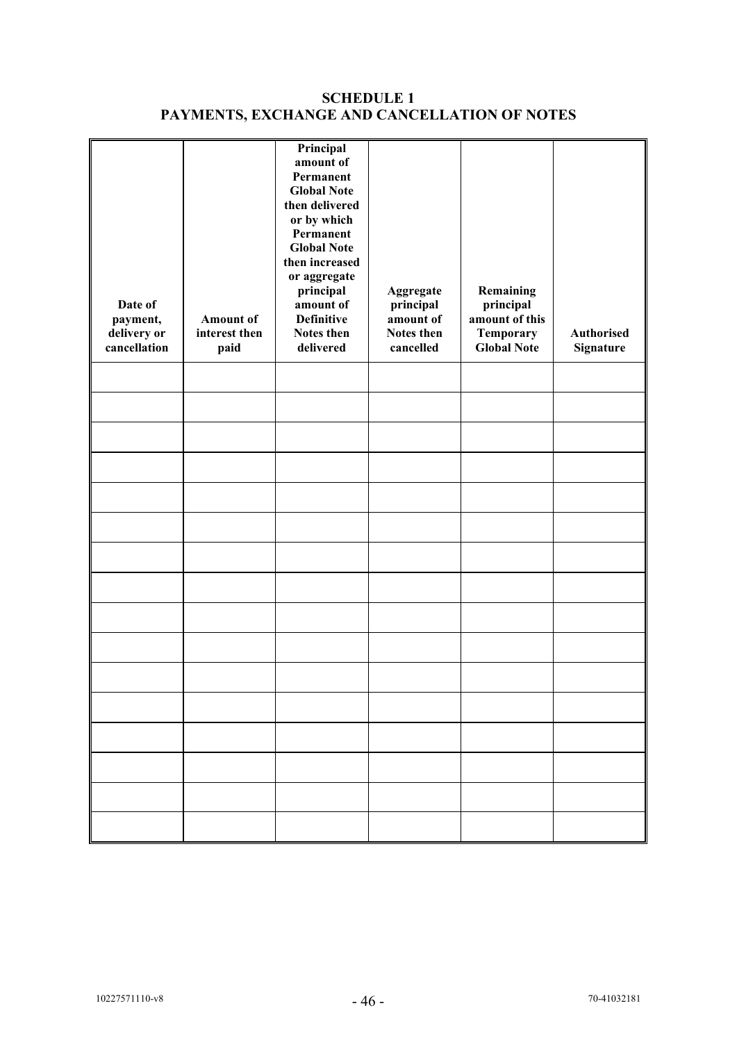# SCHEDULE 1
# PAYMENTS, EXCHANGE AND CANCELLATION OF NOTES

| Date of payment, delivery or cancellation | Amount of interest then paid | Principal amount of Permanent Global Note then delivered or by which Permanent Global Note then increased or aggregate principal amount of Definitive Notes then delivered | Aggregate principal amount of Notes then cancelled | Remaining principal amount of this Temporary Global Note | Authorised Signature |
|---|---|---|---|---|---|
| | | | | | |
| | | | | | |
| | | | | | |
| | | | | | |
| | | | | | |
| | | | | | |
| | | | | | |
| | | | | | |
| | | | | | |
| | | | | | |
| | | | | | |
| | | | | | |
| | | | | | |
| | | | | | |
| | | | | | |
| | | | | | |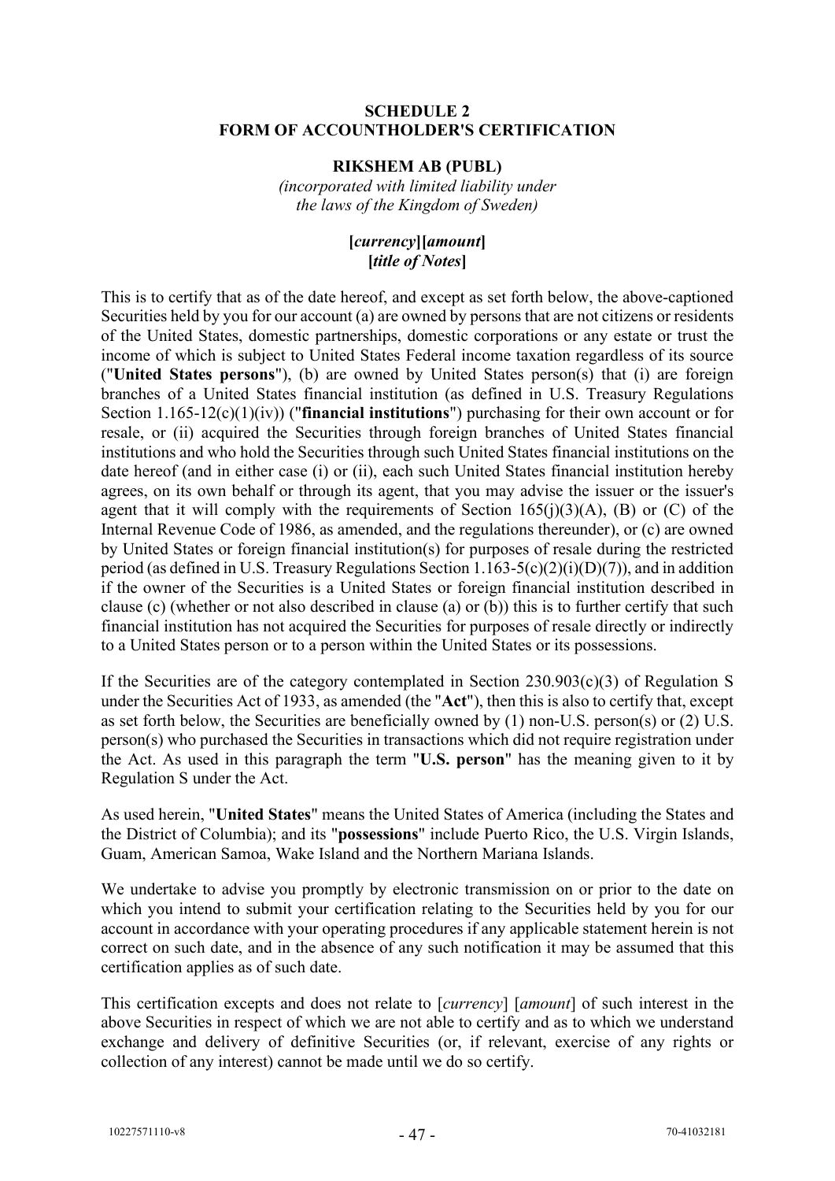**SCHEDULE 2**
**FORM OF ACCOUNTHOLDER'S CERTIFICATION**

**RIKSHEM AB (PUBL)**

*(incorporated with limited liability under the laws of the Kingdom of Sweden)*

**[*currency*][*amount*]**
**[*title of Notes*]**

This is to certify that as of the date hereof, and except as set forth below, the above-captioned Securities held by you for our account (a) are owned by persons that are not citizens or residents of the United States, domestic partnerships, domestic corporations or any estate or trust the income of which is subject to United States Federal income taxation regardless of its source ("**United States persons**"), (b) are owned by United States person(s) that (i) are foreign branches of a United States financial institution (as defined in U.S. Treasury Regulations Section 1.165-12(c)(1)(iv)) ("**financial institutions**") purchasing for their own account or for resale, or (ii) acquired the Securities through foreign branches of United States financial institutions and who hold the Securities through such United States financial institutions on the date hereof (and in either case (i) or (ii), each such United States financial institution hereby agrees, on its own behalf or through its agent, that you may advise the issuer or the issuer's agent that it will comply with the requirements of Section 165(j)(3)(A), (B) or (C) of the Internal Revenue Code of 1986, as amended, and the regulations thereunder), or (c) are owned by United States or foreign financial institution(s) for purposes of resale during the restricted period (as defined in U.S. Treasury Regulations Section 1.163-5(c)(2)(i)(D)(7)), and in addition if the owner of the Securities is a United States or foreign financial institution described in clause (c) (whether or not also described in clause (a) or (b)) this is to further certify that such financial institution has not acquired the Securities for purposes of resale directly or indirectly to a United States person or to a person within the United States or its possessions.

If the Securities are of the category contemplated in Section 230.903(c)(3) of Regulation S under the Securities Act of 1933, as amended (the "**Act**"), then this is also to certify that, except as set forth below, the Securities are beneficially owned by (1) non-U.S. person(s) or (2) U.S. person(s) who purchased the Securities in transactions which did not require registration under the Act. As used in this paragraph the term "**U.S. person**" has the meaning given to it by Regulation S under the Act.

As used herein, "**United States**" means the United States of America (including the States and the District of Columbia); and its "**possessions**" include Puerto Rico, the U.S. Virgin Islands, Guam, American Samoa, Wake Island and the Northern Mariana Islands.

We undertake to advise you promptly by electronic transmission on or prior to the date on which you intend to submit your certification relating to the Securities held by you for our account in accordance with your operating procedures if any applicable statement herein is not correct on such date, and in the absence of any such notification it may be assumed that this certification applies as of such date.

This certification excepts and does not relate to [*currency*] [*amount*] of such interest in the above Securities in respect of which we are not able to certify and as to which we understand exchange and delivery of definitive Securities (or, if relevant, exercise of any rights or collection of any interest) cannot be made until we do so certify.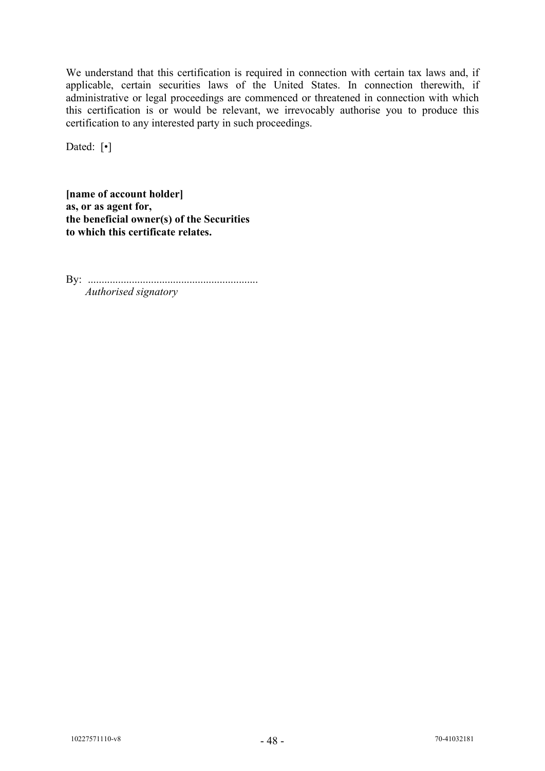We understand that this certification is required in connection with certain tax laws and, if applicable, certain securities laws of the United States. In connection therewith, if administrative or legal proceedings are commenced or threatened in connection with which this certification is or would be relevant, we irrevocably authorise you to produce this certification to any interested party in such proceedings.

Dated: [•]

**[name of account holder]**
**as, or as agent for,**
**the beneficial owner(s) of the Securities**
**to which this certificate relates.**

By: ..............................................................
*Authorised signatory*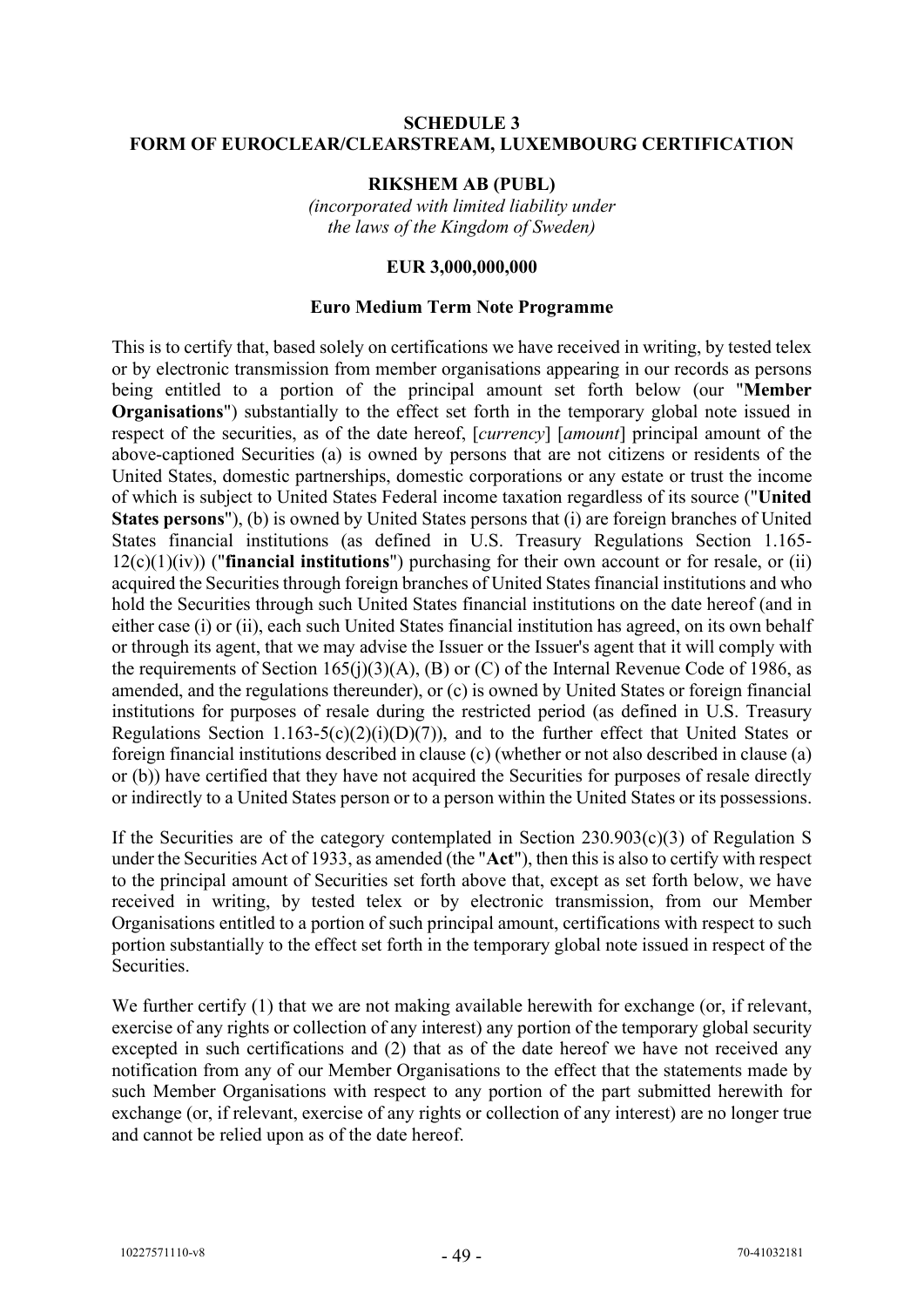# SCHEDULE 3
# FORM OF EUROCLEAR/CLEARSTREAM, LUXEMBOURG CERTIFICATION

**RIKSHEM AB (PUBL)**

*(incorporated with limited liability under the laws of the Kingdom of Sweden)*

**EUR 3,000,000,000**

**Euro Medium Term Note Programme**

This is to certify that, based solely on certifications we have received in writing, by tested telex or by electronic transmission from member organisations appearing in our records as persons being entitled to a portion of the principal amount set forth below (our "**Member Organisations**") substantially to the effect set forth in the temporary global note issued in respect of the securities, as of the date hereof, [*currency*] [*amount*] principal amount of the above-captioned Securities (a) is owned by persons that are not citizens or residents of the United States, domestic partnerships, domestic corporations or any estate or trust the income of which is subject to United States Federal income taxation regardless of its source ("**United States persons**"), (b) is owned by United States persons that (i) are foreign branches of United States financial institutions (as defined in U.S. Treasury Regulations Section 1.165-12(c)(1)(iv)) ("**financial institutions**") purchasing for their own account or for resale, or (ii) acquired the Securities through foreign branches of United States financial institutions and who hold the Securities through such United States financial institutions on the date hereof (and in either case (i) or (ii), each such United States financial institution has agreed, on its own behalf or through its agent, that we may advise the Issuer or the Issuer's agent that it will comply with the requirements of Section 165(j)(3)(A), (B) or (C) of the Internal Revenue Code of 1986, as amended, and the regulations thereunder), or (c) is owned by United States or foreign financial institutions for purposes of resale during the restricted period (as defined in U.S. Treasury Regulations Section 1.163-5(c)(2)(i)(D)(7)), and to the further effect that United States or foreign financial institutions described in clause (c) (whether or not also described in clause (a) or (b)) have certified that they have not acquired the Securities for purposes of resale directly or indirectly to a United States person or to a person within the United States or its possessions.

If the Securities are of the category contemplated in Section 230.903(c)(3) of Regulation S under the Securities Act of 1933, as amended (the "**Act**"), then this is also to certify with respect to the principal amount of Securities set forth above that, except as set forth below, we have received in writing, by tested telex or by electronic transmission, from our Member Organisations entitled to a portion of such principal amount, certifications with respect to such portion substantially to the effect set forth in the temporary global note issued in respect of the Securities.

We further certify (1) that we are not making available herewith for exchange (or, if relevant, exercise of any rights or collection of any interest) any portion of the temporary global security excepted in such certifications and (2) that as of the date hereof we have not received any notification from any of our Member Organisations to the effect that the statements made by such Member Organisations with respect to any portion of the part submitted herewith for exchange (or, if relevant, exercise of any rights or collection of any interest) are no longer true and cannot be relied upon as of the date hereof.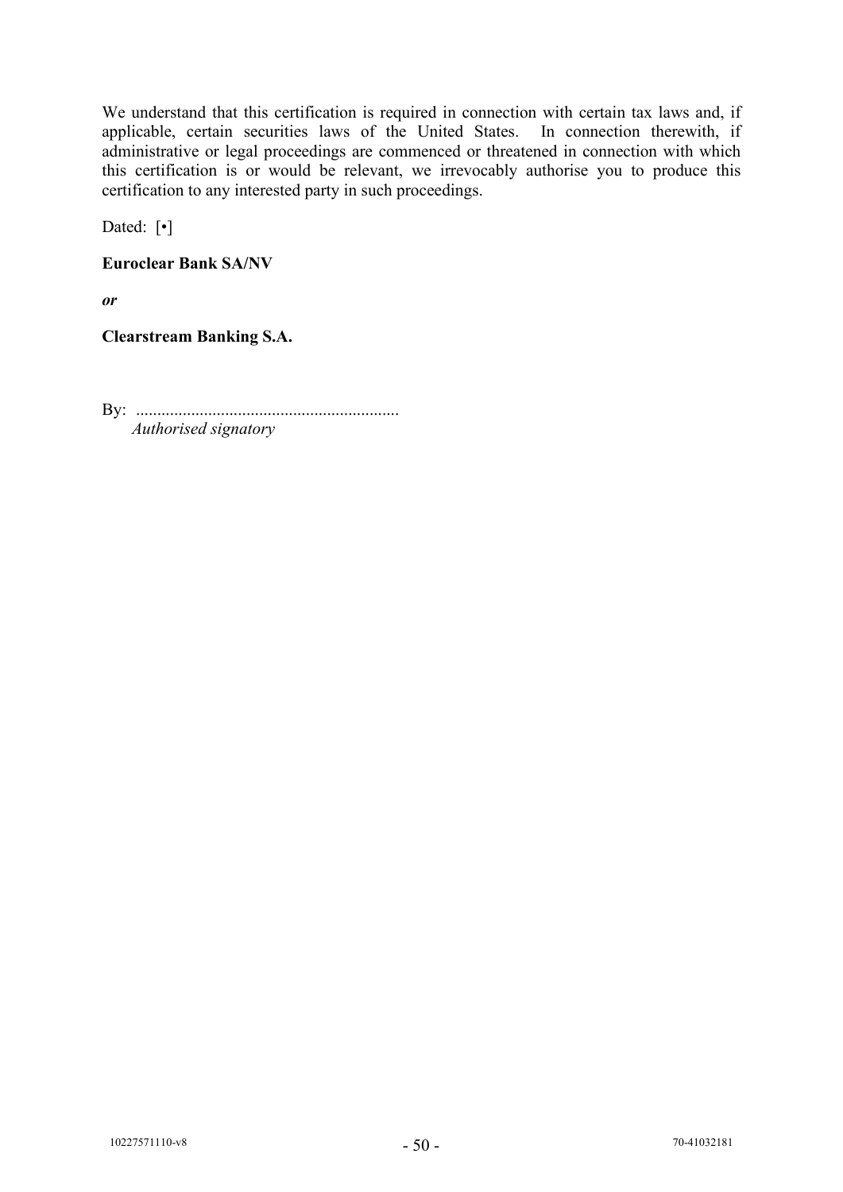We understand that this certification is required in connection with certain tax laws and, if applicable, certain securities laws of the United States. In connection therewith, if administrative or legal proceedings are commenced or threatened in connection with which this certification is or would be relevant, we irrevocably authorise you to produce this certification to any interested party in such proceedings.

Dated: [•]

**Euroclear Bank SA/NV**

***or***

**Clearstream Banking S.A.**

By: ..............................................................
*Authorised signatory*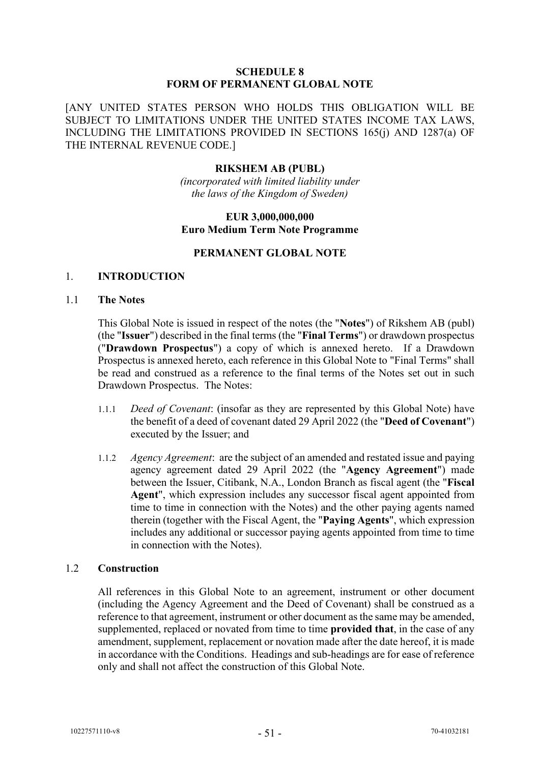# SCHEDULE 8
# FORM OF PERMANENT GLOBAL NOTE

[ANY UNITED STATES PERSON WHO HOLDS THIS OBLIGATION WILL BE SUBJECT TO LIMITATIONS UNDER THE UNITED STATES INCOME TAX LAWS, INCLUDING THE LIMITATIONS PROVIDED IN SECTIONS 165(j) AND 1287(a) OF THE INTERNAL REVENUE CODE.]

**RIKSHEM AB (PUBL)**

*(incorporated with limited liability under the laws of the Kingdom of Sweden)*

**EUR 3,000,000,000**
**Euro Medium Term Note Programme**

**PERMANENT GLOBAL NOTE**

## 1. INTRODUCTION

### 1.1 The Notes

This Global Note is issued in respect of the notes (the "**Notes**") of Rikshem AB (publ) (the "**Issuer**") described in the final terms (the "**Final Terms**") or drawdown prospectus ("**Drawdown Prospectus**") a copy of which is annexed hereto. If a Drawdown Prospectus is annexed hereto, each reference in this Global Note to "Final Terms" shall be read and construed as a reference to the final terms of the Notes set out in such Drawdown Prospectus. The Notes:

1.1.1 *Deed of Covenant*: (insofar as they are represented by this Global Note) have the benefit of a deed of covenant dated 29 April 2022 (the "**Deed of Covenant**") executed by the Issuer; and

1.1.2 *Agency Agreement*: are the subject of an amended and restated issue and paying agency agreement dated 29 April 2022 (the "**Agency Agreement**") made between the Issuer, Citibank, N.A., London Branch as fiscal agent (the "**Fiscal Agent**", which expression includes any successor fiscal agent appointed from time to time in connection with the Notes) and the other paying agents named therein (together with the Fiscal Agent, the "**Paying Agents**", which expression includes any additional or successor paying agents appointed from time to time in connection with the Notes).

### 1.2 Construction

All references in this Global Note to an agreement, instrument or other document (including the Agency Agreement and the Deed of Covenant) shall be construed as a reference to that agreement, instrument or other document as the same may be amended, supplemented, replaced or novated from time to time **provided that**, in the case of any amendment, supplement, replacement or novation made after the date hereof, it is made in accordance with the Conditions. Headings and sub-headings are for ease of reference only and shall not affect the construction of this Global Note.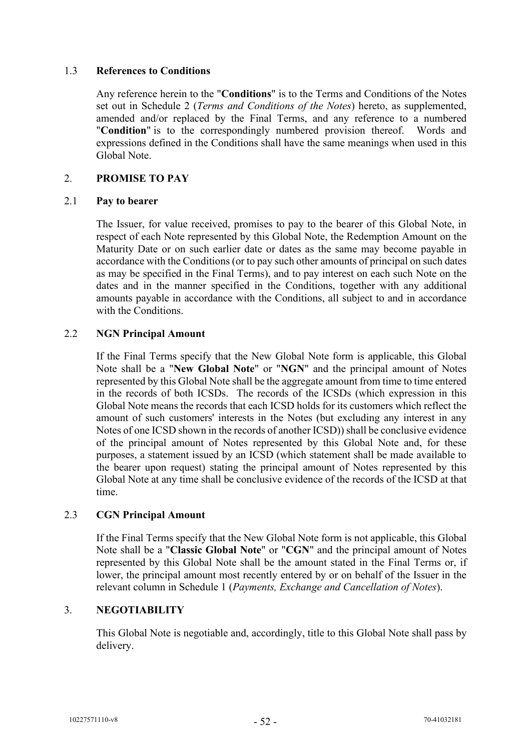### 1.3 **References to Conditions**

Any reference herein to the "**Conditions**" is to the Terms and Conditions of the Notes set out in Schedule 2 (*Terms and Conditions of the Notes*) hereto, as supplemented, amended and/or replaced by the Final Terms, and any reference to a numbered "**Condition**" is to the correspondingly numbered provision thereof. Words and expressions defined in the Conditions shall have the same meanings when used in this Global Note.

## 2. **PROMISE TO PAY**

### 2.1 **Pay to bearer**

The Issuer, for value received, promises to pay to the bearer of this Global Note, in respect of each Note represented by this Global Note, the Redemption Amount on the Maturity Date or on such earlier date or dates as the same may become payable in accordance with the Conditions (or to pay such other amounts of principal on such dates as may be specified in the Final Terms), and to pay interest on each such Note on the dates and in the manner specified in the Conditions, together with any additional amounts payable in accordance with the Conditions, all subject to and in accordance with the Conditions.

### 2.2 **NGN Principal Amount**

If the Final Terms specify that the New Global Note form is applicable, this Global Note shall be a "**New Global Note**" or "**NGN**" and the principal amount of Notes represented by this Global Note shall be the aggregate amount from time to time entered in the records of both ICSDs. The records of the ICSDs (which expression in this Global Note means the records that each ICSD holds for its customers which reflect the amount of such customers' interests in the Notes (but excluding any interest in any Notes of one ICSD shown in the records of another ICSD)) shall be conclusive evidence of the principal amount of Notes represented by this Global Note and, for these purposes, a statement issued by an ICSD (which statement shall be made available to the bearer upon request) stating the principal amount of Notes represented by this Global Note at any time shall be conclusive evidence of the records of the ICSD at that time.

### 2.3 **CGN Principal Amount**

If the Final Terms specify that the New Global Note form is not applicable, this Global Note shall be a "**Classic Global Note**" or "**CGN**" and the principal amount of Notes represented by this Global Note shall be the amount stated in the Final Terms or, if lower, the principal amount most recently entered by or on behalf of the Issuer in the relevant column in Schedule 1 (*Payments, Exchange and Cancellation of Notes*).

## 3. **NEGOTIABILITY**

This Global Note is negotiable and, accordingly, title to this Global Note shall pass by delivery.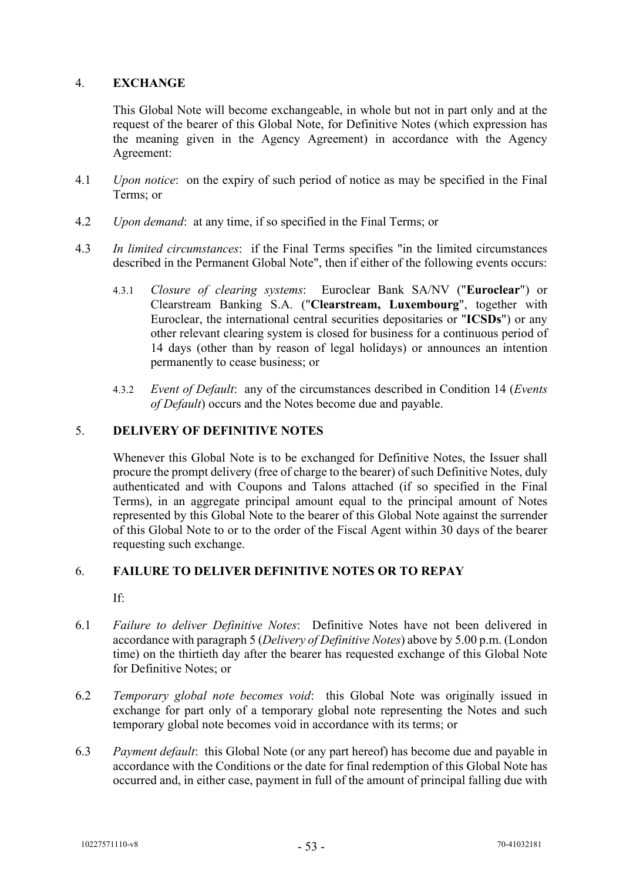## 4. EXCHANGE

This Global Note will become exchangeable, in whole but not in part only and at the request of the bearer of this Global Note, for Definitive Notes (which expression has the meaning given in the Agency Agreement) in accordance with the Agency Agreement:

4.1 *Upon notice*: on the expiry of such period of notice as may be specified in the Final Terms; or

4.2 *Upon demand*: at any time, if so specified in the Final Terms; or

4.3 *In limited circumstances*: if the Final Terms specifies "in the limited circumstances described in the Permanent Global Note", then if either of the following events occurs:

4.3.1 *Closure of clearing systems*: Euroclear Bank SA/NV ("**Euroclear**") or Clearstream Banking S.A. ("**Clearstream, Luxembourg**", together with Euroclear, the international central securities depositaries or "**ICSDs**") or any other relevant clearing system is closed for business for a continuous period of 14 days (other than by reason of legal holidays) or announces an intention permanently to cease business; or

4.3.2 *Event of Default*: any of the circumstances described in Condition 14 (*Events of Default*) occurs and the Notes become due and payable.

## 5. DELIVERY OF DEFINITIVE NOTES

Whenever this Global Note is to be exchanged for Definitive Notes, the Issuer shall procure the prompt delivery (free of charge to the bearer) of such Definitive Notes, duly authenticated and with Coupons and Talons attached (if so specified in the Final Terms), in an aggregate principal amount equal to the principal amount of Notes represented by this Global Note to the bearer of this Global Note against the surrender of this Global Note to or to the order of the Fiscal Agent within 30 days of the bearer requesting such exchange.

## 6. FAILURE TO DELIVER DEFINITIVE NOTES OR TO REPAY

If:

6.1 *Failure to deliver Definitive Notes*: Definitive Notes have not been delivered in accordance with paragraph 5 (*Delivery of Definitive Notes*) above by 5.00 p.m. (London time) on the thirtieth day after the bearer has requested exchange of this Global Note for Definitive Notes; or

6.2 *Temporary global note becomes void*: this Global Note was originally issued in exchange for part only of a temporary global note representing the Notes and such temporary global note becomes void in accordance with its terms; or

6.3 *Payment default*: this Global Note (or any part hereof) has become due and payable in accordance with the Conditions or the date for final redemption of this Global Note has occurred and, in either case, payment in full of the amount of principal falling due with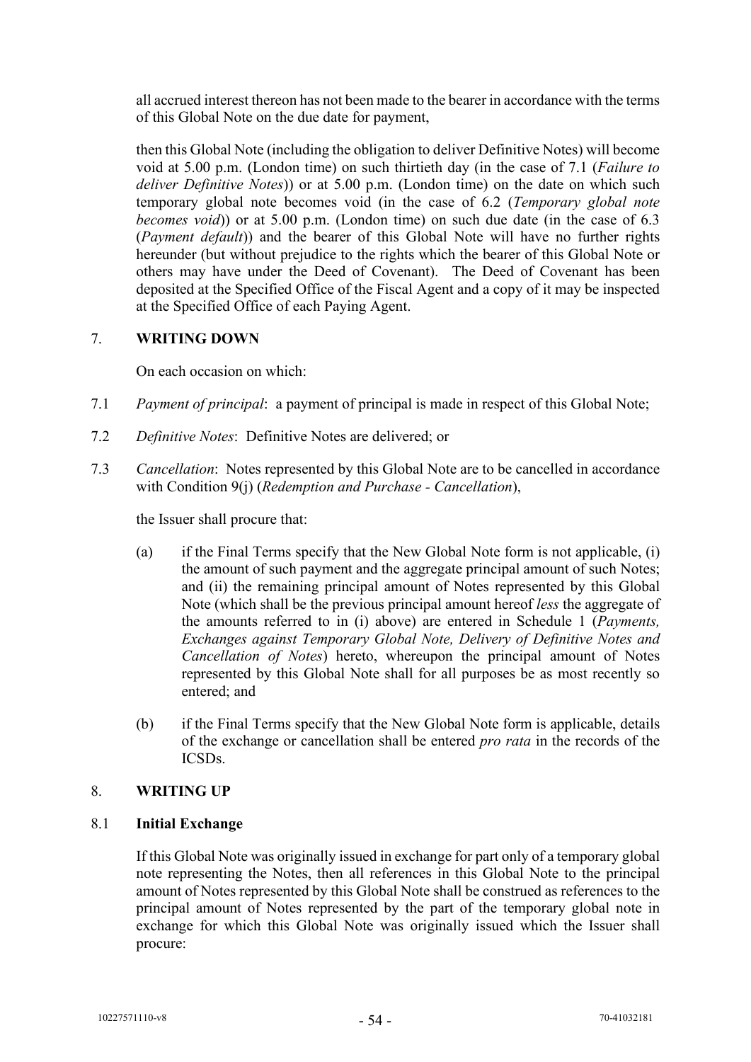all accrued interest thereon has not been made to the bearer in accordance with the terms of this Global Note on the due date for payment,

then this Global Note (including the obligation to deliver Definitive Notes) will become void at 5.00 p.m. (London time) on such thirtieth day (in the case of 7.1 (*Failure to deliver Definitive Notes*)) or at 5.00 p.m. (London time) on the date on which such temporary global note becomes void (in the case of 6.2 (*Temporary global note becomes void*)) or at 5.00 p.m. (London time) on such due date (in the case of 6.3 (*Payment default*)) and the bearer of this Global Note will have no further rights hereunder (but without prejudice to the rights which the bearer of this Global Note or others may have under the Deed of Covenant). The Deed of Covenant has been deposited at the Specified Office of the Fiscal Agent and a copy of it may be inspected at the Specified Office of each Paying Agent.

## 7. WRITING DOWN

On each occasion on which:

7.1 *Payment of principal*: a payment of principal is made in respect of this Global Note;

7.2 *Definitive Notes*: Definitive Notes are delivered; or

7.3 *Cancellation*: Notes represented by this Global Note are to be cancelled in accordance with Condition 9(j) (*Redemption and Purchase - Cancellation*),

the Issuer shall procure that:

(a) if the Final Terms specify that the New Global Note form is not applicable, (i) the amount of such payment and the aggregate principal amount of such Notes; and (ii) the remaining principal amount of Notes represented by this Global Note (which shall be the previous principal amount hereof *less* the aggregate of the amounts referred to in (i) above) are entered in Schedule 1 (*Payments, Exchanges against Temporary Global Note, Delivery of Definitive Notes and Cancellation of Notes*) hereto, whereupon the principal amount of Notes represented by this Global Note shall for all purposes be as most recently so entered; and

(b) if the Final Terms specify that the New Global Note form is applicable, details of the exchange or cancellation shall be entered *pro rata* in the records of the ICSDs.

## 8. WRITING UP

### 8.1 Initial Exchange

If this Global Note was originally issued in exchange for part only of a temporary global note representing the Notes, then all references in this Global Note to the principal amount of Notes represented by this Global Note shall be construed as references to the principal amount of Notes represented by the part of the temporary global note in exchange for which this Global Note was originally issued which the Issuer shall procure: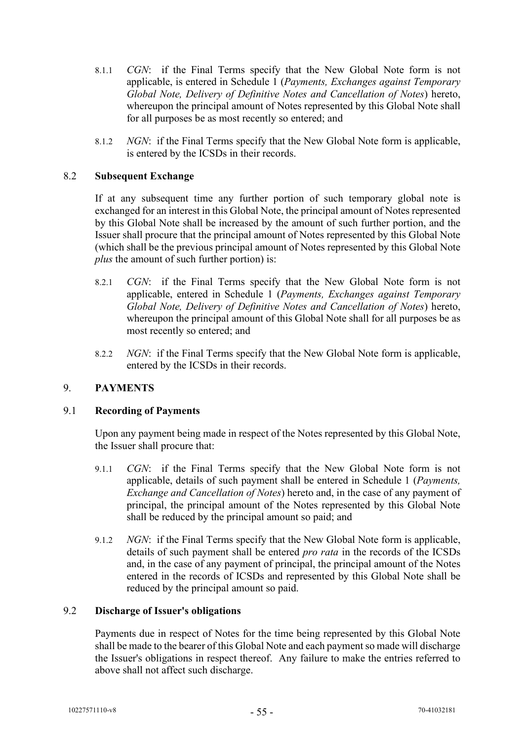8.1.1 *CGN*: if the Final Terms specify that the New Global Note form is not applicable, is entered in Schedule 1 (*Payments, Exchanges against Temporary Global Note, Delivery of Definitive Notes and Cancellation of Notes*) hereto, whereupon the principal amount of Notes represented by this Global Note shall for all purposes be as most recently so entered; and

8.1.2 *NGN*: if the Final Terms specify that the New Global Note form is applicable, is entered by the ICSDs in their records.

### 8.2 **Subsequent Exchange**

If at any subsequent time any further portion of such temporary global note is exchanged for an interest in this Global Note, the principal amount of Notes represented by this Global Note shall be increased by the amount of such further portion, and the Issuer shall procure that the principal amount of Notes represented by this Global Note (which shall be the previous principal amount of Notes represented by this Global Note *plus* the amount of such further portion) is:

8.2.1 *CGN*: if the Final Terms specify that the New Global Note form is not applicable, entered in Schedule 1 (*Payments, Exchanges against Temporary Global Note, Delivery of Definitive Notes and Cancellation of Notes*) hereto, whereupon the principal amount of this Global Note shall for all purposes be as most recently so entered; and

8.2.2 *NGN*: if the Final Terms specify that the New Global Note form is applicable, entered by the ICSDs in their records.

## 9. **PAYMENTS**

### 9.1 **Recording of Payments**

Upon any payment being made in respect of the Notes represented by this Global Note, the Issuer shall procure that:

9.1.1 *CGN*: if the Final Terms specify that the New Global Note form is not applicable, details of such payment shall be entered in Schedule 1 (*Payments, Exchange and Cancellation of Notes*) hereto and, in the case of any payment of principal, the principal amount of the Notes represented by this Global Note shall be reduced by the principal amount so paid; and

9.1.2 *NGN*: if the Final Terms specify that the New Global Note form is applicable, details of such payment shall be entered *pro rata* in the records of the ICSDs and, in the case of any payment of principal, the principal amount of the Notes entered in the records of ICSDs and represented by this Global Note shall be reduced by the principal amount so paid.

### 9.2 **Discharge of Issuer's obligations**

Payments due in respect of Notes for the time being represented by this Global Note shall be made to the bearer of this Global Note and each payment so made will discharge the Issuer's obligations in respect thereof. Any failure to make the entries referred to above shall not affect such discharge.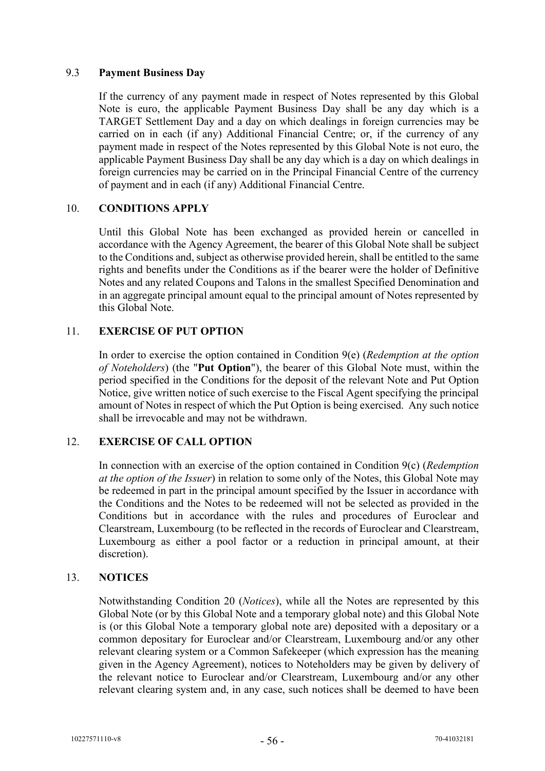### 9.3 Payment Business Day

If the currency of any payment made in respect of Notes represented by this Global Note is euro, the applicable Payment Business Day shall be any day which is a TARGET Settlement Day and a day on which dealings in foreign currencies may be carried on in each (if any) Additional Financial Centre; or, if the currency of any payment made in respect of the Notes represented by this Global Note is not euro, the applicable Payment Business Day shall be any day which is a day on which dealings in foreign currencies may be carried on in the Principal Financial Centre of the currency of payment and in each (if any) Additional Financial Centre.

## 10. CONDITIONS APPLY

Until this Global Note has been exchanged as provided herein or cancelled in accordance with the Agency Agreement, the bearer of this Global Note shall be subject to the Conditions and, subject as otherwise provided herein, shall be entitled to the same rights and benefits under the Conditions as if the bearer were the holder of Definitive Notes and any related Coupons and Talons in the smallest Specified Denomination and in an aggregate principal amount equal to the principal amount of Notes represented by this Global Note.

## 11. EXERCISE OF PUT OPTION

In order to exercise the option contained in Condition 9(e) (*Redemption at the option of Noteholders*) (the "**Put Option**"), the bearer of this Global Note must, within the period specified in the Conditions for the deposit of the relevant Note and Put Option Notice, give written notice of such exercise to the Fiscal Agent specifying the principal amount of Notes in respect of which the Put Option is being exercised. Any such notice shall be irrevocable and may not be withdrawn.

## 12. EXERCISE OF CALL OPTION

In connection with an exercise of the option contained in Condition 9(c) (*Redemption at the option of the Issuer*) in relation to some only of the Notes, this Global Note may be redeemed in part in the principal amount specified by the Issuer in accordance with the Conditions and the Notes to be redeemed will not be selected as provided in the Conditions but in accordance with the rules and procedures of Euroclear and Clearstream, Luxembourg (to be reflected in the records of Euroclear and Clearstream, Luxembourg as either a pool factor or a reduction in principal amount, at their discretion).

## 13. NOTICES

Notwithstanding Condition 20 (*Notices*), while all the Notes are represented by this Global Note (or by this Global Note and a temporary global note) and this Global Note is (or this Global Note a temporary global note are) deposited with a depositary or a common depositary for Euroclear and/or Clearstream, Luxembourg and/or any other relevant clearing system or a Common Safekeeper (which expression has the meaning given in the Agency Agreement), notices to Noteholders may be given by delivery of the relevant notice to Euroclear and/or Clearstream, Luxembourg and/or any other relevant clearing system and, in any case, such notices shall be deemed to have been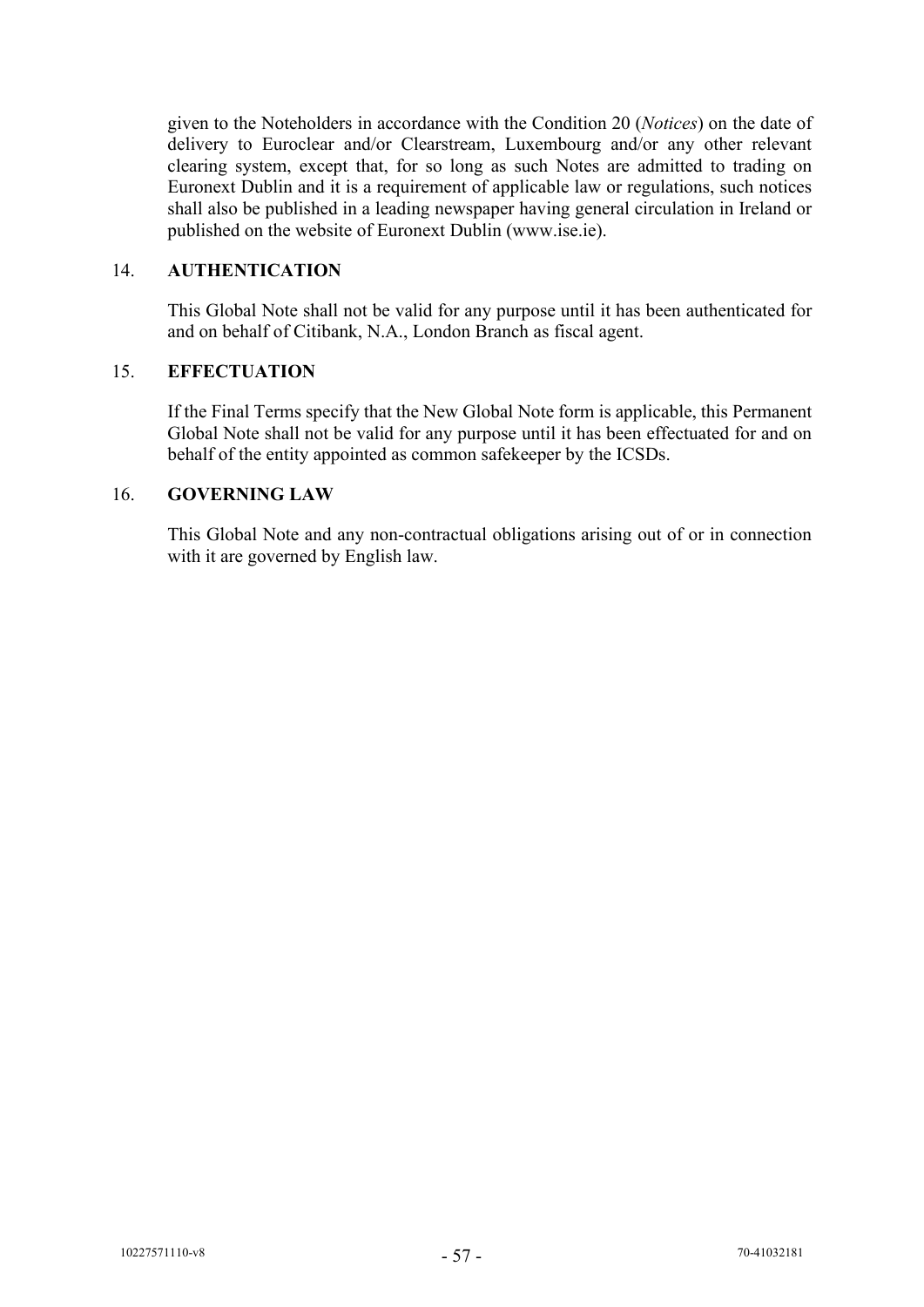given to the Noteholders in accordance with the Condition 20 (*Notices*) on the date of delivery to Euroclear and/or Clearstream, Luxembourg and/or any other relevant clearing system, except that, for so long as such Notes are admitted to trading on Euronext Dublin and it is a requirement of applicable law or regulations, such notices shall also be published in a leading newspaper having general circulation in Ireland or published on the website of Euronext Dublin (www.ise.ie).

## 14. AUTHENTICATION

This Global Note shall not be valid for any purpose until it has been authenticated for and on behalf of Citibank, N.A., London Branch as fiscal agent.

## 15. EFFECTUATION

If the Final Terms specify that the New Global Note form is applicable, this Permanent Global Note shall not be valid for any purpose until it has been effectuated for and on behalf of the entity appointed as common safekeeper by the ICSDs.

## 16. GOVERNING LAW

This Global Note and any non-contractual obligations arising out of or in connection with it are governed by English law.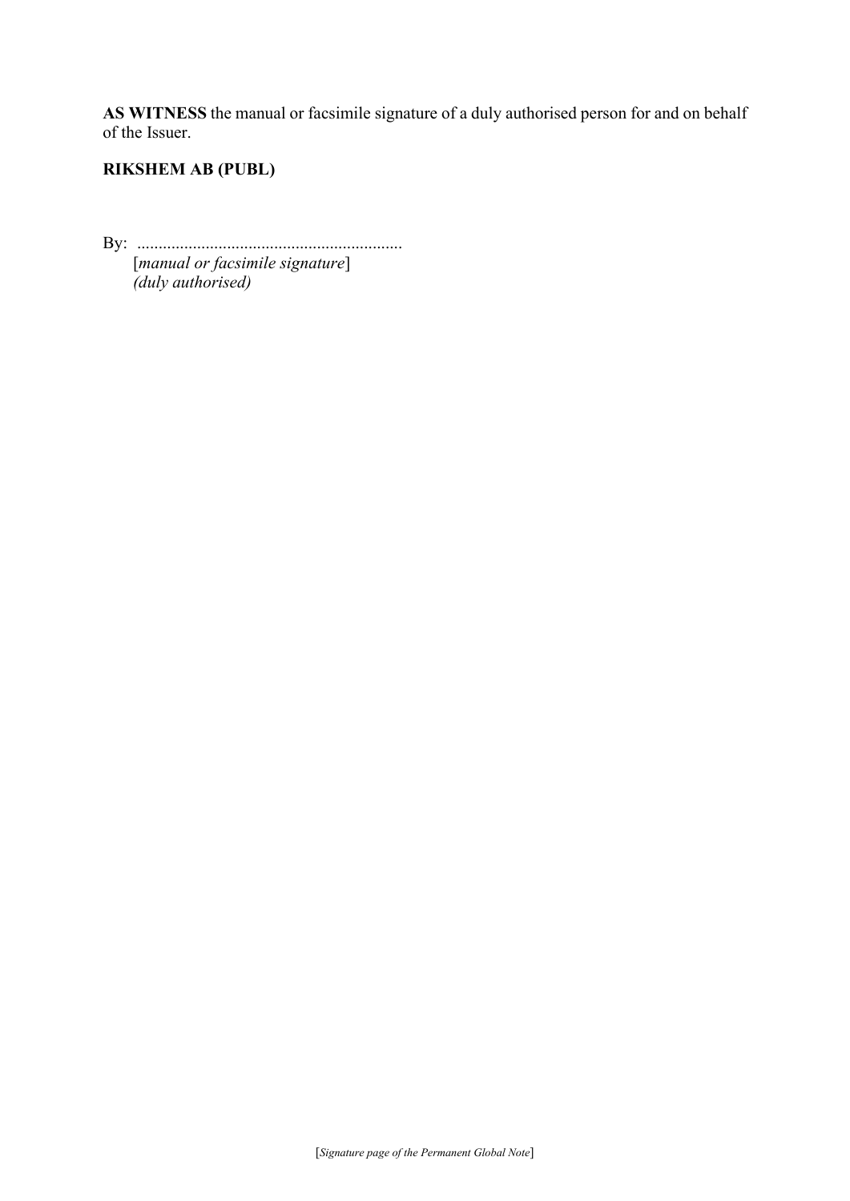**AS WITNESS** the manual or facsimile signature of a duly authorised person for and on behalf of the Issuer.

**RIKSHEM AB (PUBL)**

By: ..............................................................
[*manual or facsimile signature*]
*(duly authorised)*

[*Signature page of the Permanent Global Note*]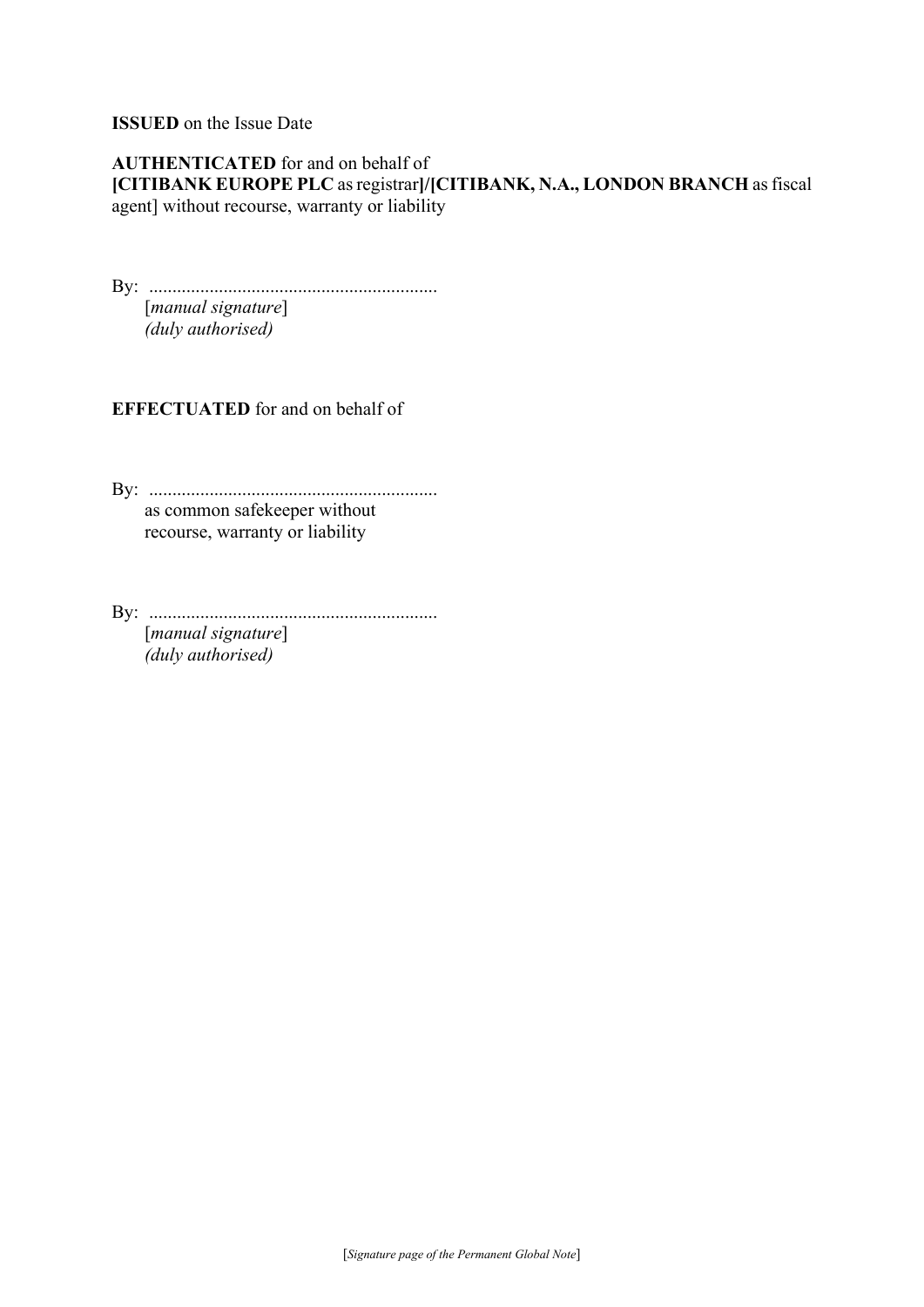**ISSUED** on the Issue Date

**AUTHENTICATED** for and on behalf of
**[CITIBANK EUROPE PLC** as registrar**]/[CITIBANK, N.A., LONDON BRANCH** as fiscal agent] without recourse, warranty or liability

By: .............................................................
[*manual signature*]
*(duly authorised)*

**EFFECTUATED** for and on behalf of

By: .............................................................
as common safekeeper without recourse, warranty or liability

By: .............................................................
[*manual signature*]
*(duly authorised)*

[*Signature page of the Permanent Global Note*]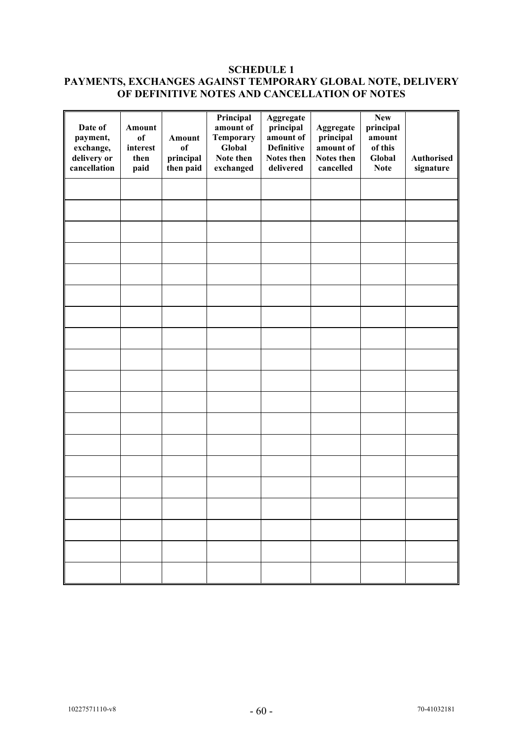## SCHEDULE 1
## PAYMENTS, EXCHANGES AGAINST TEMPORARY GLOBAL NOTE, DELIVERY OF DEFINITIVE NOTES AND CANCELLATION OF NOTES

| Date of payment, exchange, delivery or cancellation | Amount of interest then paid | Amount of principal then paid | Principal amount of Temporary Global Note then exchanged | Aggregate principal amount of Definitive Notes then delivered | Aggregate principal amount of Notes then cancelled | New principal amount of this Global Note | Authorised signature |
|---|---|---|---|---|---|---|---|
| | | | | | | | |
| | | | | | | | |
| | | | | | | | |
| | | | | | | | |
| | | | | | | | |
| | | | | | | | |
| | | | | | | | |
| | | | | | | | |
| | | | | | | | |
| | | | | | | | |
| | | | | | | | |
| | | | | | | | |
| | | | | | | | |
| | | | | | | | |
| | | | | | | | |
| | | | | | | | |
| | | | | | | | |
| | | | | | | | |
| | | | | | | | |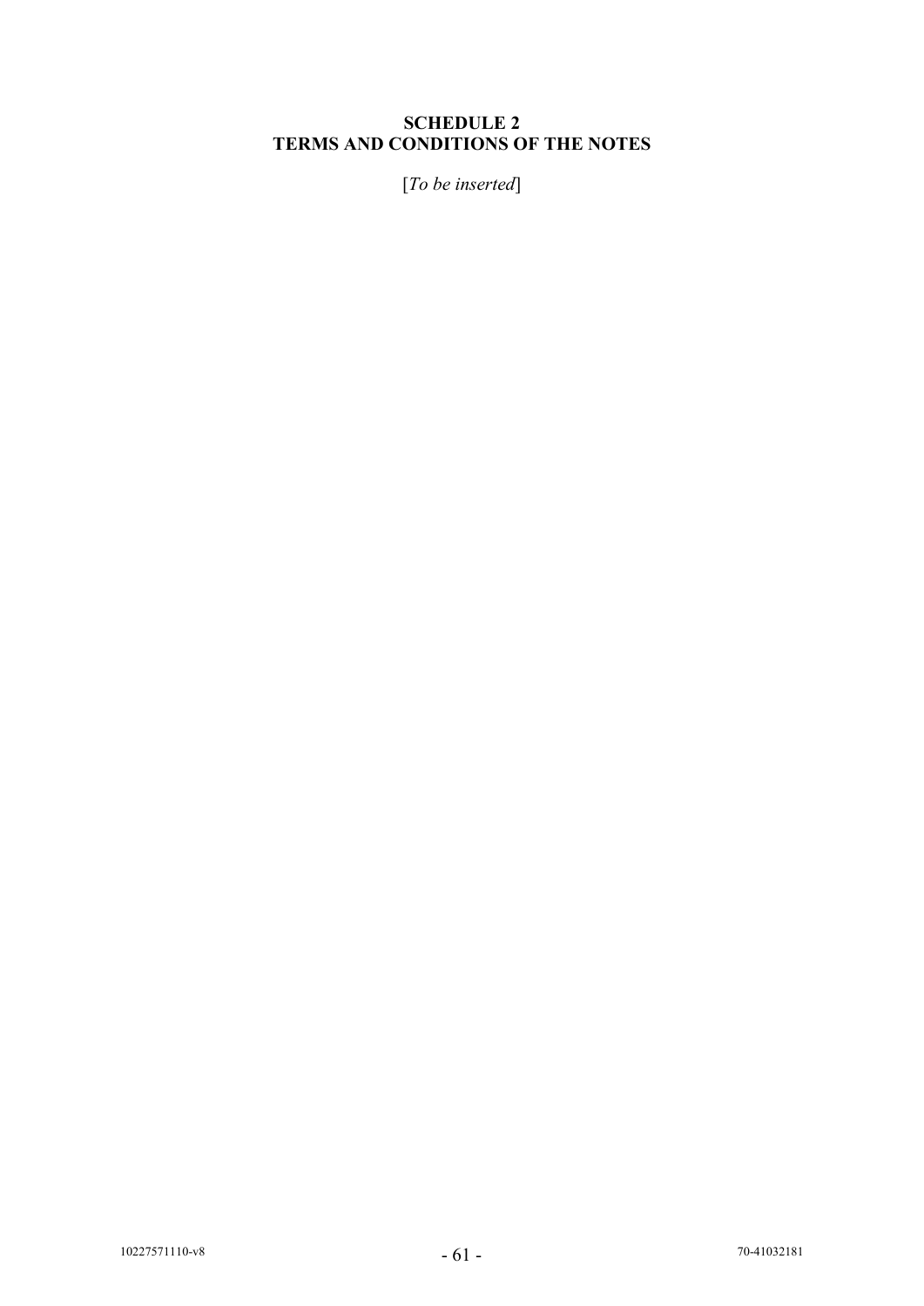# SCHEDULE 2
# TERMS AND CONDITIONS OF THE NOTES

[*To be inserted*]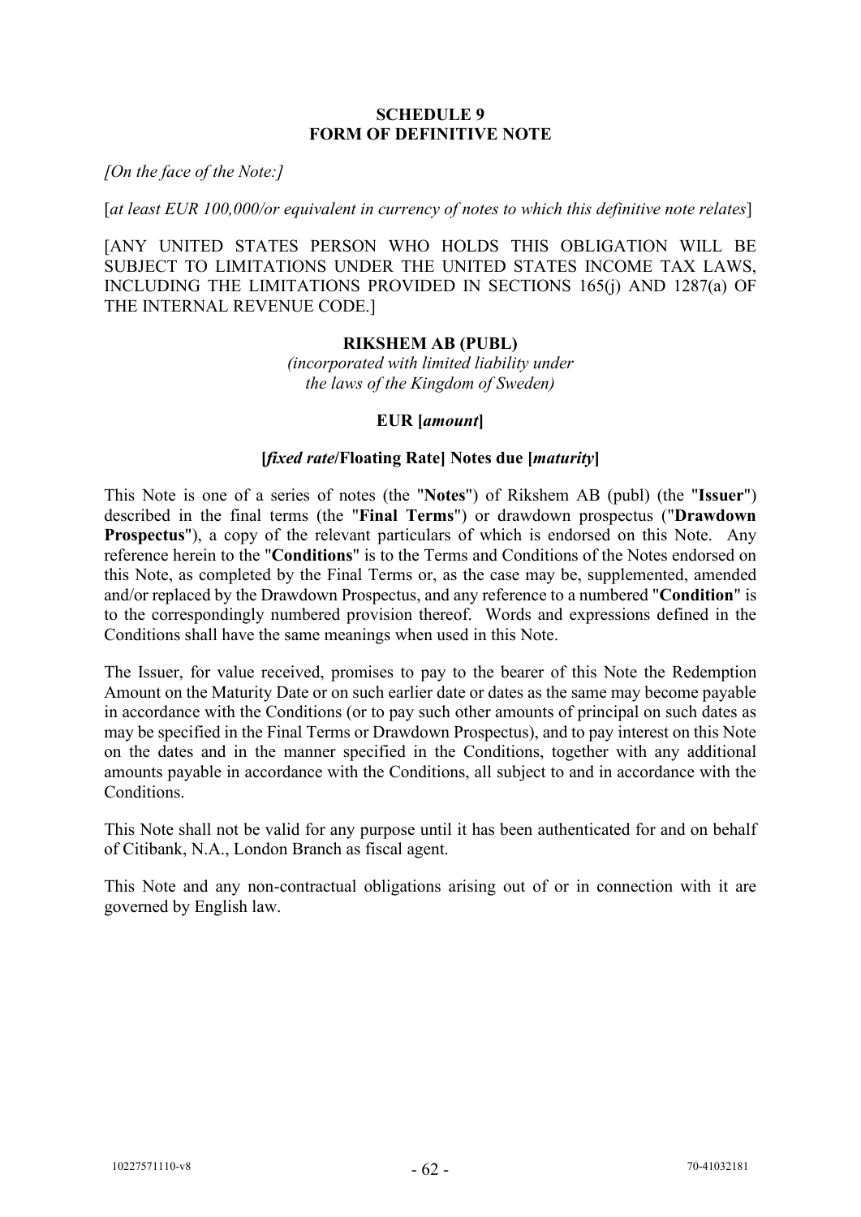## SCHEDULE 9
## FORM OF DEFINITIVE NOTE

*[On the face of the Note:]*

[*at least EUR 100,000/or equivalent in currency of notes to which this definitive note relates*]

[ANY UNITED STATES PERSON WHO HOLDS THIS OBLIGATION WILL BE SUBJECT TO LIMITATIONS UNDER THE UNITED STATES INCOME TAX LAWS, INCLUDING THE LIMITATIONS PROVIDED IN SECTIONS 165(j) AND 1287(a) OF THE INTERNAL REVENUE CODE.]

**RIKSHEM AB (PUBL)**

*(incorporated with limited liability under the laws of the Kingdom of Sweden)*

**EUR [*amount*]**

**[*fixed rate*/Floating Rate] Notes due [*maturity*]**

This Note is one of a series of notes (the "**Notes**") of Rikshem AB (publ) (the "**Issuer**") described in the final terms (the "**Final Terms**") or drawdown prospectus ("**Drawdown Prospectus**"), a copy of the relevant particulars of which is endorsed on this Note. Any reference herein to the "**Conditions**" is to the Terms and Conditions of the Notes endorsed on this Note, as completed by the Final Terms or, as the case may be, supplemented, amended and/or replaced by the Drawdown Prospectus, and any reference to a numbered "**Condition**" is to the correspondingly numbered provision thereof. Words and expressions defined in the Conditions shall have the same meanings when used in this Note.

The Issuer, for value received, promises to pay to the bearer of this Note the Redemption Amount on the Maturity Date or on such earlier date or dates as the same may become payable in accordance with the Conditions (or to pay such other amounts of principal on such dates as may be specified in the Final Terms or Drawdown Prospectus), and to pay interest on this Note on the dates and in the manner specified in the Conditions, together with any additional amounts payable in accordance with the Conditions, all subject to and in accordance with the Conditions.

This Note shall not be valid for any purpose until it has been authenticated for and on behalf of Citibank, N.A., London Branch as fiscal agent.

This Note and any non-contractual obligations arising out of or in connection with it are governed by English law.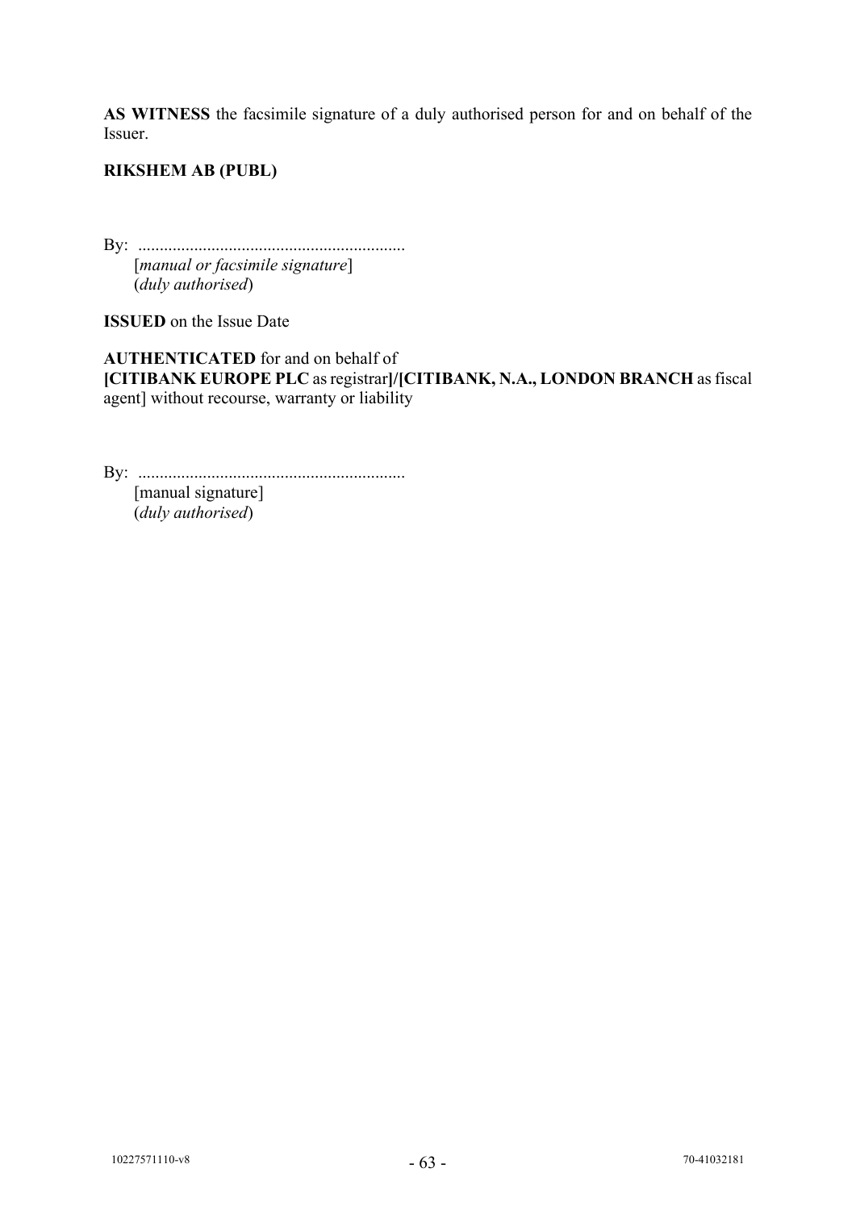**AS WITNESS** the facsimile signature of a duly authorised person for and on behalf of the Issuer.

**RIKSHEM AB (PUBL)**

By: .............................................................
[*manual or facsimile signature*]
(*duly authorised*)

**ISSUED** on the Issue Date

**AUTHENTICATED** for and on behalf of
**[CITIBANK EUROPE PLC** as registrar**]/[CITIBANK, N.A., LONDON BRANCH** as fiscal agent] without recourse, warranty or liability

By: .............................................................
[manual signature]
(*duly authorised*)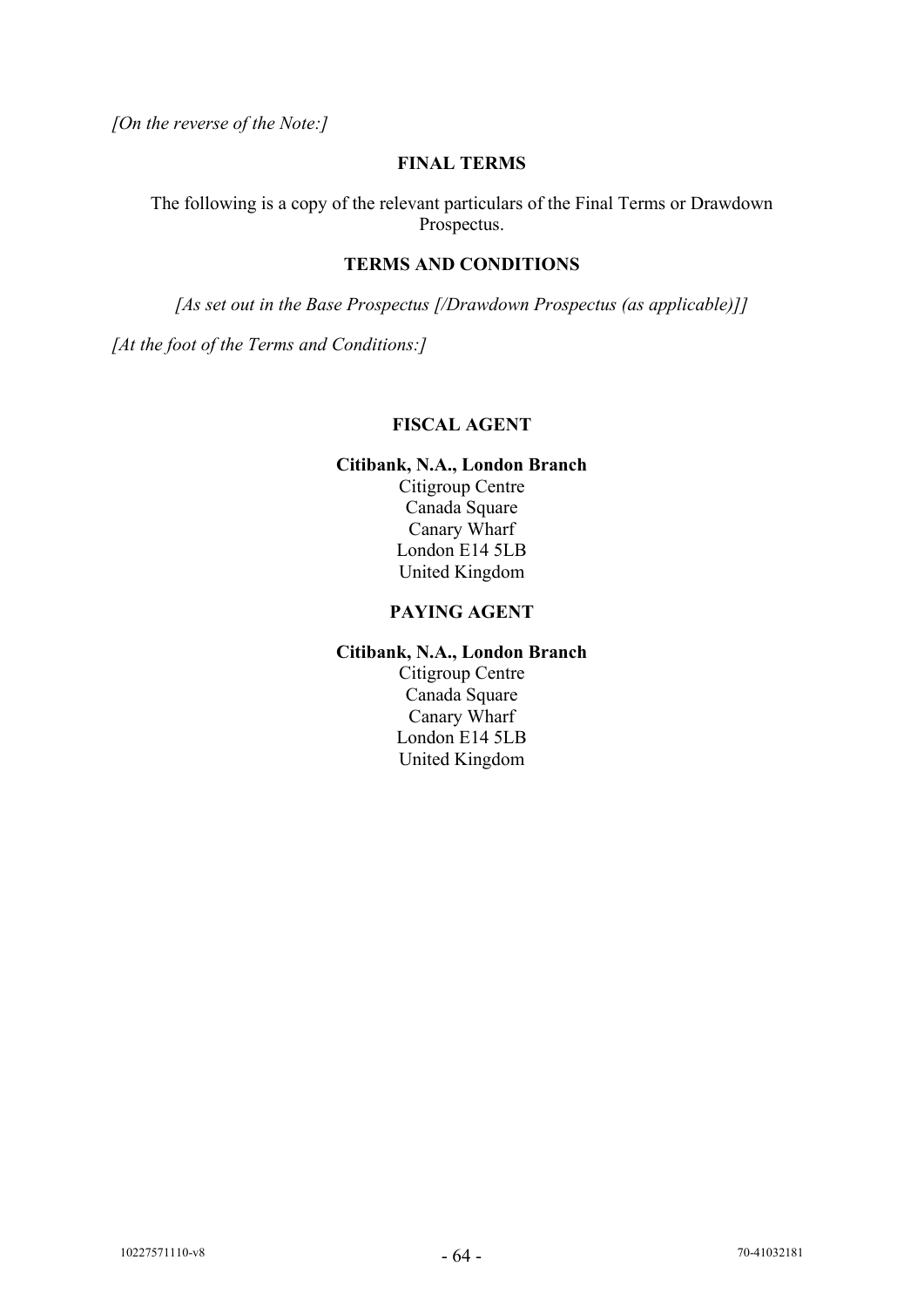*[On the reverse of the Note:]*

**FINAL TERMS**

The following is a copy of the relevant particulars of the Final Terms or Drawdown Prospectus.

**TERMS AND CONDITIONS**

*[As set out in the Base Prospectus [/Drawdown Prospectus (as applicable)]]*

*[At the foot of the Terms and Conditions:]*

**FISCAL AGENT**

**Citibank, N.A., London Branch**
Citigroup Centre
Canada Square
Canary Wharf
London E14 5LB
United Kingdom

**PAYING AGENT**

**Citibank, N.A., London Branch**
Citigroup Centre
Canada Square
Canary Wharf
London E14 5LB
United Kingdom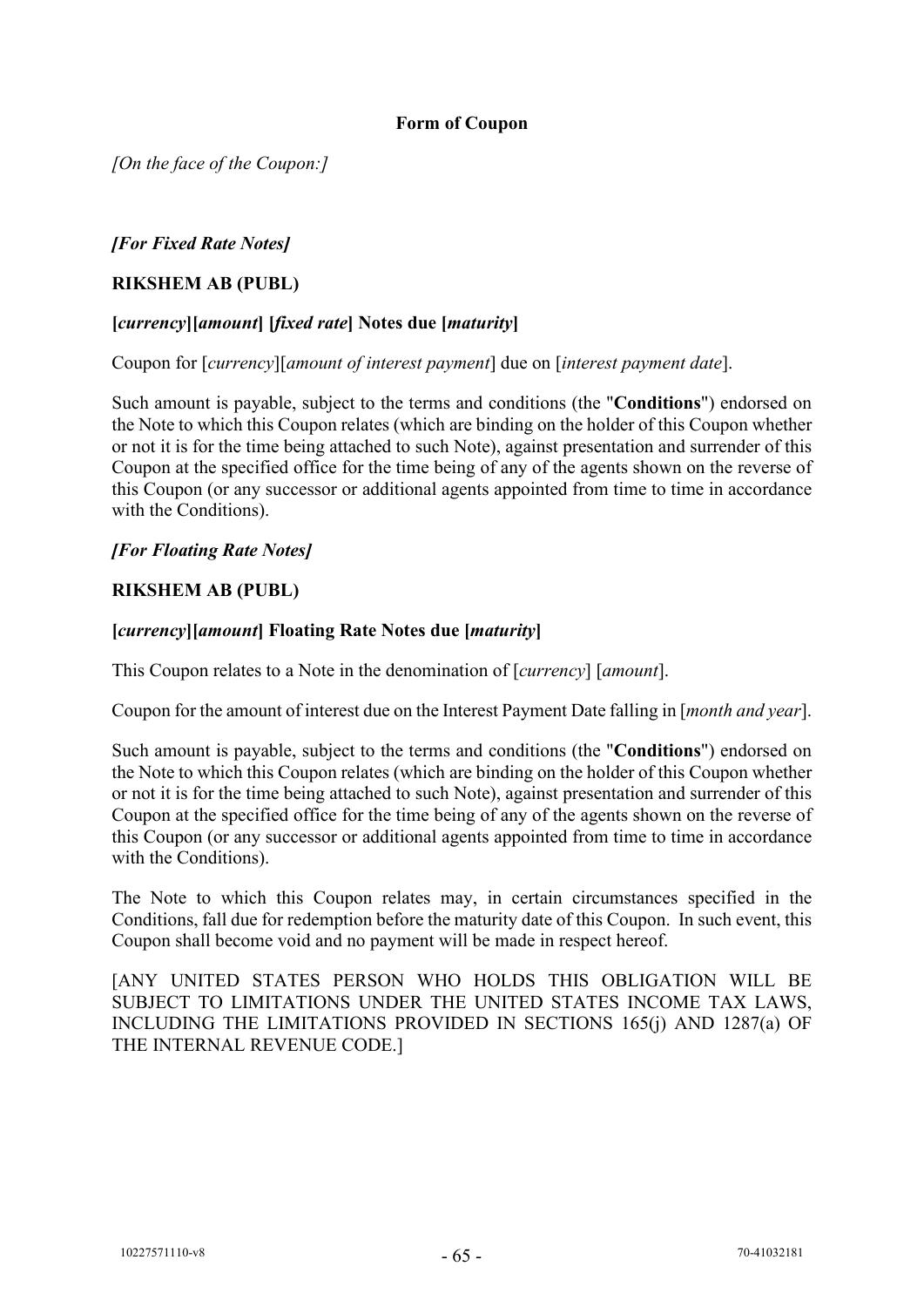**Form of Coupon**

*[On the face of the Coupon:]*

***[For Fixed Rate Notes]***

**RIKSHEM AB (PUBL)**

**[*currency*][*amount*] [*fixed rate*] Notes due [*maturity*]**

Coupon for [*currency*][*amount of interest payment*] due on [*interest payment date*].

Such amount is payable, subject to the terms and conditions (the "**Conditions**") endorsed on the Note to which this Coupon relates (which are binding on the holder of this Coupon whether or not it is for the time being attached to such Note), against presentation and surrender of this Coupon at the specified office for the time being of any of the agents shown on the reverse of this Coupon (or any successor or additional agents appointed from time to time in accordance with the Conditions).

***[For Floating Rate Notes]***

**RIKSHEM AB (PUBL)**

**[*currency*][*amount*] Floating Rate Notes due [*maturity*]**

This Coupon relates to a Note in the denomination of [*currency*] [*amount*].

Coupon for the amount of interest due on the Interest Payment Date falling in [*month and year*].

Such amount is payable, subject to the terms and conditions (the "**Conditions**") endorsed on the Note to which this Coupon relates (which are binding on the holder of this Coupon whether or not it is for the time being attached to such Note), against presentation and surrender of this Coupon at the specified office for the time being of any of the agents shown on the reverse of this Coupon (or any successor or additional agents appointed from time to time in accordance with the Conditions).

The Note to which this Coupon relates may, in certain circumstances specified in the Conditions, fall due for redemption before the maturity date of this Coupon. In such event, this Coupon shall become void and no payment will be made in respect hereof.

[ANY UNITED STATES PERSON WHO HOLDS THIS OBLIGATION WILL BE SUBJECT TO LIMITATIONS UNDER THE UNITED STATES INCOME TAX LAWS, INCLUDING THE LIMITATIONS PROVIDED IN SECTIONS 165(j) AND 1287(a) OF THE INTERNAL REVENUE CODE.]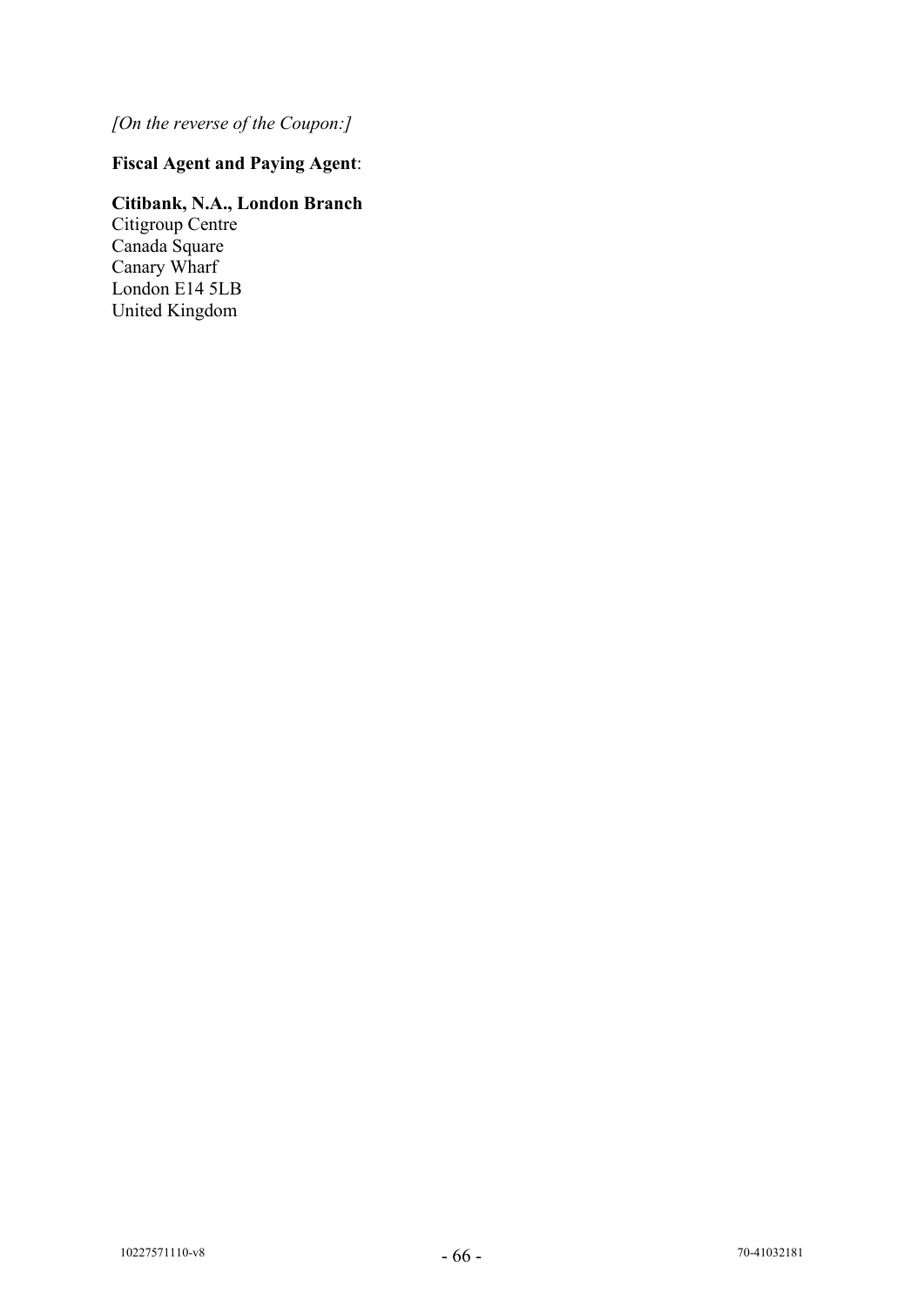*[On the reverse of the Coupon:]*

**Fiscal Agent and Paying Agent**:

**Citibank, N.A., London Branch**
Citigroup Centre
Canada Square
Canary Wharf
London E14 5LB
United Kingdom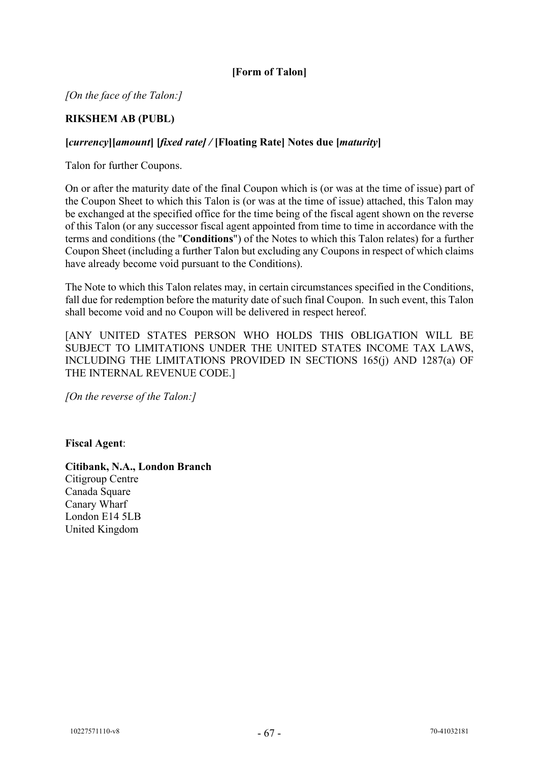**[Form of Talon]**

*[On the face of the Talon:]*

**RIKSHEM AB (PUBL)**

**[*currency*][*amount*] [*fixed rate] /* [Floating Rate] Notes due [*maturity*]**

Talon for further Coupons.

On or after the maturity date of the final Coupon which is (or was at the time of issue) part of the Coupon Sheet to which this Talon is (or was at the time of issue) attached, this Talon may be exchanged at the specified office for the time being of the fiscal agent shown on the reverse of this Talon (or any successor fiscal agent appointed from time to time in accordance with the terms and conditions (the "**Conditions**") of the Notes to which this Talon relates) for a further Coupon Sheet (including a further Talon but excluding any Coupons in respect of which claims have already become void pursuant to the Conditions).

The Note to which this Talon relates may, in certain circumstances specified in the Conditions, fall due for redemption before the maturity date of such final Coupon. In such event, this Talon shall become void and no Coupon will be delivered in respect hereof.

[ANY UNITED STATES PERSON WHO HOLDS THIS OBLIGATION WILL BE SUBJECT TO LIMITATIONS UNDER THE UNITED STATES INCOME TAX LAWS, INCLUDING THE LIMITATIONS PROVIDED IN SECTIONS 165(j) AND 1287(a) OF THE INTERNAL REVENUE CODE.]

*[On the reverse of the Talon:]*

**Fiscal Agent**:

**Citibank, N.A., London Branch**  
Citigroup Centre  
Canada Square  
Canary Wharf  
London E14 5LB  
United Kingdom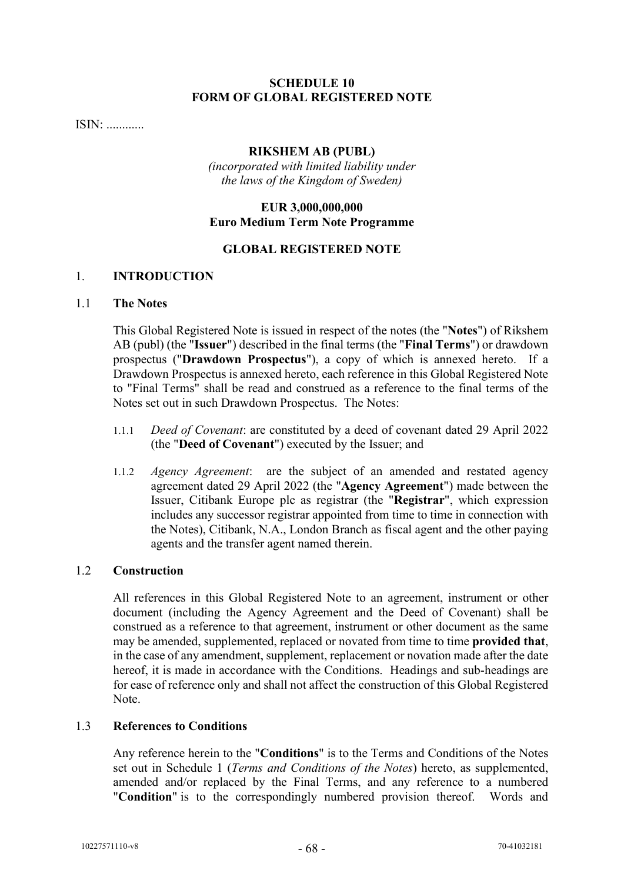# SCHEDULE 10
# FORM OF GLOBAL REGISTERED NOTE

ISIN: ............

**RIKSHEM AB (PUBL)**

*(incorporated with limited liability under the laws of the Kingdom of Sweden)*

**EUR 3,000,000,000**
**Euro Medium Term Note Programme**

**GLOBAL REGISTERED NOTE**

## 1. INTRODUCTION

### 1.1 The Notes

This Global Registered Note is issued in respect of the notes (the "**Notes**") of Rikshem AB (publ) (the "**Issuer**") described in the final terms (the "**Final Terms**") or drawdown prospectus ("**Drawdown Prospectus**"), a copy of which is annexed hereto. If a Drawdown Prospectus is annexed hereto, each reference in this Global Registered Note to "Final Terms" shall be read and construed as a reference to the final terms of the Notes set out in such Drawdown Prospectus. The Notes:

1.1.1 *Deed of Covenant*: are constituted by a deed of covenant dated 29 April 2022 (the "**Deed of Covenant**") executed by the Issuer; and

1.1.2 *Agency Agreement*: are the subject of an amended and restated agency agreement dated 29 April 2022 (the "**Agency Agreement**") made between the Issuer, Citibank Europe plc as registrar (the "**Registrar**", which expression includes any successor registrar appointed from time to time in connection with the Notes), Citibank, N.A., London Branch as fiscal agent and the other paying agents and the transfer agent named therein.

### 1.2 Construction

All references in this Global Registered Note to an agreement, instrument or other document (including the Agency Agreement and the Deed of Covenant) shall be construed as a reference to that agreement, instrument or other document as the same may be amended, supplemented, replaced or novated from time to time **provided that**, in the case of any amendment, supplement, replacement or novation made after the date hereof, it is made in accordance with the Conditions. Headings and sub-headings are for ease of reference only and shall not affect the construction of this Global Registered Note.

### 1.3 References to Conditions

Any reference herein to the "**Conditions**" is to the Terms and Conditions of the Notes set out in Schedule 1 (*Terms and Conditions of the Notes*) hereto, as supplemented, amended and/or replaced by the Final Terms, and any reference to a numbered "**Condition**" is to the correspondingly numbered provision thereof. Words and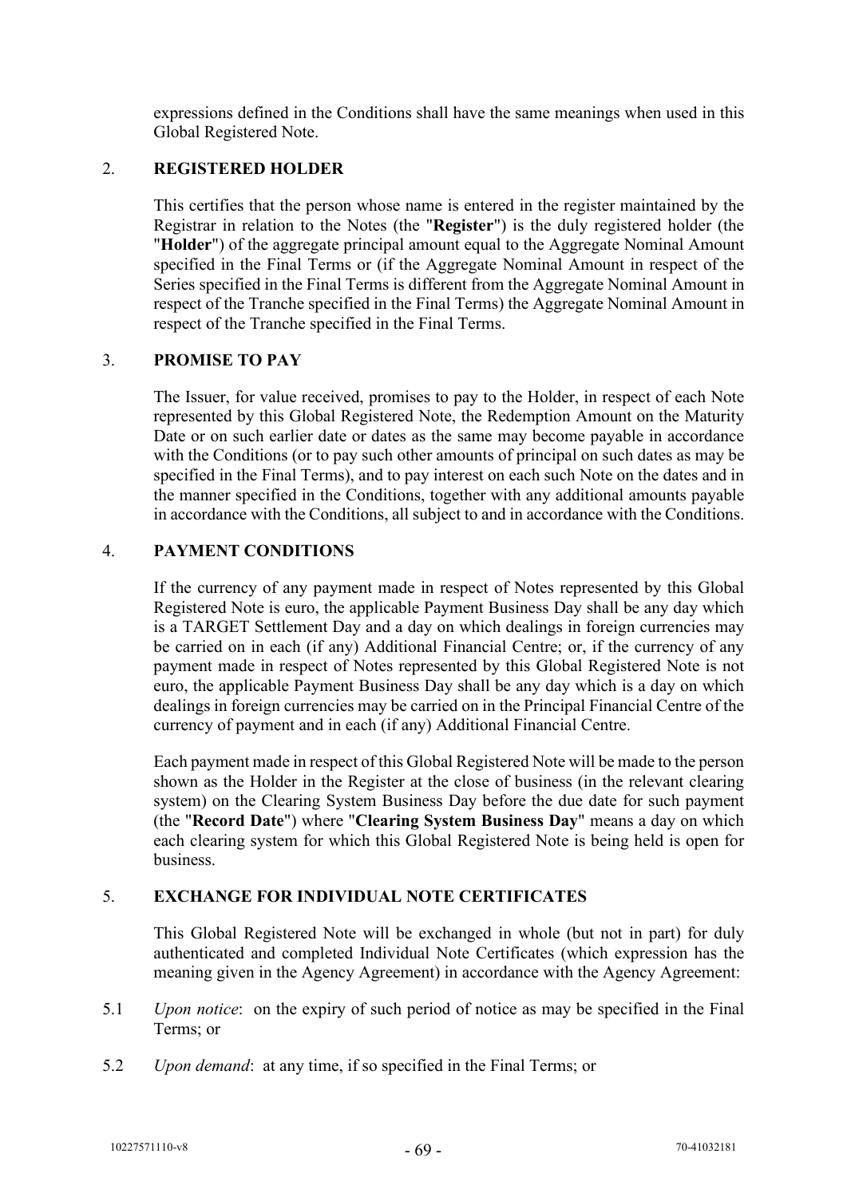expressions defined in the Conditions shall have the same meanings when used in this Global Registered Note.

## 2. REGISTERED HOLDER

This certifies that the person whose name is entered in the register maintained by the Registrar in relation to the Notes (the "**Register**") is the duly registered holder (the "**Holder**") of the aggregate principal amount equal to the Aggregate Nominal Amount specified in the Final Terms or (if the Aggregate Nominal Amount in respect of the Series specified in the Final Terms is different from the Aggregate Nominal Amount in respect of the Tranche specified in the Final Terms) the Aggregate Nominal Amount in respect of the Tranche specified in the Final Terms.

## 3. PROMISE TO PAY

The Issuer, for value received, promises to pay to the Holder, in respect of each Note represented by this Global Registered Note, the Redemption Amount on the Maturity Date or on such earlier date or dates as the same may become payable in accordance with the Conditions (or to pay such other amounts of principal on such dates as may be specified in the Final Terms), and to pay interest on each such Note on the dates and in the manner specified in the Conditions, together with any additional amounts payable in accordance with the Conditions, all subject to and in accordance with the Conditions.

## 4. PAYMENT CONDITIONS

If the currency of any payment made in respect of Notes represented by this Global Registered Note is euro, the applicable Payment Business Day shall be any day which is a TARGET Settlement Day and a day on which dealings in foreign currencies may be carried on in each (if any) Additional Financial Centre; or, if the currency of any payment made in respect of Notes represented by this Global Registered Note is not euro, the applicable Payment Business Day shall be any day which is a day on which dealings in foreign currencies may be carried on in the Principal Financial Centre of the currency of payment and in each (if any) Additional Financial Centre.

Each payment made in respect of this Global Registered Note will be made to the person shown as the Holder in the Register at the close of business (in the relevant clearing system) on the Clearing System Business Day before the due date for such payment (the "**Record Date**") where "**Clearing System Business Day**" means a day on which each clearing system for which this Global Registered Note is being held is open for business.

## 5. EXCHANGE FOR INDIVIDUAL NOTE CERTIFICATES

This Global Registered Note will be exchanged in whole (but not in part) for duly authenticated and completed Individual Note Certificates (which expression has the meaning given in the Agency Agreement) in accordance with the Agency Agreement:

5.1 *Upon notice*: on the expiry of such period of notice as may be specified in the Final Terms; or

5.2 *Upon demand*: at any time, if so specified in the Final Terms; or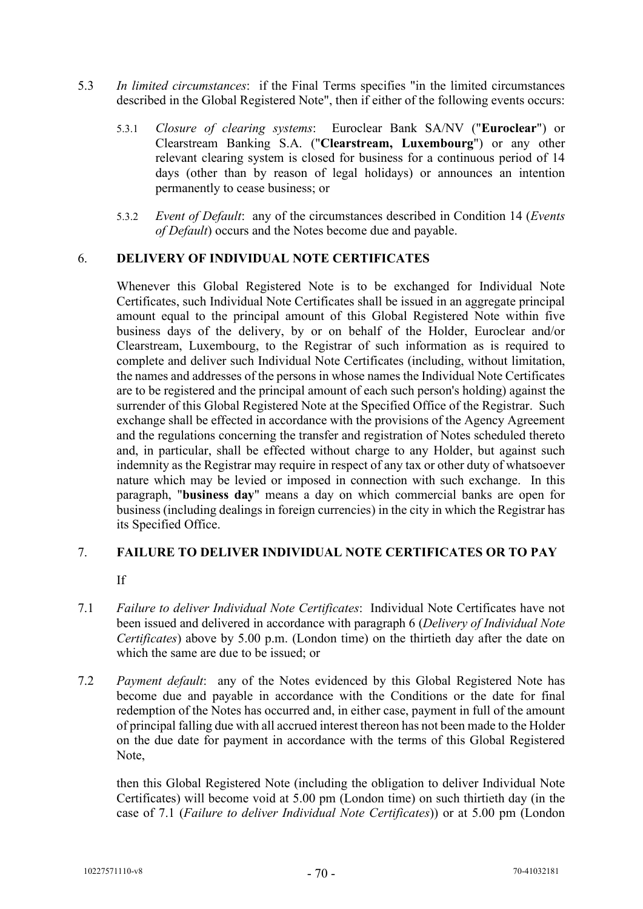5.3 *In limited circumstances*: if the Final Terms specifies "in the limited circumstances described in the Global Registered Note", then if either of the following events occurs:

5.3.1 *Closure of clearing systems*: Euroclear Bank SA/NV ("**Euroclear**") or Clearstream Banking S.A. ("**Clearstream, Luxembourg**") or any other relevant clearing system is closed for business for a continuous period of 14 days (other than by reason of legal holidays) or announces an intention permanently to cease business; or

5.3.2 *Event of Default*: any of the circumstances described in Condition 14 (*Events of Default*) occurs and the Notes become due and payable.

## 6. DELIVERY OF INDIVIDUAL NOTE CERTIFICATES

Whenever this Global Registered Note is to be exchanged for Individual Note Certificates, such Individual Note Certificates shall be issued in an aggregate principal amount equal to the principal amount of this Global Registered Note within five business days of the delivery, by or on behalf of the Holder, Euroclear and/or Clearstream, Luxembourg, to the Registrar of such information as is required to complete and deliver such Individual Note Certificates (including, without limitation, the names and addresses of the persons in whose names the Individual Note Certificates are to be registered and the principal amount of each such person's holding) against the surrender of this Global Registered Note at the Specified Office of the Registrar. Such exchange shall be effected in accordance with the provisions of the Agency Agreement and the regulations concerning the transfer and registration of Notes scheduled thereto and, in particular, shall be effected without charge to any Holder, but against such indemnity as the Registrar may require in respect of any tax or other duty of whatsoever nature which may be levied or imposed in connection with such exchange. In this paragraph, "**business day**" means a day on which commercial banks are open for business (including dealings in foreign currencies) in the city in which the Registrar has its Specified Office.

## 7. FAILURE TO DELIVER INDIVIDUAL NOTE CERTIFICATES OR TO PAY

If

7.1 *Failure to deliver Individual Note Certificates*: Individual Note Certificates have not been issued and delivered in accordance with paragraph 6 (*Delivery of Individual Note Certificates*) above by 5.00 p.m. (London time) on the thirtieth day after the date on which the same are due to be issued; or

7.2 *Payment default*: any of the Notes evidenced by this Global Registered Note has become due and payable in accordance with the Conditions or the date for final redemption of the Notes has occurred and, in either case, payment in full of the amount of principal falling due with all accrued interest thereon has not been made to the Holder on the due date for payment in accordance with the terms of this Global Registered Note,

then this Global Registered Note (including the obligation to deliver Individual Note Certificates) will become void at 5.00 pm (London time) on such thirtieth day (in the case of 7.1 (*Failure to deliver Individual Note Certificates*)) or at 5.00 pm (London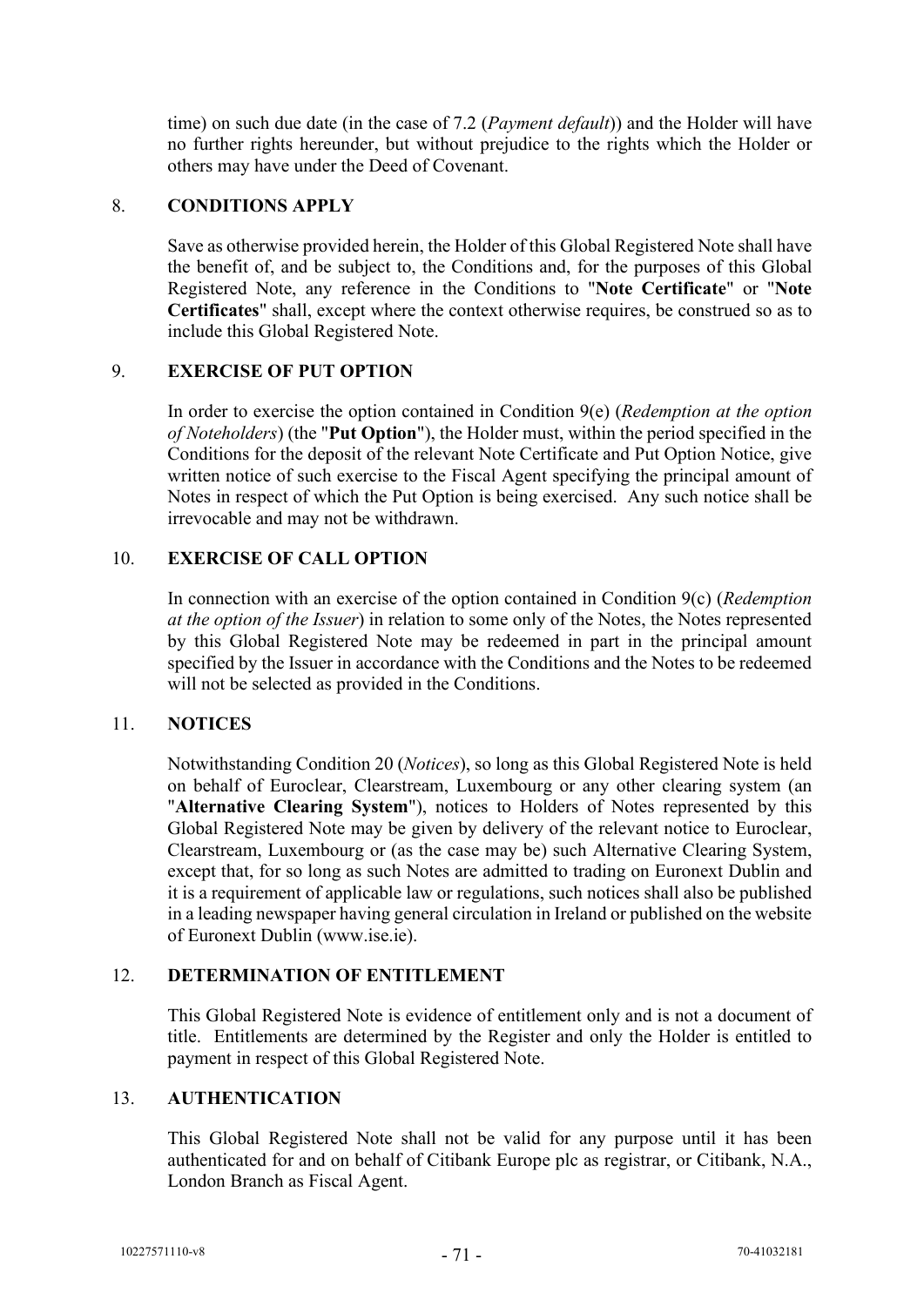time) on such due date (in the case of 7.2 (*Payment default*)) and the Holder will have no further rights hereunder, but without prejudice to the rights which the Holder or others may have under the Deed of Covenant.

## 8. CONDITIONS APPLY

Save as otherwise provided herein, the Holder of this Global Registered Note shall have the benefit of, and be subject to, the Conditions and, for the purposes of this Global Registered Note, any reference in the Conditions to "**Note Certificate**" or "**Note Certificates**" shall, except where the context otherwise requires, be construed so as to include this Global Registered Note.

## 9. EXERCISE OF PUT OPTION

In order to exercise the option contained in Condition 9(e) (*Redemption at the option of Noteholders*) (the "**Put Option**"), the Holder must, within the period specified in the Conditions for the deposit of the relevant Note Certificate and Put Option Notice, give written notice of such exercise to the Fiscal Agent specifying the principal amount of Notes in respect of which the Put Option is being exercised. Any such notice shall be irrevocable and may not be withdrawn.

## 10. EXERCISE OF CALL OPTION

In connection with an exercise of the option contained in Condition 9(c) (*Redemption at the option of the Issuer*) in relation to some only of the Notes, the Notes represented by this Global Registered Note may be redeemed in part in the principal amount specified by the Issuer in accordance with the Conditions and the Notes to be redeemed will not be selected as provided in the Conditions.

## 11. NOTICES

Notwithstanding Condition 20 (*Notices*), so long as this Global Registered Note is held on behalf of Euroclear, Clearstream, Luxembourg or any other clearing system (an "**Alternative Clearing System**"), notices to Holders of Notes represented by this Global Registered Note may be given by delivery of the relevant notice to Euroclear, Clearstream, Luxembourg or (as the case may be) such Alternative Clearing System, except that, for so long as such Notes are admitted to trading on Euronext Dublin and it is a requirement of applicable law or regulations, such notices shall also be published in a leading newspaper having general circulation in Ireland or published on the website of Euronext Dublin (www.ise.ie).

## 12. DETERMINATION OF ENTITLEMENT

This Global Registered Note is evidence of entitlement only and is not a document of title. Entitlements are determined by the Register and only the Holder is entitled to payment in respect of this Global Registered Note.

## 13. AUTHENTICATION

This Global Registered Note shall not be valid for any purpose until it has been authenticated for and on behalf of Citibank Europe plc as registrar, or Citibank, N.A., London Branch as Fiscal Agent.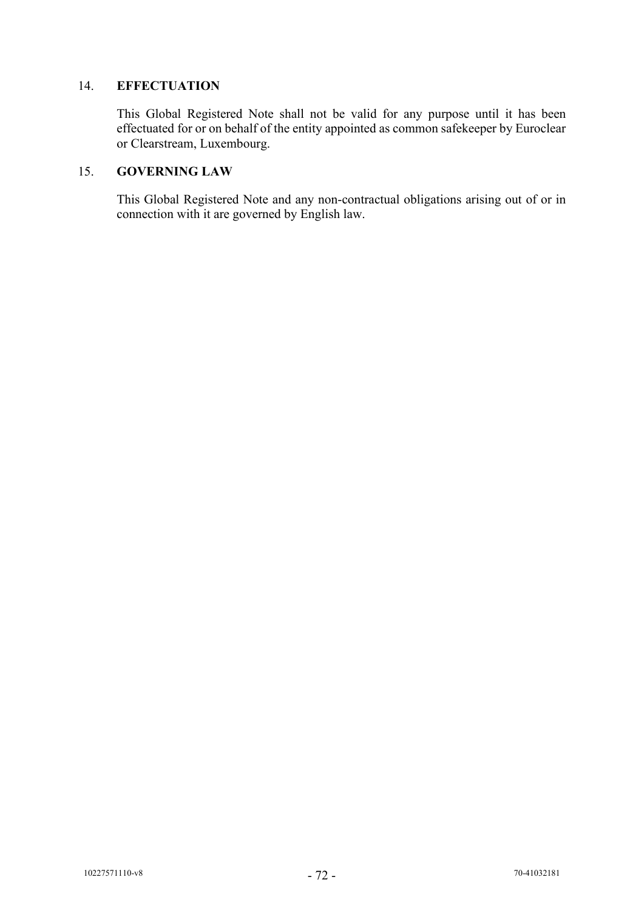## 14. EFFECTUATION

This Global Registered Note shall not be valid for any purpose until it has been effectuated for or on behalf of the entity appointed as common safekeeper by Euroclear or Clearstream, Luxembourg.

## 15. GOVERNING LAW

This Global Registered Note and any non-contractual obligations arising out of or in connection with it are governed by English law.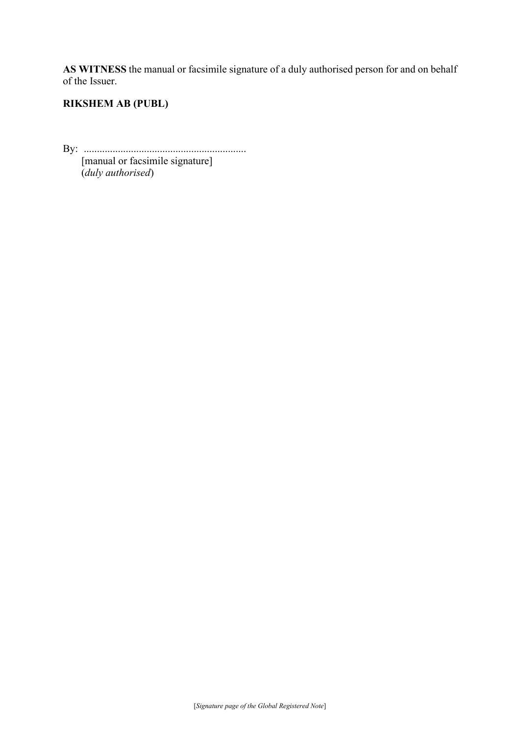**AS WITNESS** the manual or facsimile signature of a duly authorised person for and on behalf of the Issuer.

**RIKSHEM AB (PUBL)**

By: ..............................................................
[manual or facsimile signature]
(*duly authorised*)

[*Signature page of the Global Registered Note*]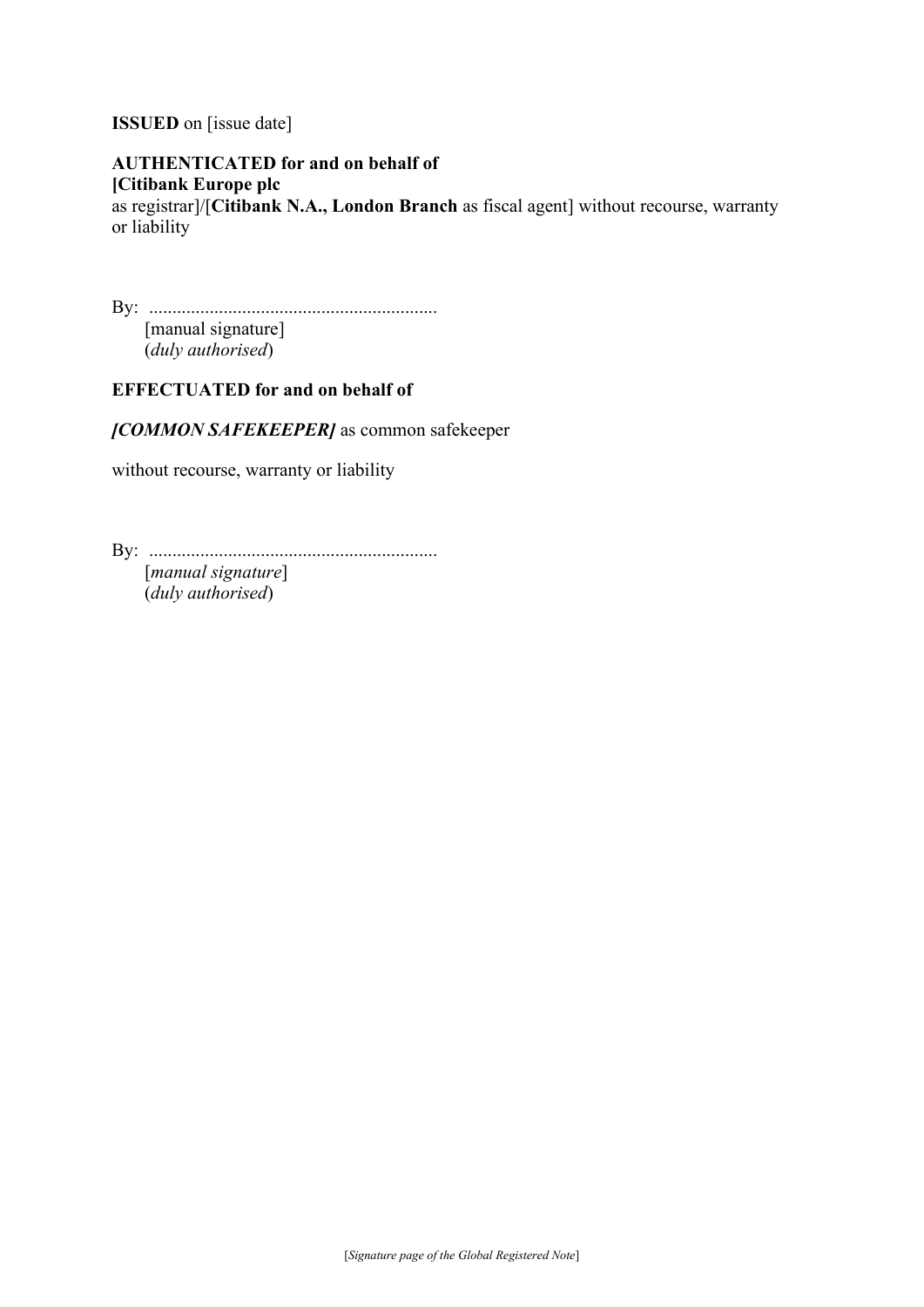**ISSUED** on [issue date]

**AUTHENTICATED for and on behalf of**
**[Citibank Europe plc**
as registrar]/[**Citibank N.A., London Branch** as fiscal agent] without recourse, warranty or liability

By: .............................................................
[manual signature]
(*duly authorised*)

**EFFECTUATED for and on behalf of**

***[COMMON SAFEKEEPER]*** as common safekeeper

without recourse, warranty or liability

By: .............................................................
[*manual signature*]
(*duly authorised*)

[*Signature page of the Global Registered Note*]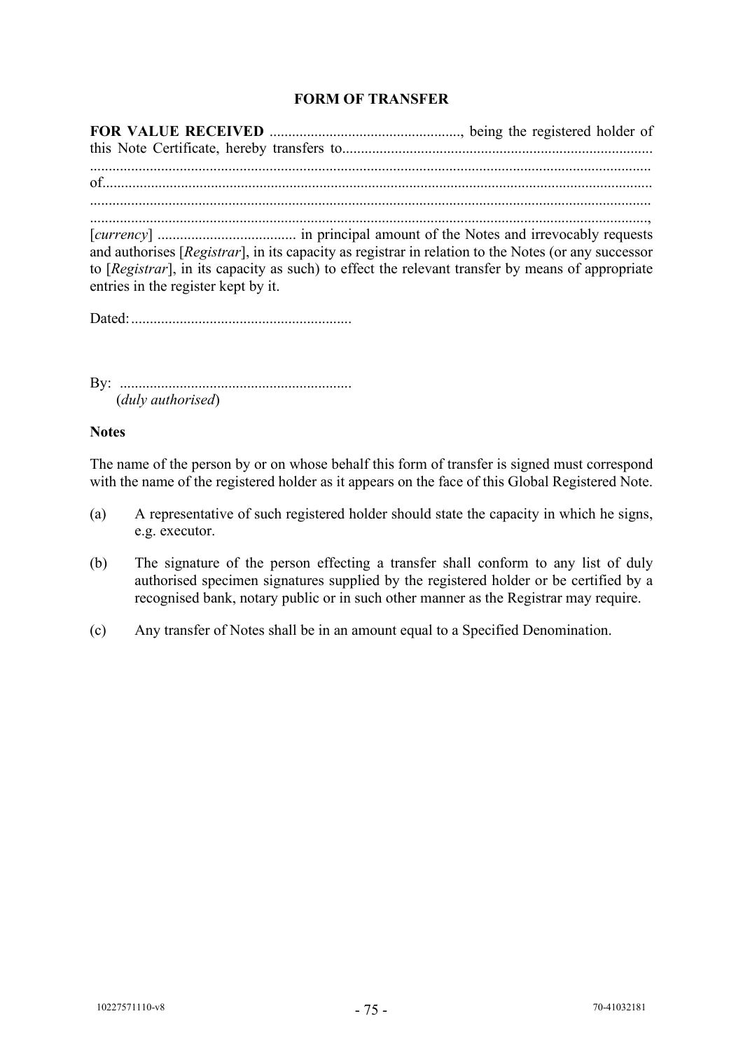**FORM OF TRANSFER**

**FOR VALUE RECEIVED** ..................................................., being the registered holder of this Note Certificate, hereby transfers to..................................................................................
...................................................................................................................................................
of..................................................................................................................................................
...................................................................................................................................................
...................................................................................................................................................,
[*currency*] .................................... in principal amount of the Notes and irrevocably requests and authorises [*Registrar*], in its capacity as registrar in relation to the Notes (or any successor to [*Registrar*], in its capacity as such) to effect the relevant transfer by means of appropriate entries in the register kept by it.

Dated:..........................................................

By: .............................................................
(*duly authorised*)

**Notes**

The name of the person by or on whose behalf this form of transfer is signed must correspond with the name of the registered holder as it appears on the face of this Global Registered Note.

(a) A representative of such registered holder should state the capacity in which he signs, e.g. executor.

(b) The signature of the person effecting a transfer shall conform to any list of duly authorised specimen signatures supplied by the registered holder or be certified by a recognised bank, notary public or in such other manner as the Registrar may require.

(c) Any transfer of Notes shall be in an amount equal to a Specified Denomination.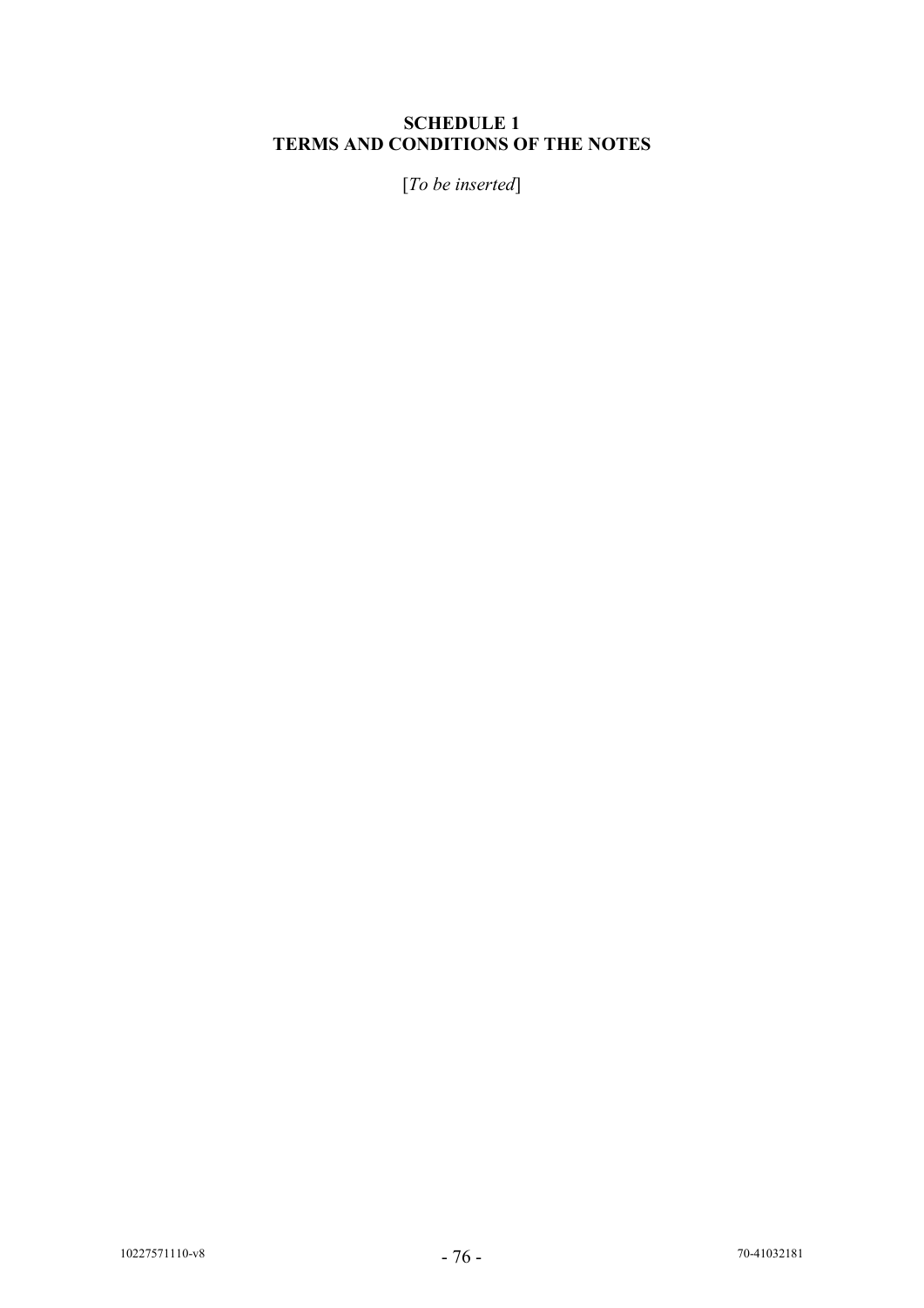# SCHEDULE 1
# TERMS AND CONDITIONS OF THE NOTES

[*To be inserted*]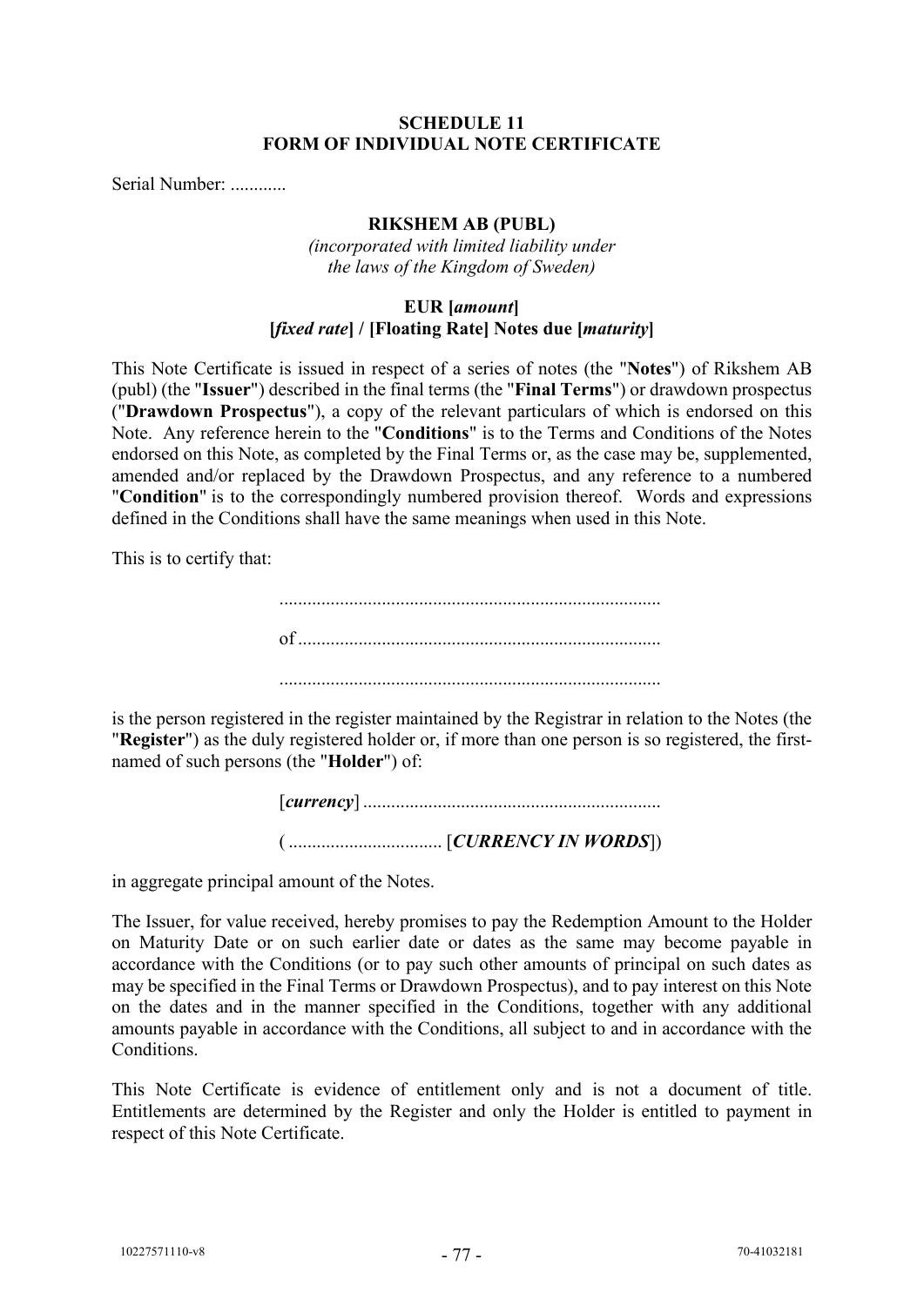**SCHEDULE 11**
**FORM OF INDIVIDUAL NOTE CERTIFICATE**

Serial Number: ............

**RIKSHEM AB (PUBL)**

*(incorporated with limited liability under the laws of the Kingdom of Sweden)*

**EUR [*amount*]**
**[*fixed rate*] / [Floating Rate] Notes due [*maturity*]**

This Note Certificate is issued in respect of a series of notes (the "**Notes**") of Rikshem AB (publ) (the "**Issuer**") described in the final terms (the "**Final Terms**") or drawdown prospectus ("**Drawdown Prospectus**"), a copy of the relevant particulars of which is endorsed on this Note. Any reference herein to the "**Conditions**" is to the Terms and Conditions of the Notes endorsed on this Note, as completed by the Final Terms or, as the case may be, supplemented, amended and/or replaced by the Drawdown Prospectus, and any reference to a numbered "**Condition**" is to the correspondingly numbered provision thereof. Words and expressions defined in the Conditions shall have the same meanings when used in this Note.

This is to certify that:

.................................................................................

of .............................................................................

.................................................................................

is the person registered in the register maintained by the Registrar in relation to the Notes (the "**Register**") as the duly registered holder or, if more than one person is so registered, the first-named of such persons (the "**Holder**") of:

[***currency***] ...............................................................

( ................................ [***CURRENCY IN WORDS***])

in aggregate principal amount of the Notes.

The Issuer, for value received, hereby promises to pay the Redemption Amount to the Holder on Maturity Date or on such earlier date or dates as the same may become payable in accordance with the Conditions (or to pay such other amounts of principal on such dates as may be specified in the Final Terms or Drawdown Prospectus), and to pay interest on this Note on the dates and in the manner specified in the Conditions, together with any additional amounts payable in accordance with the Conditions, all subject to and in accordance with the Conditions.

This Note Certificate is evidence of entitlement only and is not a document of title. Entitlements are determined by the Register and only the Holder is entitled to payment in respect of this Note Certificate.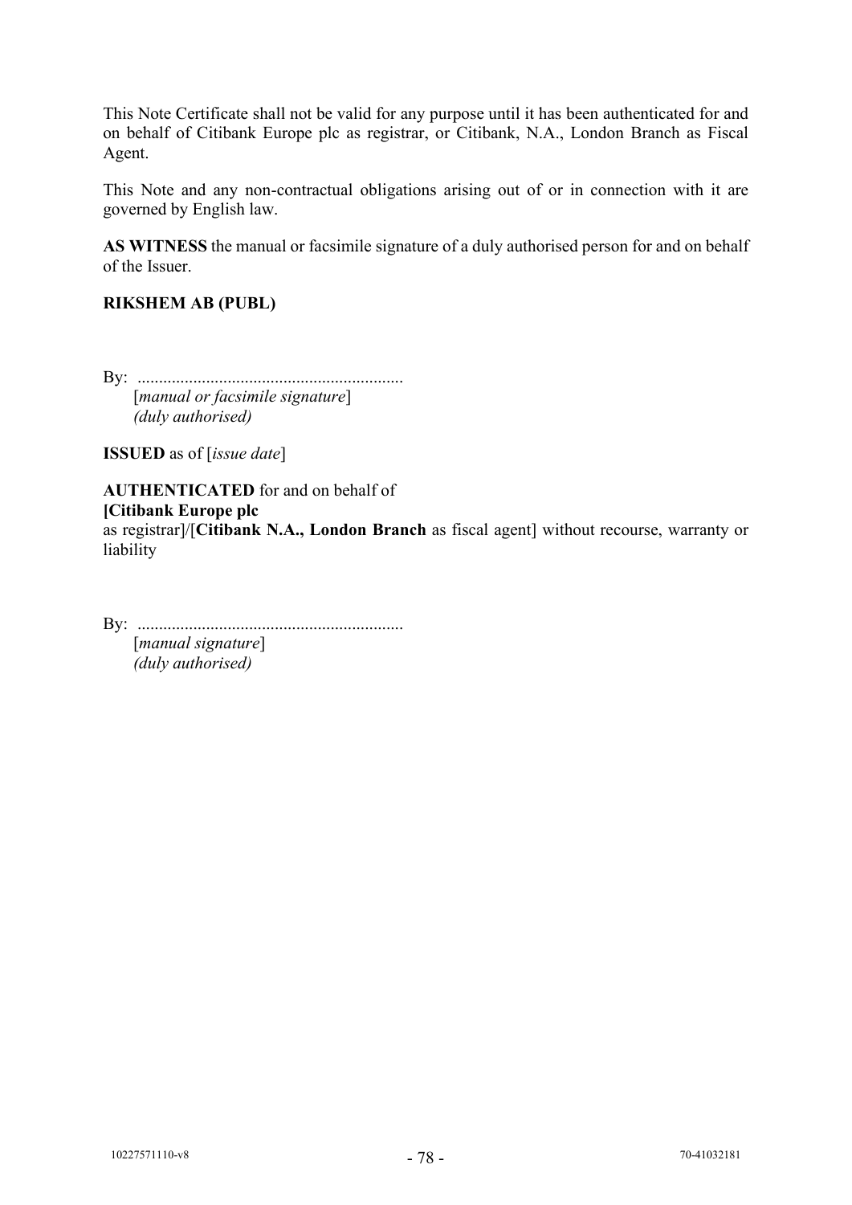This Note Certificate shall not be valid for any purpose until it has been authenticated for and on behalf of Citibank Europe plc as registrar, or Citibank, N.A., London Branch as Fiscal Agent.

This Note and any non-contractual obligations arising out of or in connection with it are governed by English law.

**AS WITNESS** the manual or facsimile signature of a duly authorised person for and on behalf of the Issuer.

**RIKSHEM AB (PUBL)**

By: ..............................................................
[*manual or facsimile signature*]
*(duly authorised)*

**ISSUED** as of [*issue date*]

**AUTHENTICATED** for and on behalf of
**[Citibank Europe plc**
as registrar]/[**Citibank N.A., London Branch** as fiscal agent] without recourse, warranty or liability

By: ..............................................................
[*manual signature*]
*(duly authorised)*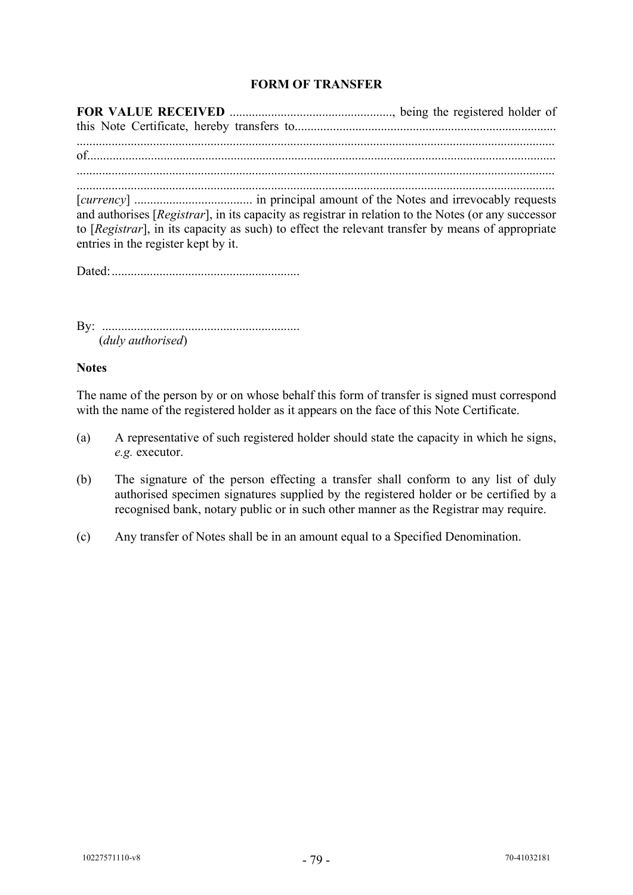# FORM OF TRANSFER

**FOR VALUE RECEIVED** ..................................................., being the registered holder of this Note Certificate, hereby transfers to.................................................................................
....................................................................................................................................................
of.................................................................................................................................................
....................................................................................................................................................
....................................................................................................................................................
[*currency*] .................................... in principal amount of the Notes and irrevocably requests and authorises [*Registrar*], in its capacity as registrar in relation to the Notes (or any successor to [*Registrar*], in its capacity as such) to effect the relevant transfer by means of appropriate entries in the register kept by it.

Dated:..........................................................

By: .............................................................
(*duly authorised*)

**Notes**

The name of the person by or on whose behalf this form of transfer is signed must correspond with the name of the registered holder as it appears on the face of this Note Certificate.

(a) A representative of such registered holder should state the capacity in which he signs, *e.g.* executor.

(b) The signature of the person effecting a transfer shall conform to any list of duly authorised specimen signatures supplied by the registered holder or be certified by a recognised bank, notary public or in such other manner as the Registrar may require.

(c) Any transfer of Notes shall be in an amount equal to a Specified Denomination.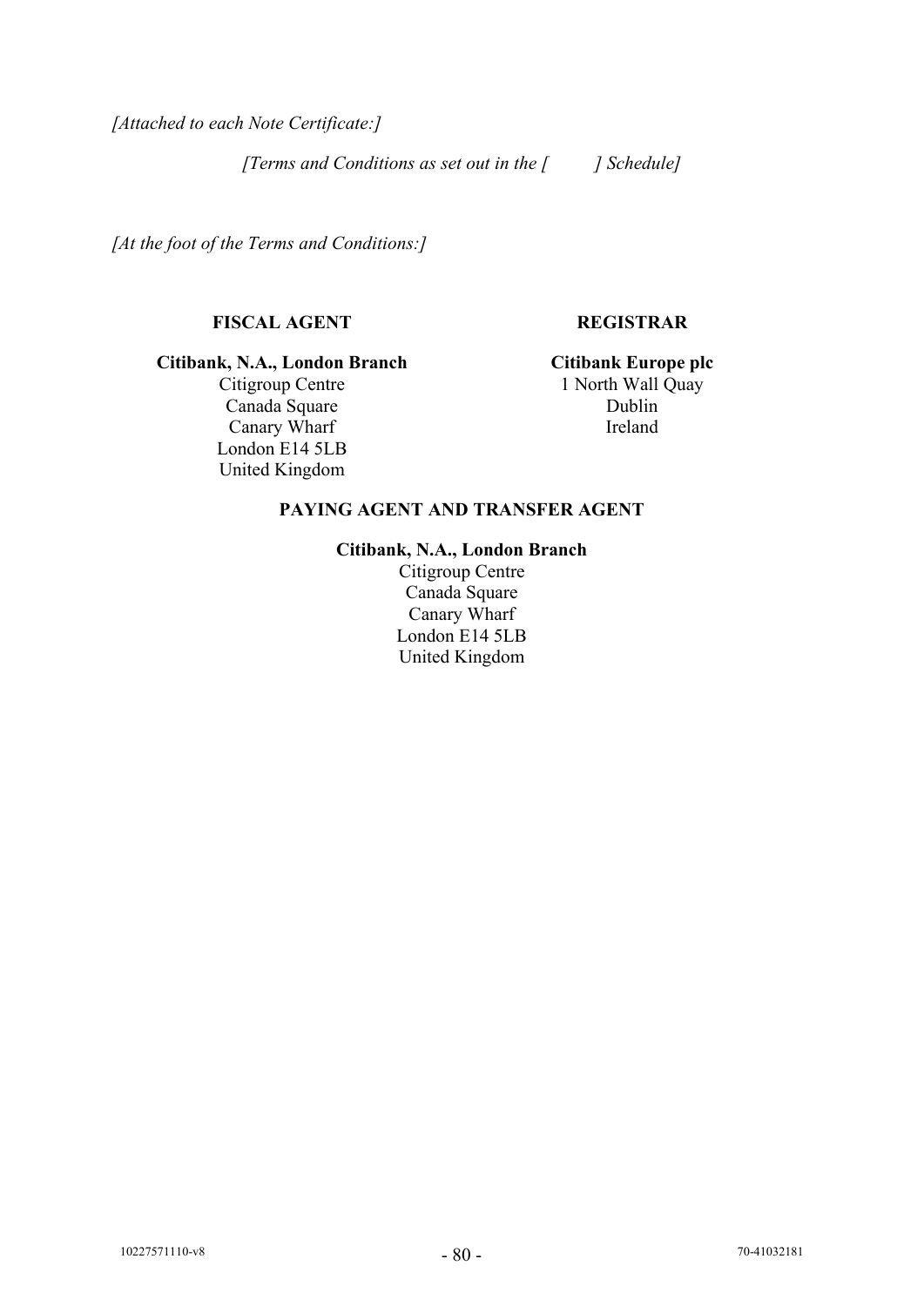*[Attached to each Note Certificate:]*

*[Terms and Conditions as set out in the [ ] Schedule]*

*[At the foot of the Terms and Conditions:]*

**FISCAL AGENT**

**Citibank, N.A., London Branch**
Citigroup Centre
Canada Square
Canary Wharf
London E14 5LB
United Kingdom

**REGISTRAR**

**Citibank Europe plc**
1 North Wall Quay
Dublin
Ireland

**PAYING AGENT AND TRANSFER AGENT**

**Citibank, N.A., London Branch**
Citigroup Centre
Canada Square
Canary Wharf
London E14 5LB
United Kingdom